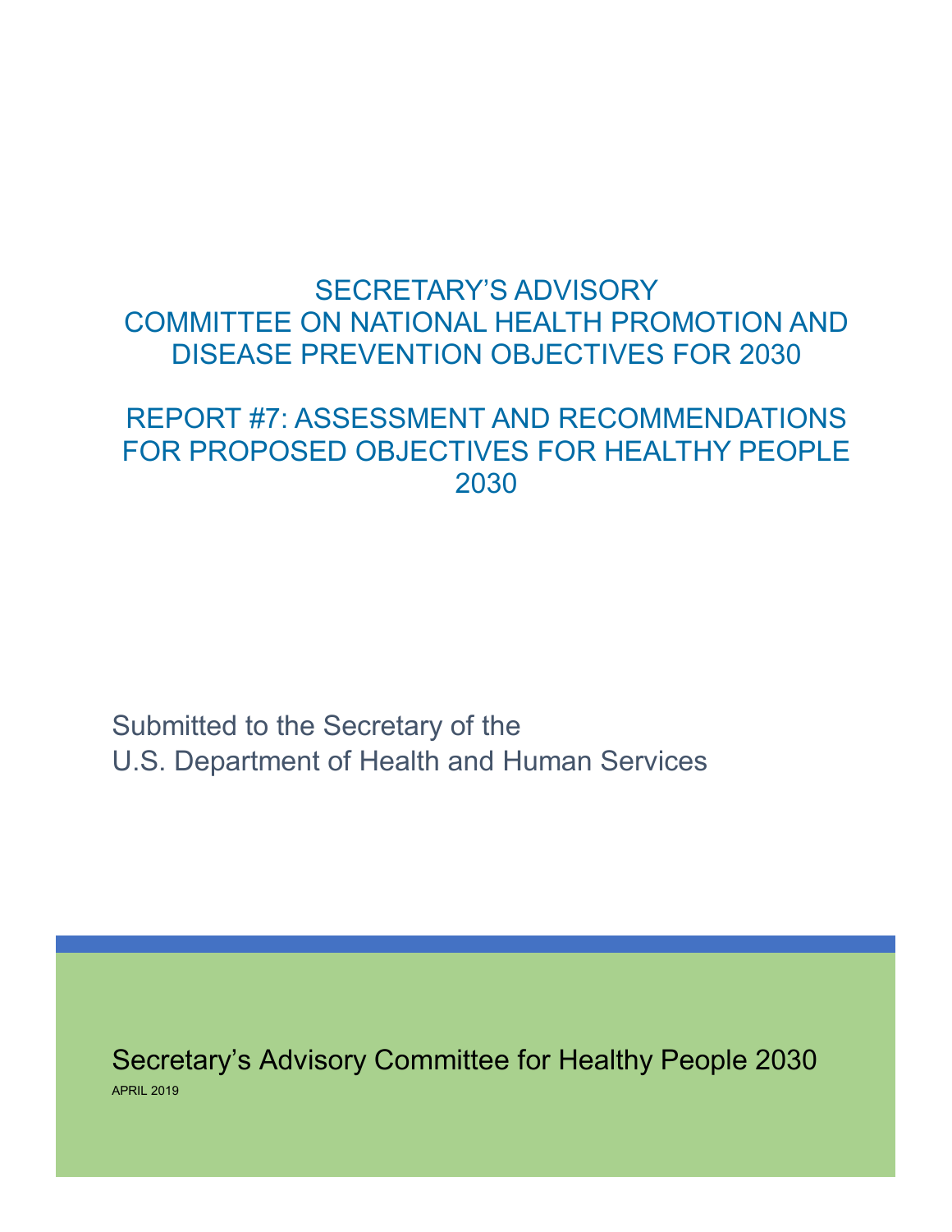# SECRETARY'S ADVISORY COMMITTEE ON NATIONAL HEALTH PROMOTION AND DISEASE PREVENTION OBJECTIVES FOR 2030

## REPORT #7: ASSESSMENT AND RECOMMENDATIONS FOR PROPOSED OBJECTIVES FOR HEALTHY PEOPLE 2030

Submitted to the Secretary of the
U.S. Department of Health and Human Services

Secretary's Advisory Committee for Healthy People 2030

APRIL 2019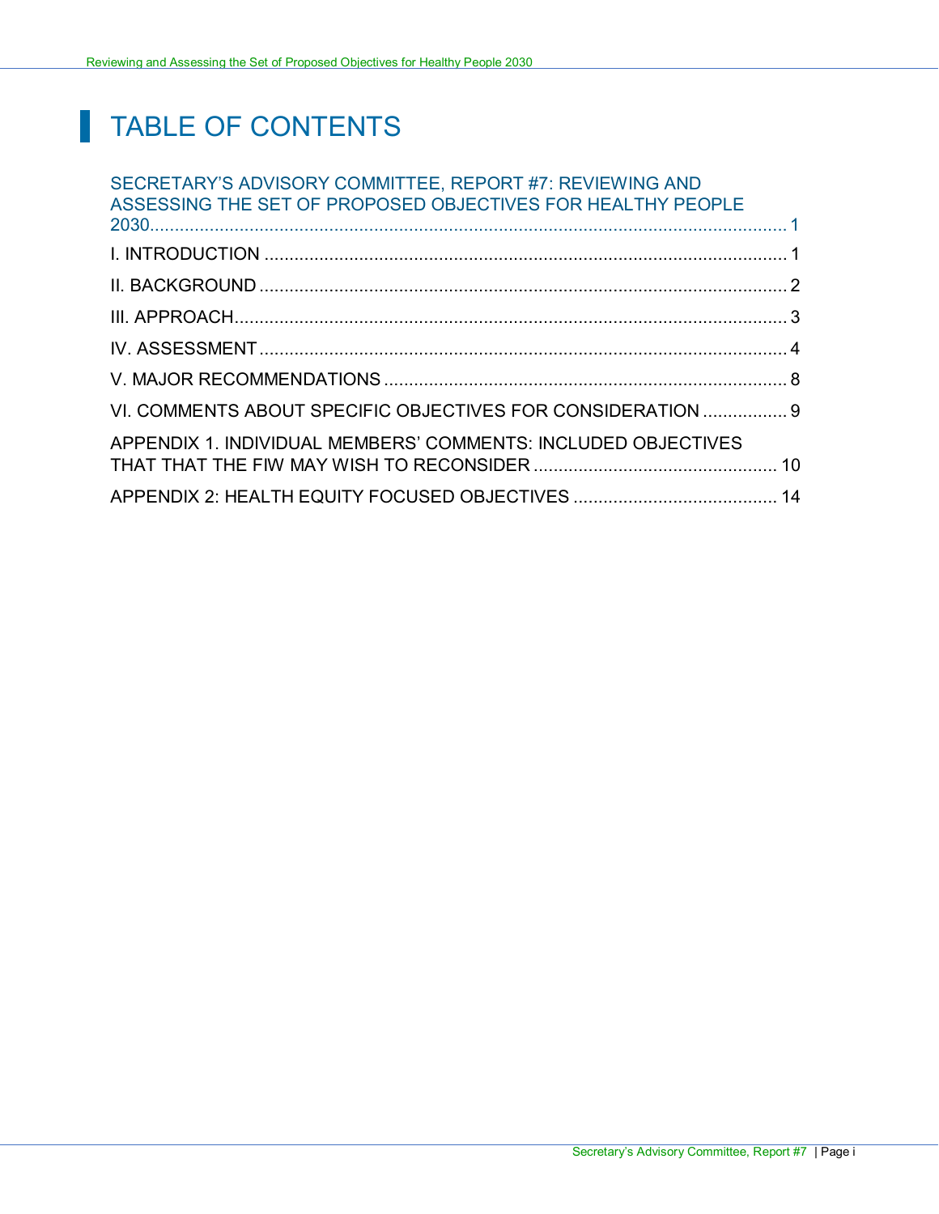# TABLE OF CONTENTS

SECRETARY'S ADVISORY COMMITTEE, REPORT #7: REVIEWING AND ASSESSING THE SET OF PROPOSED OBJECTIVES FOR HEALTHY PEOPLE 2030 ........ 1

I. INTRODUCTION ........ 1

II. BACKGROUND ........ 2

III. APPROACH ........ 3

IV. ASSESSMENT ........ 4

V. MAJOR RECOMMENDATIONS ........ 8

VI. COMMENTS ABOUT SPECIFIC OBJECTIVES FOR CONSIDERATION ........ 9

APPENDIX 1. INDIVIDUAL MEMBERS' COMMENTS: INCLUDED OBJECTIVES THAT THAT THE FIW MAY WISH TO RECONSIDER ........ 10

APPENDIX 2: HEALTH EQUITY FOCUSED OBJECTIVES ........ 14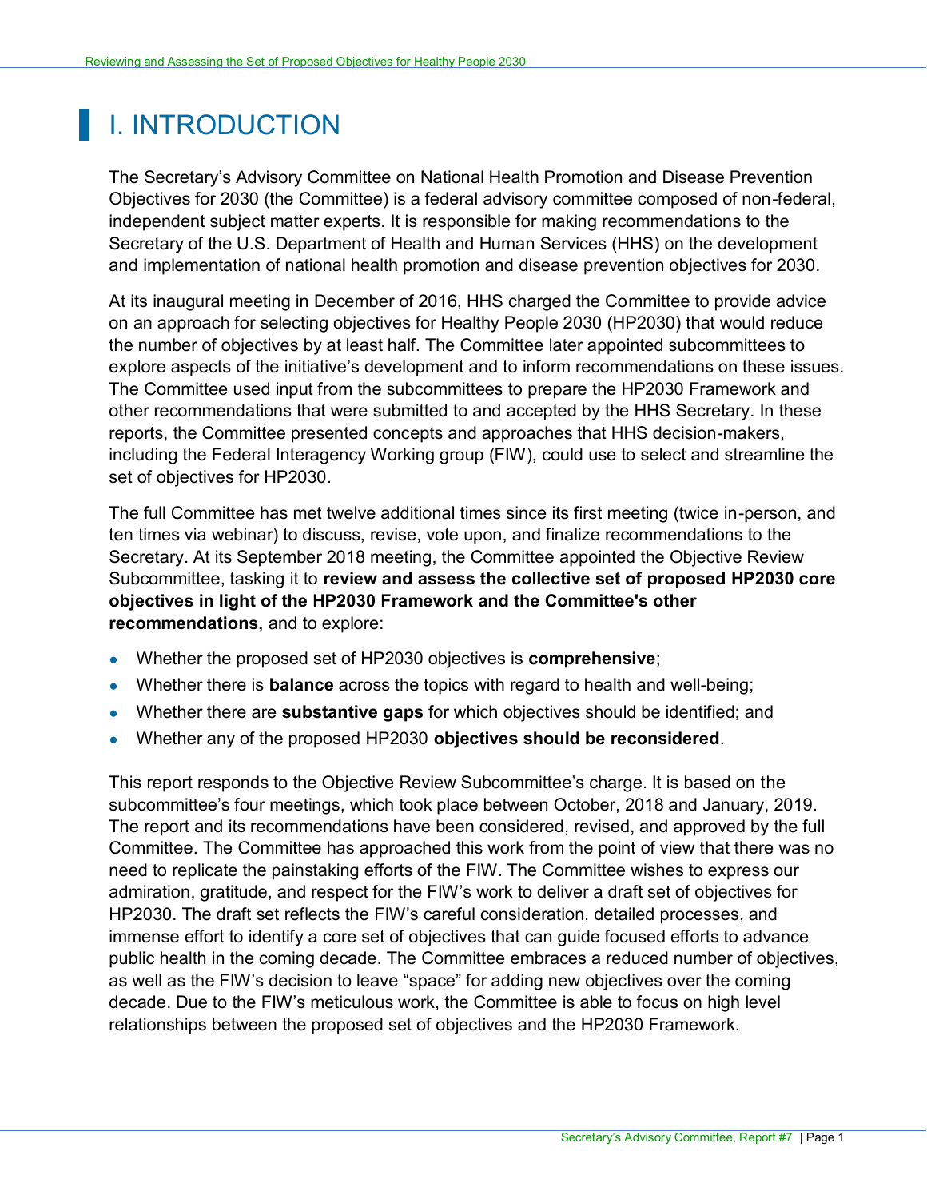# I. INTRODUCTION

The Secretary's Advisory Committee on National Health Promotion and Disease Prevention Objectives for 2030 (the Committee) is a federal advisory committee composed of non-federal, independent subject matter experts. It is responsible for making recommendations to the Secretary of the U.S. Department of Health and Human Services (HHS) on the development and implementation of national health promotion and disease prevention objectives for 2030.

At its inaugural meeting in December of 2016, HHS charged the Committee to provide advice on an approach for selecting objectives for Healthy People 2030 (HP2030) that would reduce the number of objectives by at least half. The Committee later appointed subcommittees to explore aspects of the initiative's development and to inform recommendations on these issues. The Committee used input from the subcommittees to prepare the HP2030 Framework and other recommendations that were submitted to and accepted by the HHS Secretary. In these reports, the Committee presented concepts and approaches that HHS decision-makers, including the Federal Interagency Working group (FIW), could use to select and streamline the set of objectives for HP2030.

The full Committee has met twelve additional times since its first meeting (twice in-person, and ten times via webinar) to discuss, revise, vote upon, and finalize recommendations to the Secretary. At its September 2018 meeting, the Committee appointed the Objective Review Subcommittee, tasking it to **review and assess the collective set of proposed HP2030 core objectives in light of the HP2030 Framework and the Committee's other recommendations,** and to explore:

- Whether the proposed set of HP2030 objectives is **comprehensive**;
- Whether there is **balance** across the topics with regard to health and well-being;
- Whether there are **substantive gaps** for which objectives should be identified; and
- Whether any of the proposed HP2030 **objectives should be reconsidered**.

This report responds to the Objective Review Subcommittee's charge. It is based on the subcommittee's four meetings, which took place between October, 2018 and January, 2019. The report and its recommendations have been considered, revised, and approved by the full Committee. The Committee has approached this work from the point of view that there was no need to replicate the painstaking efforts of the FIW. The Committee wishes to express our admiration, gratitude, and respect for the FIW's work to deliver a draft set of objectives for HP2030. The draft set reflects the FIW's careful consideration, detailed processes, and immense effort to identify a core set of objectives that can guide focused efforts to advance public health in the coming decade. The Committee embraces a reduced number of objectives, as well as the FIW's decision to leave "space" for adding new objectives over the coming decade. Due to the FIW's meticulous work, the Committee is able to focus on high level relationships between the proposed set of objectives and the HP2030 Framework.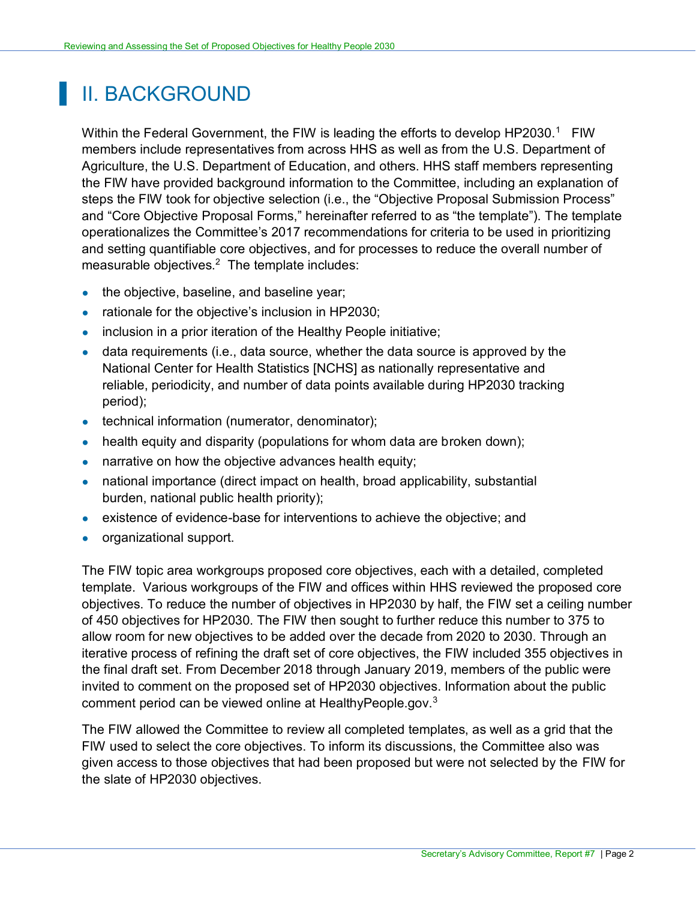# II. BACKGROUND

Within the Federal Government, the FIW is leading the efforts to develop HP2030.[1] FIW members include representatives from across HHS as well as from the U.S. Department of Agriculture, the U.S. Department of Education, and others. HHS staff members representing the FIW have provided background information to the Committee, including an explanation of steps the FIW took for objective selection (i.e., the "Objective Proposal Submission Process" and "Core Objective Proposal Forms," hereinafter referred to as "the template"). The template operationalizes the Committee's 2017 recommendations for criteria to be used in prioritizing and setting quantifiable core objectives, and for processes to reduce the overall number of measurable objectives.[2] The template includes:

- the objective, baseline, and baseline year;
- rationale for the objective's inclusion in HP2030;
- inclusion in a prior iteration of the Healthy People initiative;
- data requirements (i.e., data source, whether the data source is approved by the National Center for Health Statistics [NCHS] as nationally representative and reliable, periodicity, and number of data points available during HP2030 tracking period);
- technical information (numerator, denominator);
- health equity and disparity (populations for whom data are broken down);
- narrative on how the objective advances health equity;
- national importance (direct impact on health, broad applicability, substantial burden, national public health priority);
- existence of evidence-base for interventions to achieve the objective; and
- organizational support.

The FIW topic area workgroups proposed core objectives, each with a detailed, completed template. Various workgroups of the FIW and offices within HHS reviewed the proposed core objectives. To reduce the number of objectives in HP2030 by half, the FIW set a ceiling number of 450 objectives for HP2030. The FIW then sought to further reduce this number to 375 to allow room for new objectives to be added over the decade from 2020 to 2030. Through an iterative process of refining the draft set of core objectives, the FIW included 355 objectives in the final draft set. From December 2018 through January 2019, members of the public were invited to comment on the proposed set of HP2030 objectives. Information about the public comment period can be viewed online at HealthyPeople.gov.[3]

The FIW allowed the Committee to review all completed templates, as well as a grid that the FIW used to select the core objectives. To inform its discussions, the Committee also was given access to those objectives that had been proposed but were not selected by the FIW for the slate of HP2030 objectives.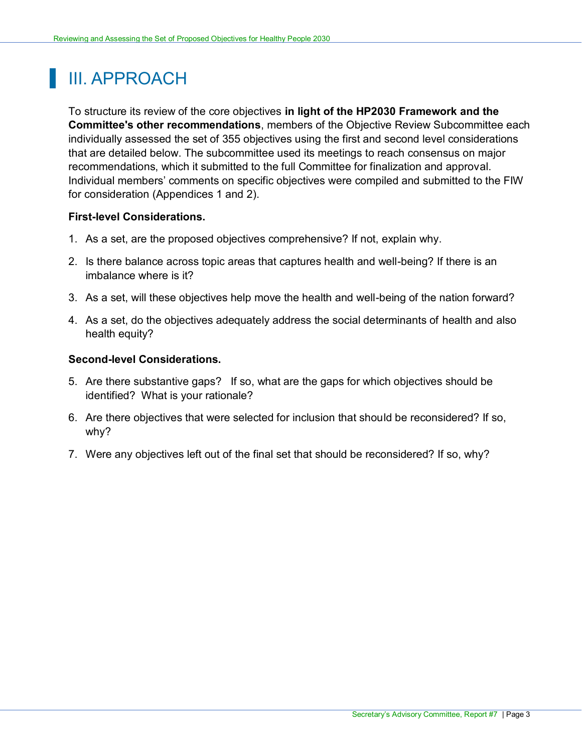# III. APPROACH

To structure its review of the core objectives **in light of the HP2030 Framework and the Committee's other recommendations**, members of the Objective Review Subcommittee each individually assessed the set of 355 objectives using the first and second level considerations that are detailed below. The subcommittee used its meetings to reach consensus on major recommendations, which it submitted to the full Committee for finalization and approval. Individual members' comments on specific objectives were compiled and submitted to the FIW for consideration (Appendices 1 and 2).

**First-level Considerations.**

1. As a set, are the proposed objectives comprehensive? If not, explain why.
2. Is there balance across topic areas that captures health and well-being? If there is an imbalance where is it?
3. As a set, will these objectives help move the health and well-being of the nation forward?
4. As a set, do the objectives adequately address the social determinants of health and also health equity?

**Second-level Considerations.**

5. Are there substantive gaps? If so, what are the gaps for which objectives should be identified? What is your rationale?
6. Are there objectives that were selected for inclusion that should be reconsidered? If so, why?
7. Were any objectives left out of the final set that should be reconsidered? If so, why?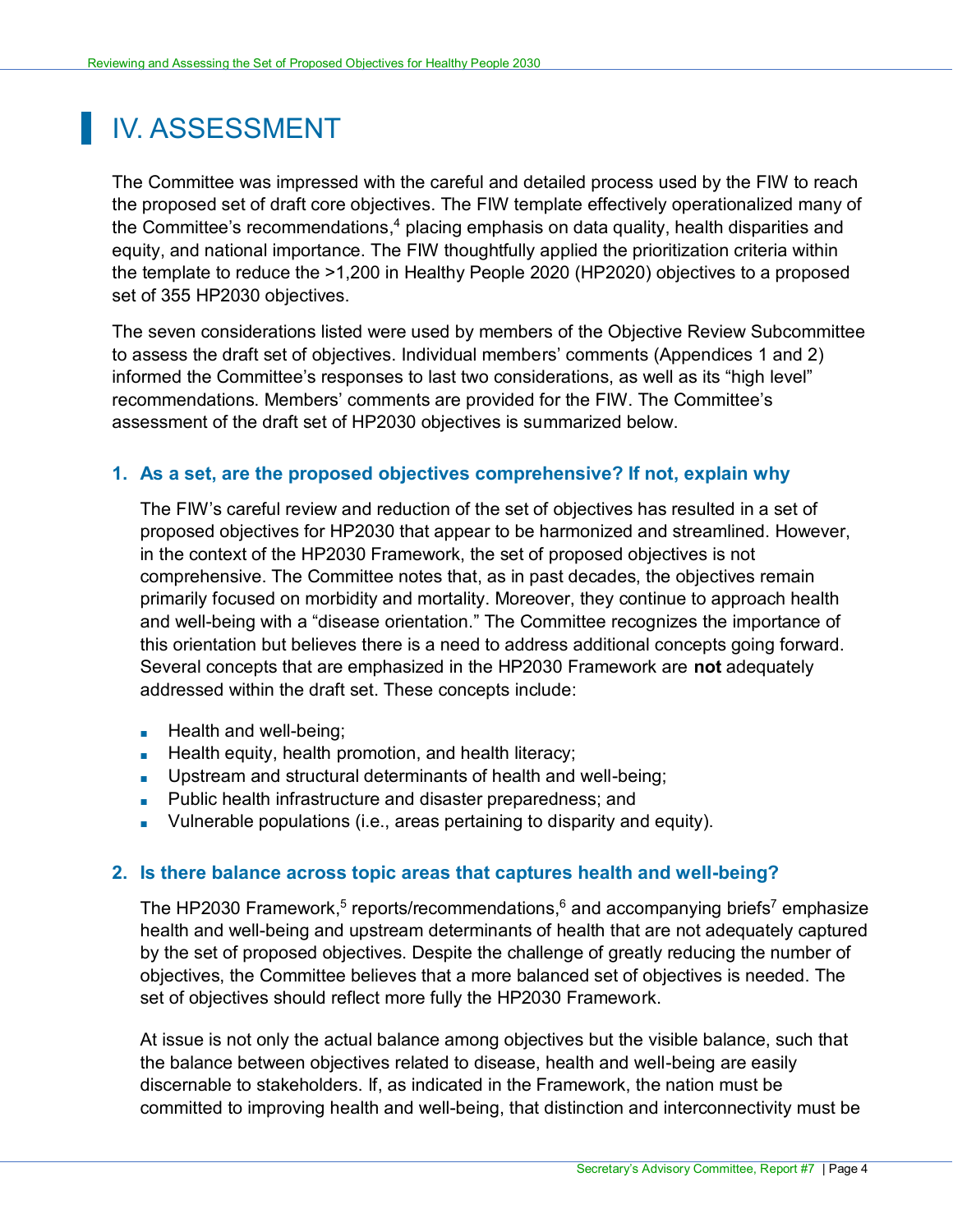# IV. ASSESSMENT

The Committee was impressed with the careful and detailed process used by the FIW to reach the proposed set of draft core objectives. The FIW template effectively operationalized many of the Committee's recommendations,[4] placing emphasis on data quality, health disparities and equity, and national importance. The FIW thoughtfully applied the prioritization criteria within the template to reduce the >1,200 in Healthy People 2020 (HP2020) objectives to a proposed set of 355 HP2030 objectives.

The seven considerations listed were used by members of the Objective Review Subcommittee to assess the draft set of objectives. Individual members' comments (Appendices 1 and 2) informed the Committee's responses to last two considerations, as well as its "high level" recommendations. Members' comments are provided for the FIW. The Committee's assessment of the draft set of HP2030 objectives is summarized below.

### 1. As a set, are the proposed objectives comprehensive? If not, explain why

The FIW's careful review and reduction of the set of objectives has resulted in a set of proposed objectives for HP2030 that appear to be harmonized and streamlined. However, in the context of the HP2030 Framework, the set of proposed objectives is not comprehensive. The Committee notes that, as in past decades, the objectives remain primarily focused on morbidity and mortality. Moreover, they continue to approach health and well-being with a "disease orientation." The Committee recognizes the importance of this orientation but believes there is a need to address additional concepts going forward. Several concepts that are emphasized in the HP2030 Framework are **not** adequately addressed within the draft set. These concepts include:

- Health and well-being;
- Health equity, health promotion, and health literacy;
- Upstream and structural determinants of health and well-being;
- Public health infrastructure and disaster preparedness; and
- Vulnerable populations (i.e., areas pertaining to disparity and equity).

### 2. Is there balance across topic areas that captures health and well-being?

The HP2030 Framework,[5] reports/recommendations,[6] and accompanying briefs[7] emphasize health and well-being and upstream determinants of health that are not adequately captured by the set of proposed objectives. Despite the challenge of greatly reducing the number of objectives, the Committee believes that a more balanced set of objectives is needed. The set of objectives should reflect more fully the HP2030 Framework.

At issue is not only the actual balance among objectives but the visible balance, such that the balance between objectives related to disease, health and well-being are easily discernable to stakeholders. If, as indicated in the Framework, the nation must be committed to improving health and well-being, that distinction and interconnectivity must be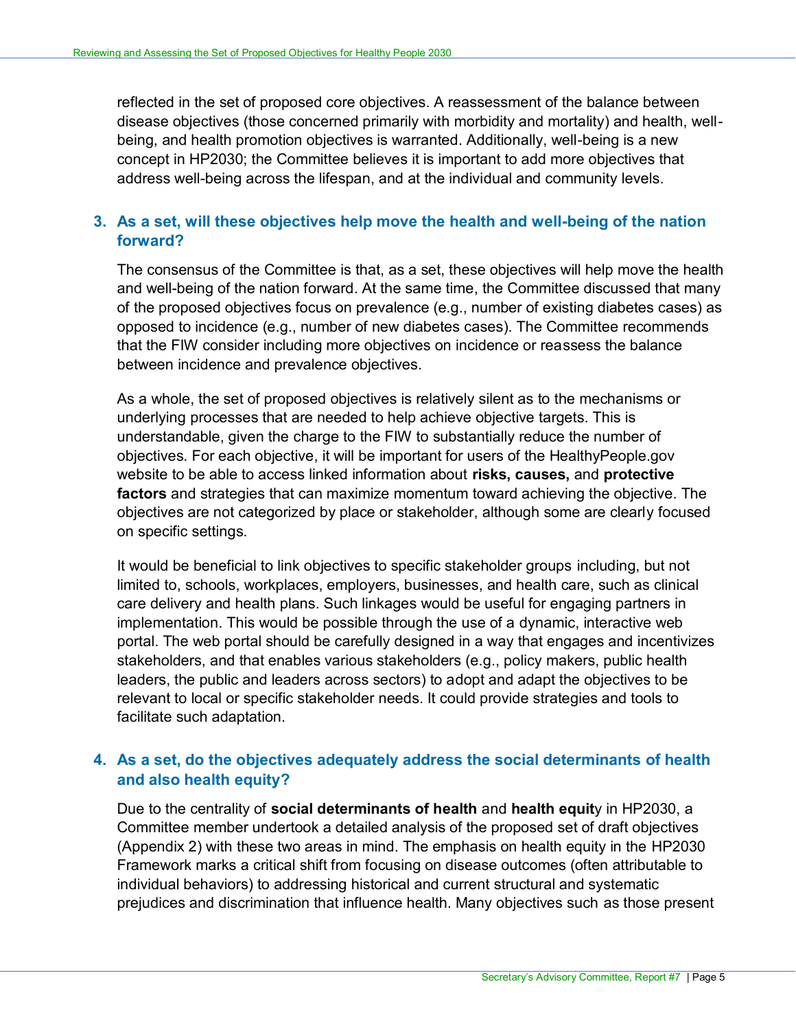reflected in the set of proposed core objectives. A reassessment of the balance between disease objectives (those concerned primarily with morbidity and mortality) and health, well-being, and health promotion objectives is warranted. Additionally, well-being is a new concept in HP2030; the Committee believes it is important to add more objectives that address well-being across the lifespan, and at the individual and community levels.

### 3. As a set, will these objectives help move the health and well-being of the nation forward?

The consensus of the Committee is that, as a set, these objectives will help move the health and well-being of the nation forward. At the same time, the Committee discussed that many of the proposed objectives focus on prevalence (e.g., number of existing diabetes cases) as opposed to incidence (e.g., number of new diabetes cases). The Committee recommends that the FIW consider including more objectives on incidence or reassess the balance between incidence and prevalence objectives.

As a whole, the set of proposed objectives is relatively silent as to the mechanisms or underlying processes that are needed to help achieve objective targets. This is understandable, given the charge to the FIW to substantially reduce the number of objectives. For each objective, it will be important for users of the HealthyPeople.gov website to be able to access linked information about **risks, causes,** and **protective factors** and strategies that can maximize momentum toward achieving the objective. The objectives are not categorized by place or stakeholder, although some are clearly focused on specific settings.

It would be beneficial to link objectives to specific stakeholder groups including, but not limited to, schools, workplaces, employers, businesses, and health care, such as clinical care delivery and health plans. Such linkages would be useful for engaging partners in implementation. This would be possible through the use of a dynamic, interactive web portal. The web portal should be carefully designed in a way that engages and incentivizes stakeholders, and that enables various stakeholders (e.g., policy makers, public health leaders, the public and leaders across sectors) to adopt and adapt the objectives to be relevant to local or specific stakeholder needs. It could provide strategies and tools to facilitate such adaptation.

### 4. As a set, do the objectives adequately address the social determinants of health and also health equity?

Due to the centrality of **social determinants of health** and **health equit**y in HP2030, a Committee member undertook a detailed analysis of the proposed set of draft objectives (Appendix 2) with these two areas in mind. The emphasis on health equity in the HP2030 Framework marks a critical shift from focusing on disease outcomes (often attributable to individual behaviors) to addressing historical and current structural and systematic prejudices and discrimination that influence health. Many objectives such as those present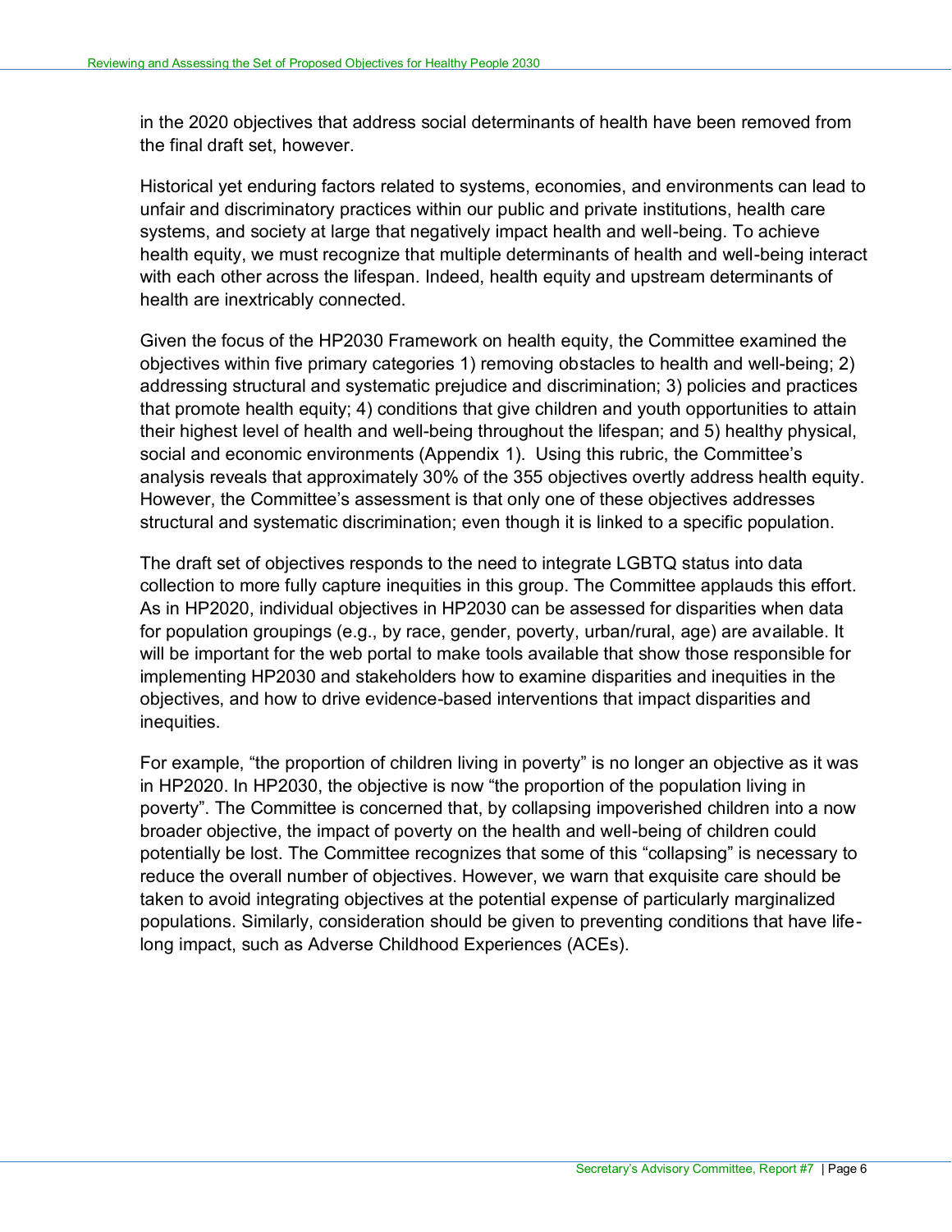in the 2020 objectives that address social determinants of health have been removed from the final draft set, however.

Historical yet enduring factors related to systems, economies, and environments can lead to unfair and discriminatory practices within our public and private institutions, health care systems, and society at large that negatively impact health and well-being. To achieve health equity, we must recognize that multiple determinants of health and well-being interact with each other across the lifespan. Indeed, health equity and upstream determinants of health are inextricably connected.

Given the focus of the HP2030 Framework on health equity, the Committee examined the objectives within five primary categories 1) removing obstacles to health and well-being; 2) addressing structural and systematic prejudice and discrimination; 3) policies and practices that promote health equity; 4) conditions that give children and youth opportunities to attain their highest level of health and well-being throughout the lifespan; and 5) healthy physical, social and economic environments (Appendix 1). Using this rubric, the Committee's analysis reveals that approximately 30% of the 355 objectives overtly address health equity. However, the Committee's assessment is that only one of these objectives addresses structural and systematic discrimination; even though it is linked to a specific population.

The draft set of objectives responds to the need to integrate LGBTQ status into data collection to more fully capture inequities in this group. The Committee applauds this effort. As in HP2020, individual objectives in HP2030 can be assessed for disparities when data for population groupings (e.g., by race, gender, poverty, urban/rural, age) are available. It will be important for the web portal to make tools available that show those responsible for implementing HP2030 and stakeholders how to examine disparities and inequities in the objectives, and how to drive evidence-based interventions that impact disparities and inequities.

For example, "the proportion of children living in poverty" is no longer an objective as it was in HP2020. In HP2030, the objective is now "the proportion of the population living in poverty". The Committee is concerned that, by collapsing impoverished children into a now broader objective, the impact of poverty on the health and well-being of children could potentially be lost. The Committee recognizes that some of this "collapsing" is necessary to reduce the overall number of objectives. However, we warn that exquisite care should be taken to avoid integrating objectives at the potential expense of particularly marginalized populations. Similarly, consideration should be given to preventing conditions that have life-long impact, such as Adverse Childhood Experiences (ACEs).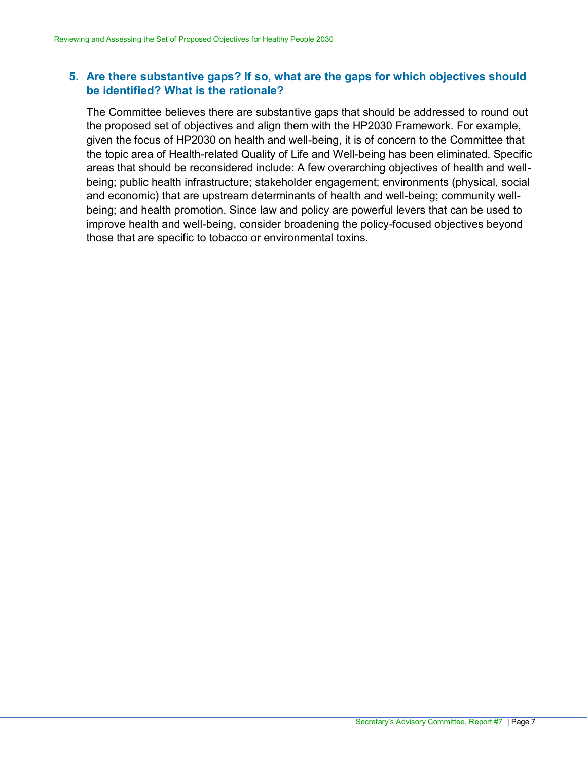### 5. Are there substantive gaps? If so, what are the gaps for which objectives should be identified? What is the rationale?

The Committee believes there are substantive gaps that should be addressed to round out the proposed set of objectives and align them with the HP2030 Framework. For example, given the focus of HP2030 on health and well-being, it is of concern to the Committee that the topic area of Health-related Quality of Life and Well-being has been eliminated. Specific areas that should be reconsidered include: A few overarching objectives of health and well-being; public health infrastructure; stakeholder engagement; environments (physical, social and economic) that are upstream determinants of health and well-being; community well-being; and health promotion. Since law and policy are powerful levers that can be used to improve health and well-being, consider broadening the policy-focused objectives beyond those that are specific to tobacco or environmental toxins.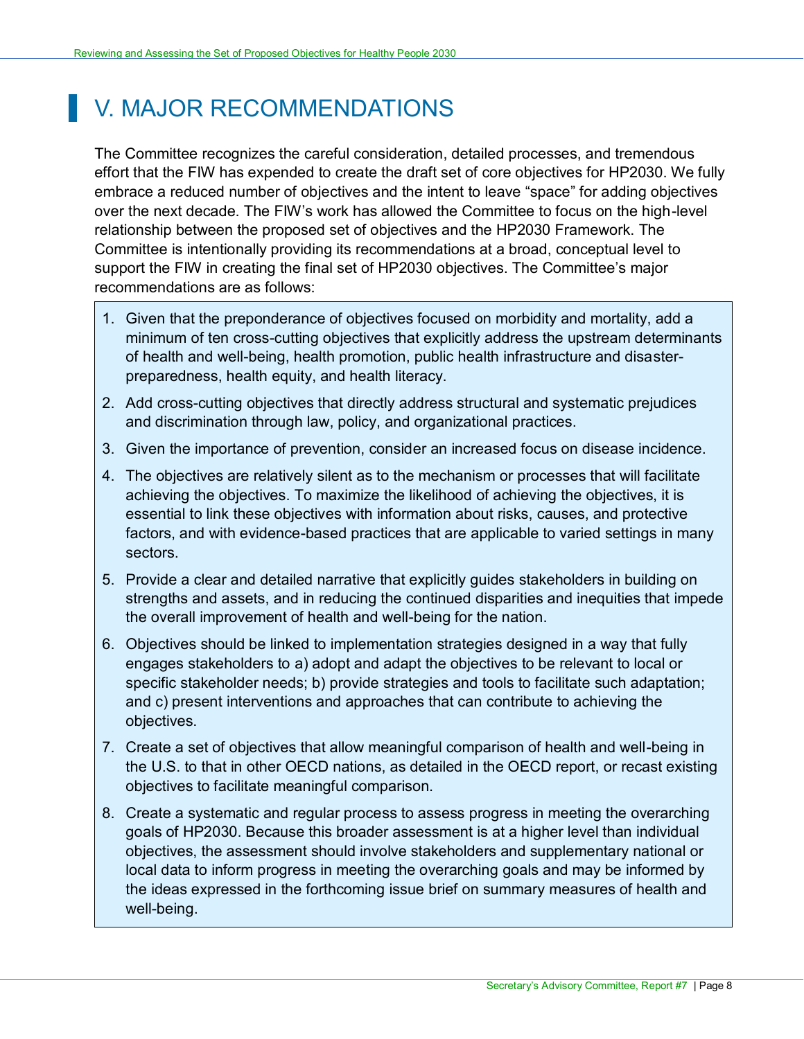# V. MAJOR RECOMMENDATIONS

The Committee recognizes the careful consideration, detailed processes, and tremendous effort that the FIW has expended to create the draft set of core objectives for HP2030. We fully embrace a reduced number of objectives and the intent to leave "space" for adding objectives over the next decade. The FIW's work has allowed the Committee to focus on the high-level relationship between the proposed set of objectives and the HP2030 Framework. The Committee is intentionally providing its recommendations at a broad, conceptual level to support the FIW in creating the final set of HP2030 objectives. The Committee's major recommendations are as follows:

1. Given that the preponderance of objectives focused on morbidity and mortality, add a minimum of ten cross-cutting objectives that explicitly address the upstream determinants of health and well-being, health promotion, public health infrastructure and disaster-preparedness, health equity, and health literacy.
2. Add cross-cutting objectives that directly address structural and systematic prejudices and discrimination through law, policy, and organizational practices.
3. Given the importance of prevention, consider an increased focus on disease incidence.
4. The objectives are relatively silent as to the mechanism or processes that will facilitate achieving the objectives. To maximize the likelihood of achieving the objectives, it is essential to link these objectives with information about risks, causes, and protective factors, and with evidence-based practices that are applicable to varied settings in many sectors.
5. Provide a clear and detailed narrative that explicitly guides stakeholders in building on strengths and assets, and in reducing the continued disparities and inequities that impede the overall improvement of health and well-being for the nation.
6. Objectives should be linked to implementation strategies designed in a way that fully engages stakeholders to a) adopt and adapt the objectives to be relevant to local or specific stakeholder needs; b) provide strategies and tools to facilitate such adaptation; and c) present interventions and approaches that can contribute to achieving the objectives.
7. Create a set of objectives that allow meaningful comparison of health and well-being in the U.S. to that in other OECD nations, as detailed in the OECD report, or recast existing objectives to facilitate meaningful comparison.
8. Create a systematic and regular process to assess progress in meeting the overarching goals of HP2030. Because this broader assessment is at a higher level than individual objectives, the assessment should involve stakeholders and supplementary national or local data to inform progress in meeting the overarching goals and may be informed by the ideas expressed in the forthcoming issue brief on summary measures of health and well-being.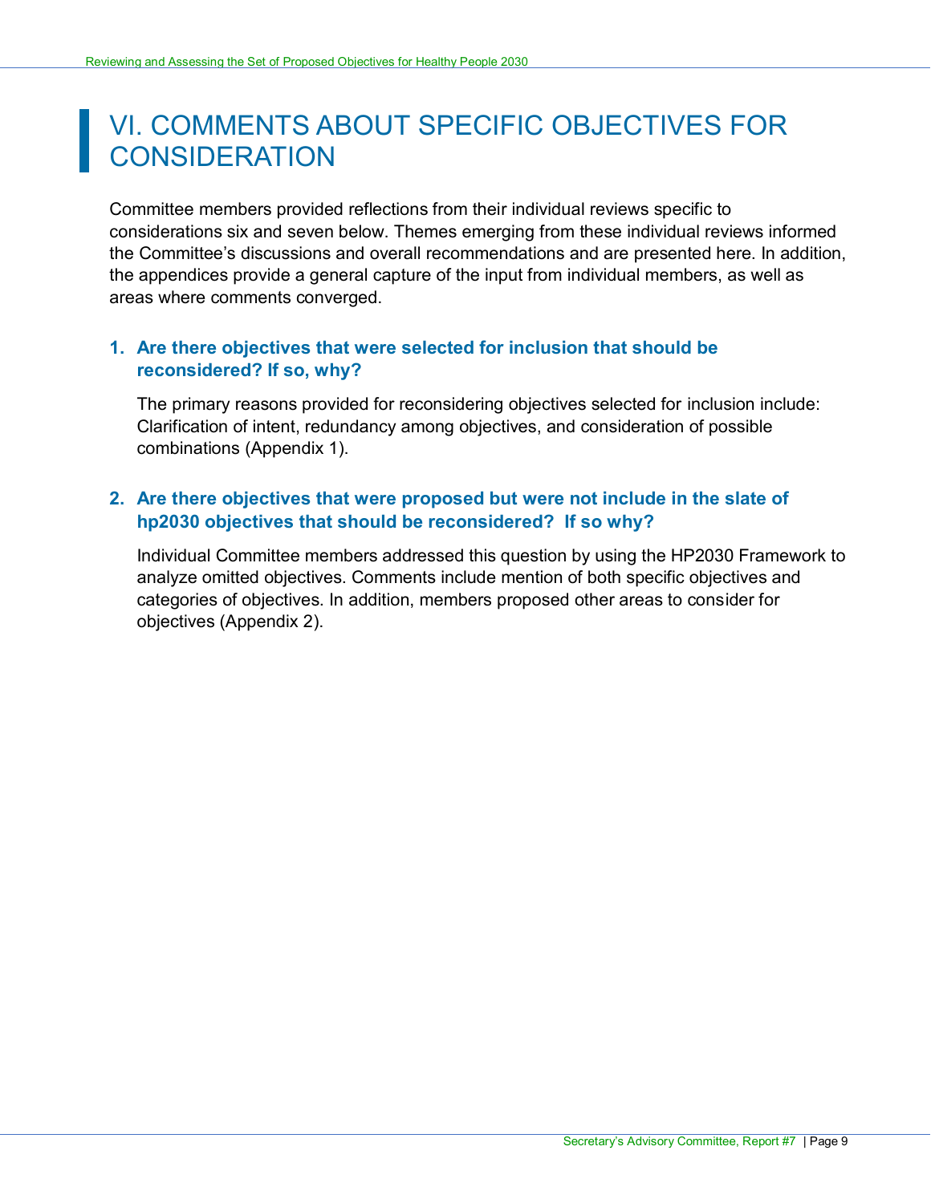# VI. COMMENTS ABOUT SPECIFIC OBJECTIVES FOR CONSIDERATION

Committee members provided reflections from their individual reviews specific to considerations six and seven below. Themes emerging from these individual reviews informed the Committee's discussions and overall recommendations and are presented here. In addition, the appendices provide a general capture of the input from individual members, as well as areas where comments converged.

1. **Are there objectives that were selected for inclusion that should be reconsidered? If so, why?**

   The primary reasons provided for reconsidering objectives selected for inclusion include: Clarification of intent, redundancy among objectives, and consideration of possible combinations (Appendix 1).

2. **Are there objectives that were proposed but were not include in the slate of hp2030 objectives that should be reconsidered? If so why?**

   Individual Committee members addressed this question by using the HP2030 Framework to analyze omitted objectives. Comments include mention of both specific objectives and categories of objectives. In addition, members proposed other areas to consider for objectives (Appendix 2).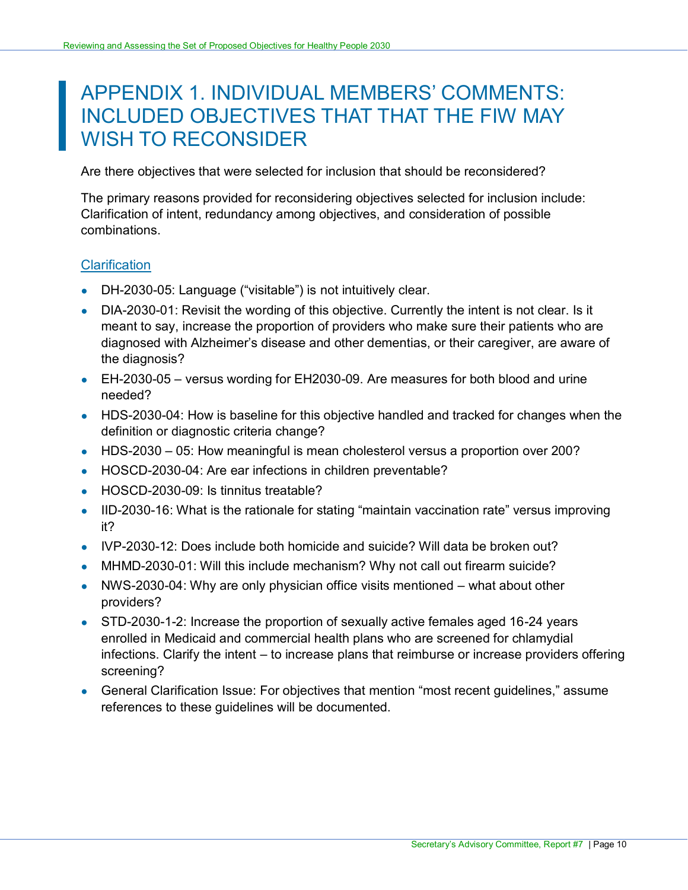# APPENDIX 1. INDIVIDUAL MEMBERS' COMMENTS: INCLUDED OBJECTIVES THAT THAT THE FIW MAY WISH TO RECONSIDER

Are there objectives that were selected for inclusion that should be reconsidered?

The primary reasons provided for reconsidering objectives selected for inclusion include: Clarification of intent, redundancy among objectives, and consideration of possible combinations.

## Clarification

- DH-2030-05: Language ("visitable") is not intuitively clear.
- DIA-2030-01: Revisit the wording of this objective. Currently the intent is not clear. Is it meant to say, increase the proportion of providers who make sure their patients who are diagnosed with Alzheimer's disease and other dementias, or their caregiver, are aware of the diagnosis?
- EH-2030-05 – versus wording for EH2030-09. Are measures for both blood and urine needed?
- HDS-2030-04: How is baseline for this objective handled and tracked for changes when the definition or diagnostic criteria change?
- HDS-2030 – 05: How meaningful is mean cholesterol versus a proportion over 200?
- HOSCD-2030-04: Are ear infections in children preventable?
- HOSCD-2030-09: Is tinnitus treatable?
- IID-2030-16: What is the rationale for stating "maintain vaccination rate" versus improving it?
- IVP-2030-12: Does include both homicide and suicide? Will data be broken out?
- MHMD-2030-01: Will this include mechanism? Why not call out firearm suicide?
- NWS-2030-04: Why are only physician office visits mentioned – what about other providers?
- STD-2030-1-2: Increase the proportion of sexually active females aged 16-24 years enrolled in Medicaid and commercial health plans who are screened for chlamydial infections. Clarify the intent – to increase plans that reimburse or increase providers offering screening?
- General Clarification Issue: For objectives that mention "most recent guidelines," assume references to these guidelines will be documented.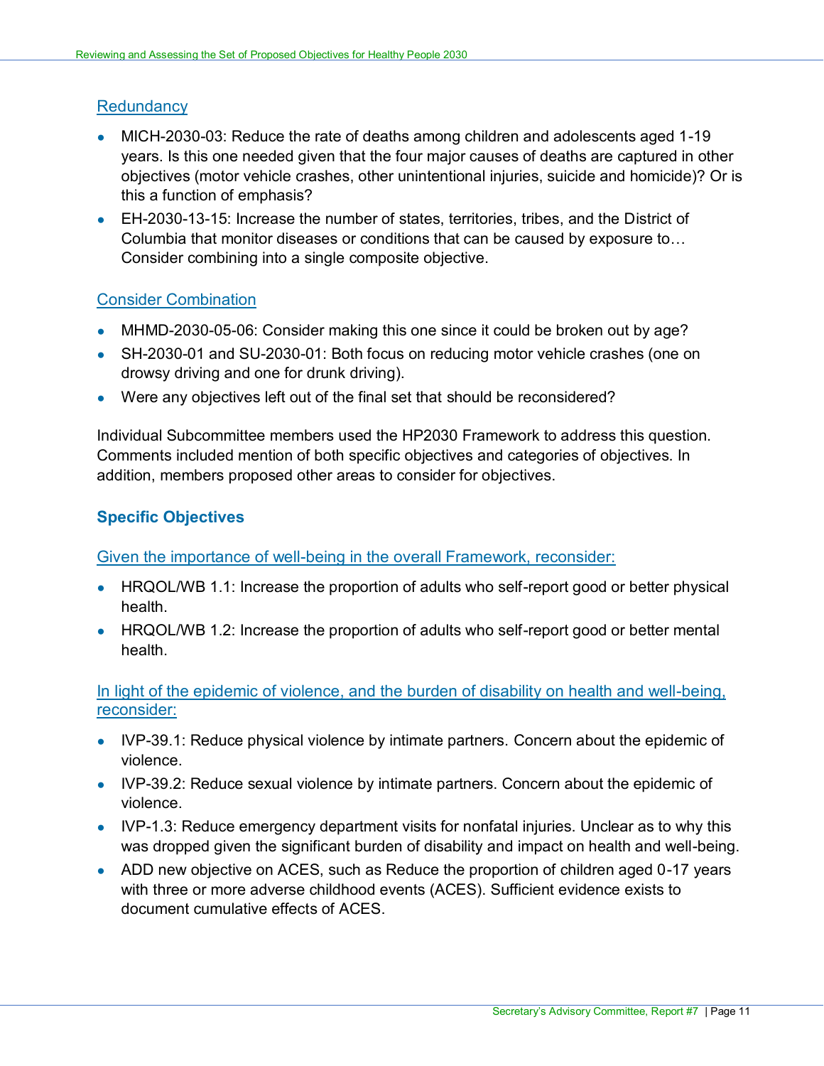Redundancy

- MICH-2030-03: Reduce the rate of deaths among children and adolescents aged 1-19 years. Is this one needed given that the four major causes of deaths are captured in other objectives (motor vehicle crashes, other unintentional injuries, suicide and homicide)? Or is this a function of emphasis?
- EH-2030-13-15: Increase the number of states, territories, tribes, and the District of Columbia that monitor diseases or conditions that can be caused by exposure to… Consider combining into a single composite objective.

Consider Combination

- MHMD-2030-05-06: Consider making this one since it could be broken out by age?
- SH-2030-01 and SU-2030-01: Both focus on reducing motor vehicle crashes (one on drowsy driving and one for drunk driving).
- Were any objectives left out of the final set that should be reconsidered?

Individual Subcommittee members used the HP2030 Framework to address this question. Comments included mention of both specific objectives and categories of objectives. In addition, members proposed other areas to consider for objectives.

### Specific Objectives

Given the importance of well-being in the overall Framework, reconsider:

- HRQOL/WB 1.1: Increase the proportion of adults who self-report good or better physical health.
- HRQOL/WB 1.2: Increase the proportion of adults who self-report good or better mental health.

In light of the epidemic of violence, and the burden of disability on health and well-being, reconsider:

- IVP-39.1: Reduce physical violence by intimate partners. Concern about the epidemic of violence.
- IVP-39.2: Reduce sexual violence by intimate partners. Concern about the epidemic of violence.
- IVP-1.3: Reduce emergency department visits for nonfatal injuries. Unclear as to why this was dropped given the significant burden of disability and impact on health and well-being.
- ADD new objective on ACES, such as Reduce the proportion of children aged 0-17 years with three or more adverse childhood events (ACES). Sufficient evidence exists to document cumulative effects of ACES.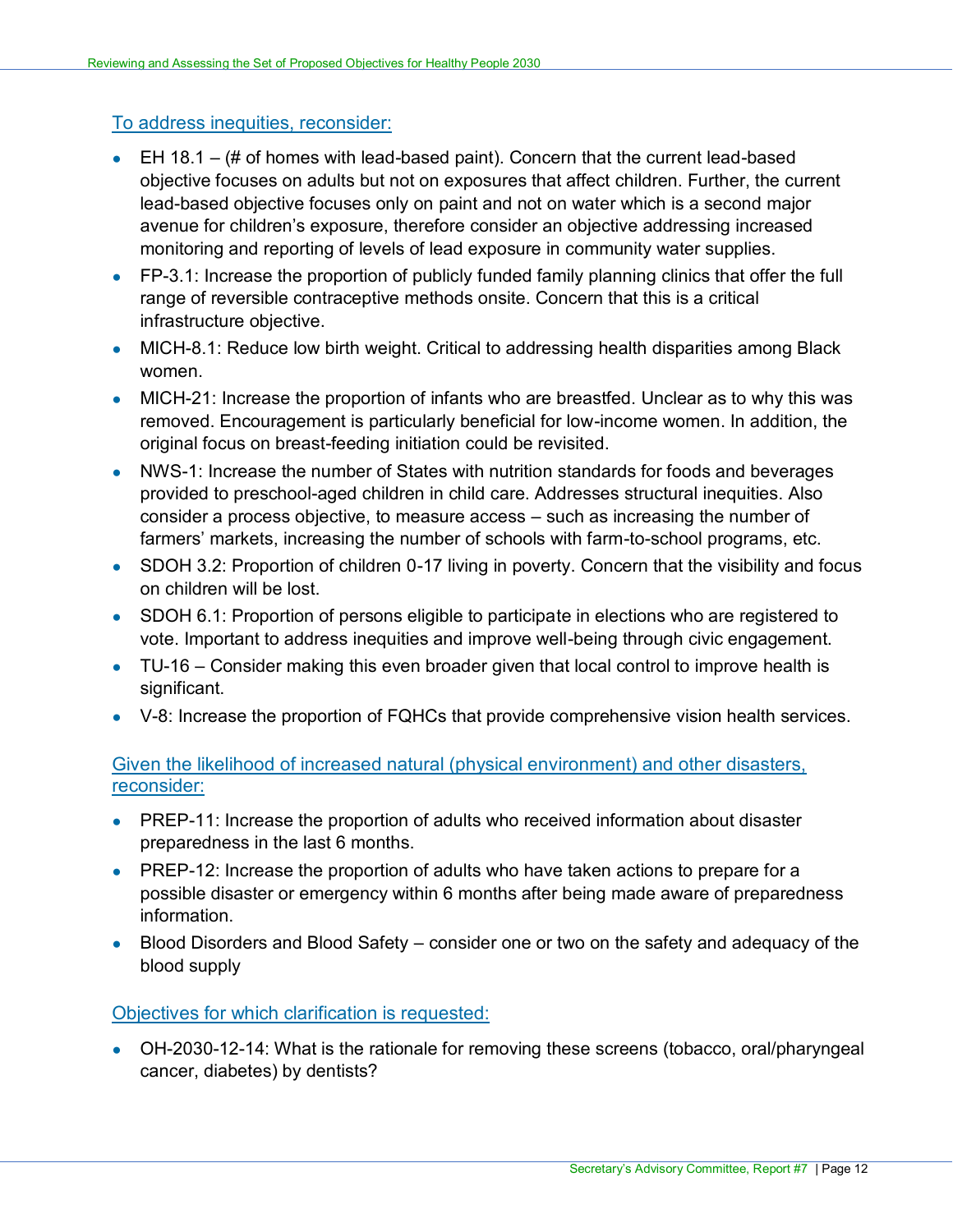### To address inequities, reconsider:

- EH 18.1 – (# of homes with lead-based paint). Concern that the current lead-based objective focuses on adults but not on exposures that affect children. Further, the current lead-based objective focuses only on paint and not on water which is a second major avenue for children's exposure, therefore consider an objective addressing increased monitoring and reporting of levels of lead exposure in community water supplies.
- FP-3.1: Increase the proportion of publicly funded family planning clinics that offer the full range of reversible contraceptive methods onsite. Concern that this is a critical infrastructure objective.
- MICH-8.1: Reduce low birth weight. Critical to addressing health disparities among Black women.
- MICH-21: Increase the proportion of infants who are breastfed. Unclear as to why this was removed. Encouragement is particularly beneficial for low-income women. In addition, the original focus on breast-feeding initiation could be revisited.
- NWS-1: Increase the number of States with nutrition standards for foods and beverages provided to preschool-aged children in child care. Addresses structural inequities. Also consider a process objective, to measure access – such as increasing the number of farmers' markets, increasing the number of schools with farm-to-school programs, etc.
- SDOH 3.2: Proportion of children 0-17 living in poverty. Concern that the visibility and focus on children will be lost.
- SDOH 6.1: Proportion of persons eligible to participate in elections who are registered to vote. Important to address inequities and improve well-being through civic engagement.
- TU-16 – Consider making this even broader given that local control to improve health is significant.
- V-8: Increase the proportion of FQHCs that provide comprehensive vision health services.

### Given the likelihood of increased natural (physical environment) and other disasters, reconsider:

- PREP-11: Increase the proportion of adults who received information about disaster preparedness in the last 6 months.
- PREP-12: Increase the proportion of adults who have taken actions to prepare for a possible disaster or emergency within 6 months after being made aware of preparedness information.
- Blood Disorders and Blood Safety – consider one or two on the safety and adequacy of the blood supply

### Objectives for which clarification is requested:

- OH-2030-12-14: What is the rationale for removing these screens (tobacco, oral/pharyngeal cancer, diabetes) by dentists?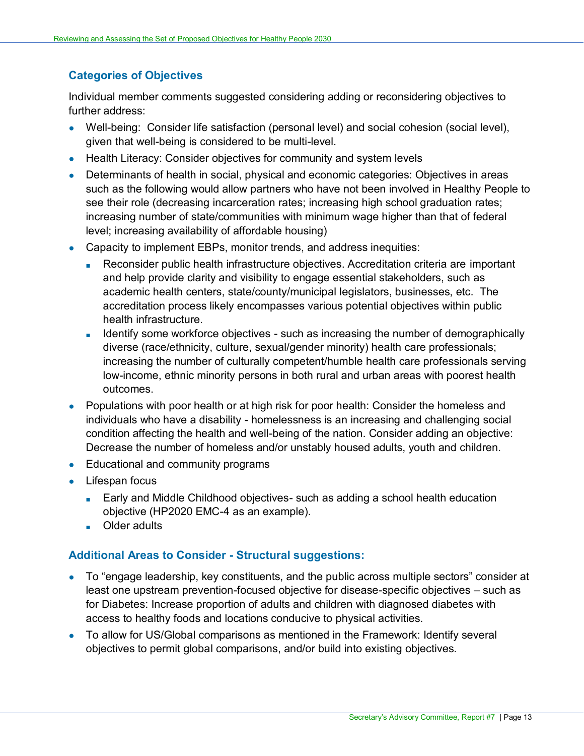## Categories of Objectives

Individual member comments suggested considering adding or reconsidering objectives to further address:

- Well-being: Consider life satisfaction (personal level) and social cohesion (social level), given that well-being is considered to be multi-level.
- Health Literacy: Consider objectives for community and system levels
- Determinants of health in social, physical and economic categories: Objectives in areas such as the following would allow partners who have not been involved in Healthy People to see their role (decreasing incarceration rates; increasing high school graduation rates; increasing number of state/communities with minimum wage higher than that of federal level; increasing availability of affordable housing)
- Capacity to implement EBPs, monitor trends, and address inequities:
  - Reconsider public health infrastructure objectives. Accreditation criteria are important and help provide clarity and visibility to engage essential stakeholders, such as academic health centers, state/county/municipal legislators, businesses, etc. The accreditation process likely encompasses various potential objectives within public health infrastructure.
  - Identify some workforce objectives - such as increasing the number of demographically diverse (race/ethnicity, culture, sexual/gender minority) health care professionals; increasing the number of culturally competent/humble health care professionals serving low-income, ethnic minority persons in both rural and urban areas with poorest health outcomes.
- Populations with poor health or at high risk for poor health: Consider the homeless and individuals who have a disability - homelessness is an increasing and challenging social condition affecting the health and well-being of the nation. Consider adding an objective: Decrease the number of homeless and/or unstably housed adults, youth and children.
- Educational and community programs
- Lifespan focus
  - Early and Middle Childhood objectives- such as adding a school health education objective (HP2020 EMC-4 as an example).
  - Older adults

## Additional Areas to Consider - Structural suggestions:

- To “engage leadership, key constituents, and the public across multiple sectors” consider at least one upstream prevention-focused objective for disease-specific objectives – such as for Diabetes: Increase proportion of adults and children with diagnosed diabetes with access to healthy foods and locations conducive to physical activities.
- To allow for US/Global comparisons as mentioned in the Framework: Identify several objectives to permit global comparisons, and/or build into existing objectives.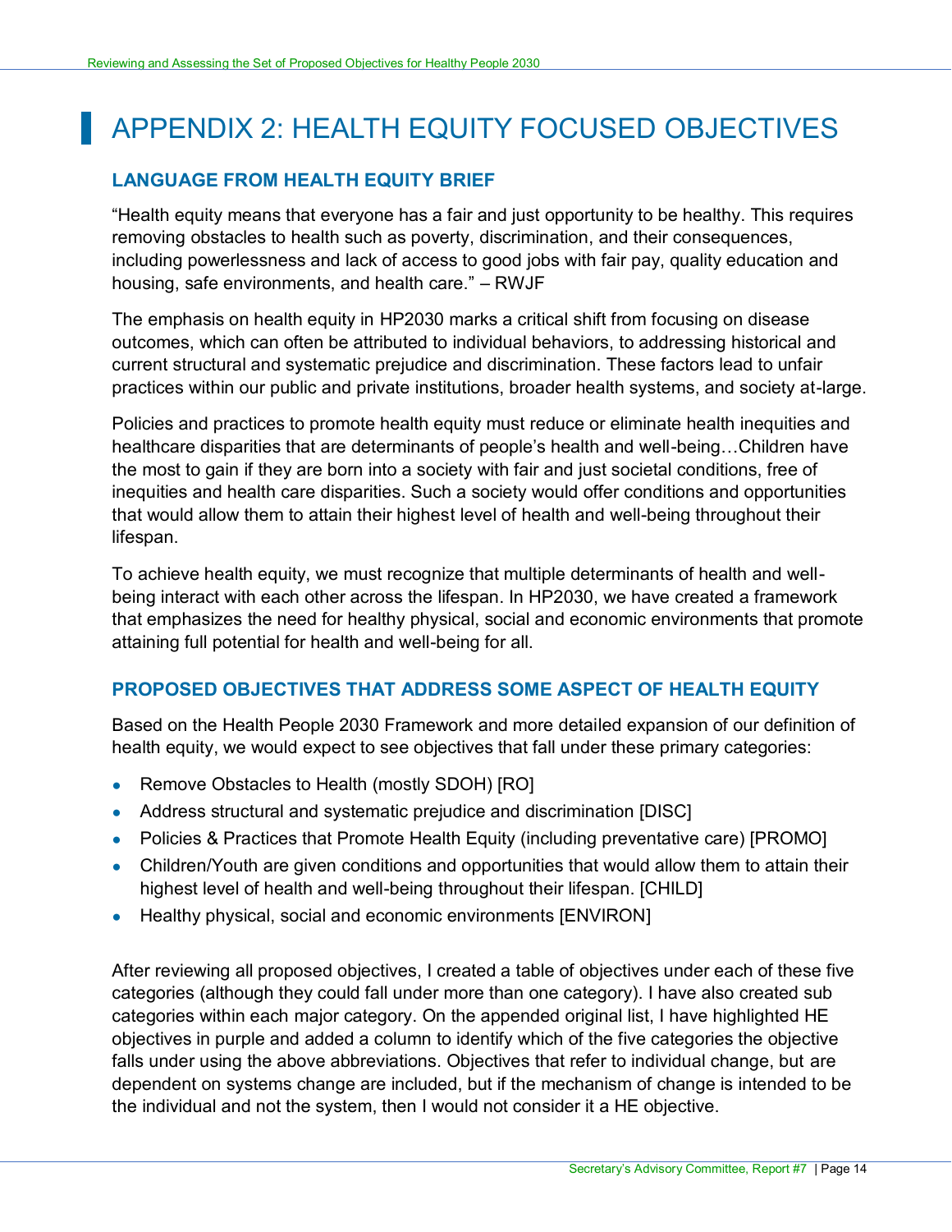# APPENDIX 2: HEALTH EQUITY FOCUSED OBJECTIVES

## LANGUAGE FROM HEALTH EQUITY BRIEF

"Health equity means that everyone has a fair and just opportunity to be healthy. This requires removing obstacles to health such as poverty, discrimination, and their consequences, including powerlessness and lack of access to good jobs with fair pay, quality education and housing, safe environments, and health care." – RWJF

The emphasis on health equity in HP2030 marks a critical shift from focusing on disease outcomes, which can often be attributed to individual behaviors, to addressing historical and current structural and systematic prejudice and discrimination. These factors lead to unfair practices within our public and private institutions, broader health systems, and society at-large.

Policies and practices to promote health equity must reduce or eliminate health inequities and healthcare disparities that are determinants of people's health and well-being…Children have the most to gain if they are born into a society with fair and just societal conditions, free of inequities and health care disparities. Such a society would offer conditions and opportunities that would allow them to attain their highest level of health and well-being throughout their lifespan.

To achieve health equity, we must recognize that multiple determinants of health and well-being interact with each other across the lifespan. In HP2030, we have created a framework that emphasizes the need for healthy physical, social and economic environments that promote attaining full potential for health and well-being for all.

## PROPOSED OBJECTIVES THAT ADDRESS SOME ASPECT OF HEALTH EQUITY

Based on the Health People 2030 Framework and more detailed expansion of our definition of health equity, we would expect to see objectives that fall under these primary categories:

- Remove Obstacles to Health (mostly SDOH) [RO]
- Address structural and systematic prejudice and discrimination [DISC]
- Policies & Practices that Promote Health Equity (including preventative care) [PROMO]
- Children/Youth are given conditions and opportunities that would allow them to attain their highest level of health and well-being throughout their lifespan. [CHILD]
- Healthy physical, social and economic environments [ENVIRON]

After reviewing all proposed objectives, I created a table of objectives under each of these five categories (although they could fall under more than one category). I have also created sub categories within each major category. On the appended original list, I have highlighted HE objectives in purple and added a column to identify which of the five categories the objective falls under using the above abbreviations. Objectives that refer to individual change, but are dependent on systems change are included, but if the mechanism of change is intended to be the individual and not the system, then I would not consider it a HE objective.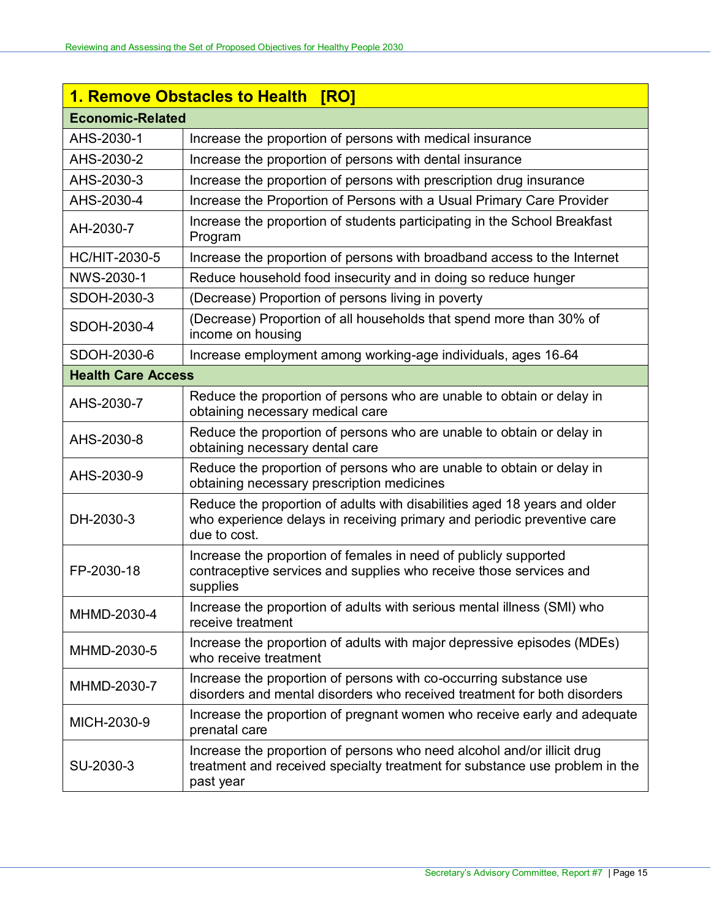| 1. Remove Obstacles to Health [RO] | |
|---|---|
| **Economic-Related** | |
| AHS-2030-1 | Increase the proportion of persons with medical insurance |
| AHS-2030-2 | Increase the proportion of persons with dental insurance |
| AHS-2030-3 | Increase the proportion of persons with prescription drug insurance |
| AHS-2030-4 | Increase the Proportion of Persons with a Usual Primary Care Provider |
| AH-2030-7 | Increase the proportion of students participating in the School Breakfast Program |
| HC/HIT-2030-5 | Increase the proportion of persons with broadband access to the Internet |
| NWS-2030-1 | Reduce household food insecurity and in doing so reduce hunger |
| SDOH-2030-3 | (Decrease) Proportion of persons living in poverty |
| SDOH-2030-4 | (Decrease) Proportion of all households that spend more than 30% of income on housing |
| SDOH-2030-6 | Increase employment among working-age individuals, ages 16-64 |
| **Health Care Access** | |
| AHS-2030-7 | Reduce the proportion of persons who are unable to obtain or delay in obtaining necessary medical care |
| AHS-2030-8 | Reduce the proportion of persons who are unable to obtain or delay in obtaining necessary dental care |
| AHS-2030-9 | Reduce the proportion of persons who are unable to obtain or delay in obtaining necessary prescription medicines |
| DH-2030-3 | Reduce the proportion of adults with disabilities aged 18 years and older who experience delays in receiving primary and periodic preventive care due to cost. |
| FP-2030-18 | Increase the proportion of females in need of publicly supported contraceptive services and supplies who receive those services and supplies |
| MHMD-2030-4 | Increase the proportion of adults with serious mental illness (SMI) who receive treatment |
| MHMD-2030-5 | Increase the proportion of adults with major depressive episodes (MDEs) who receive treatment |
| MHMD-2030-7 | Increase the proportion of persons with co-occurring substance use disorders and mental disorders who received treatment for both disorders |
| MICH-2030-9 | Increase the proportion of pregnant women who receive early and adequate prenatal care |
| SU-2030-3 | Increase the proportion of persons who need alcohol and/or illicit drug treatment and received specialty treatment for substance use problem in the past year |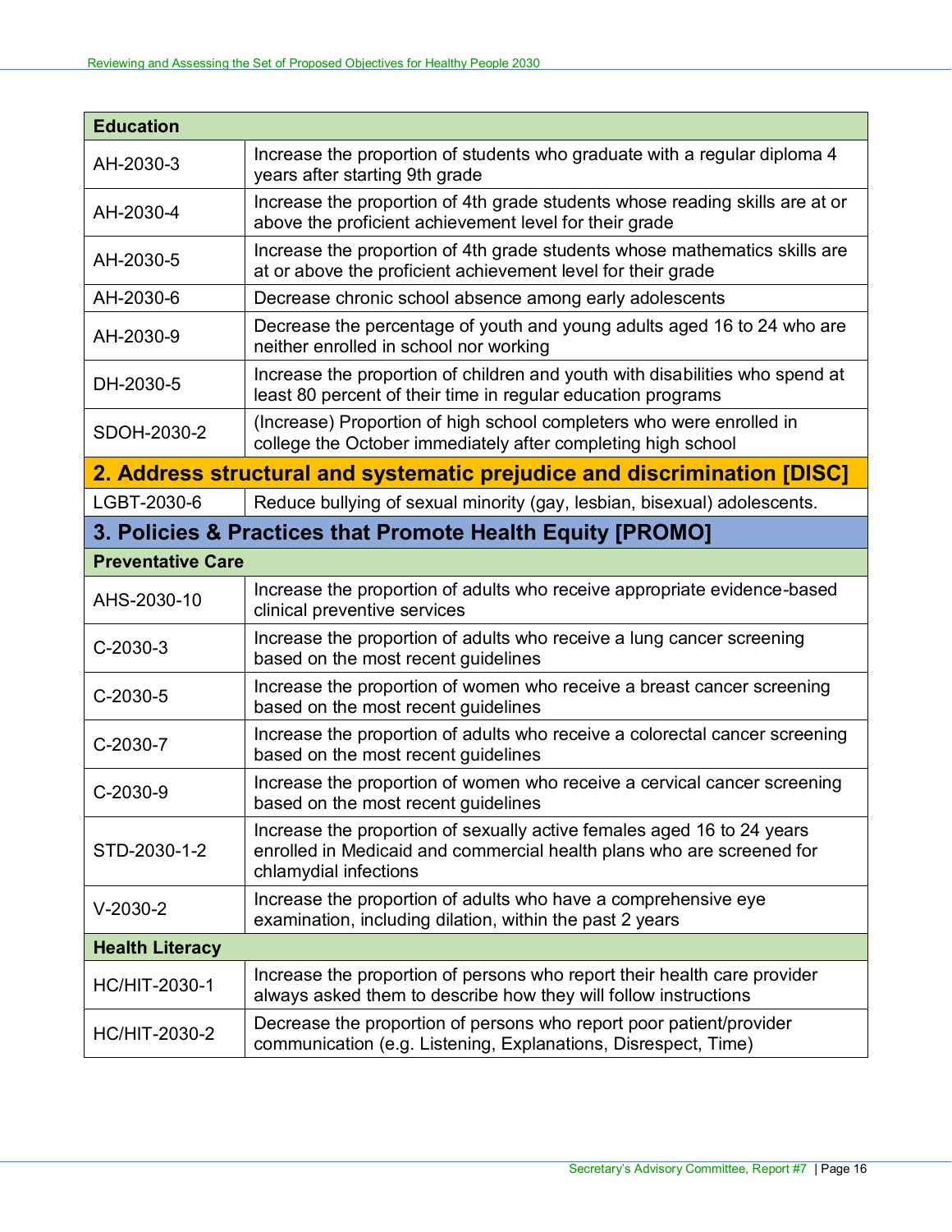| Education | |
|---|---|
| AH-2030-3 | Increase the proportion of students who graduate with a regular diploma 4 years after starting 9th grade |
| AH-2030-4 | Increase the proportion of 4th grade students whose reading skills are at or above the proficient achievement level for their grade |
| AH-2030-5 | Increase the proportion of 4th grade students whose mathematics skills are at or above the proficient achievement level for their grade |
| AH-2030-6 | Decrease chronic school absence among early adolescents |
| AH-2030-9 | Decrease the percentage of youth and young adults aged 16 to 24 who are neither enrolled in school nor working |
| DH-2030-5 | Increase the proportion of children and youth with disabilities who spend at least 80 percent of their time in regular education programs |
| SDOH-2030-2 | (Increase) Proportion of high school completers who were enrolled in college the October immediately after completing high school |
| **2. Address structural and systematic prejudice and discrimination [DISC]** | |
| LGBT-2030-6 | Reduce bullying of sexual minority (gay, lesbian, bisexual) adolescents. |
| **3. Policies & Practices that Promote Health Equity [PROMO]** | |
| **Preventative Care** | |
| AHS-2030-10 | Increase the proportion of adults who receive appropriate evidence-based clinical preventive services |
| C-2030-3 | Increase the proportion of adults who receive a lung cancer screening based on the most recent guidelines |
| C-2030-5 | Increase the proportion of women who receive a breast cancer screening based on the most recent guidelines |
| C-2030-7 | Increase the proportion of adults who receive a colorectal cancer screening based on the most recent guidelines |
| C-2030-9 | Increase the proportion of women who receive a cervical cancer screening based on the most recent guidelines |
| STD-2030-1-2 | Increase the proportion of sexually active females aged 16 to 24 years enrolled in Medicaid and commercial health plans who are screened for chlamydial infections |
| V-2030-2 | Increase the proportion of adults who have a comprehensive eye examination, including dilation, within the past 2 years |
| **Health Literacy** | |
| HC/HIT-2030-1 | Increase the proportion of persons who report their health care provider always asked them to describe how they will follow instructions |
| HC/HIT-2030-2 | Decrease the proportion of persons who report poor patient/provider communication (e.g. Listening, Explanations, Disrespect, Time) |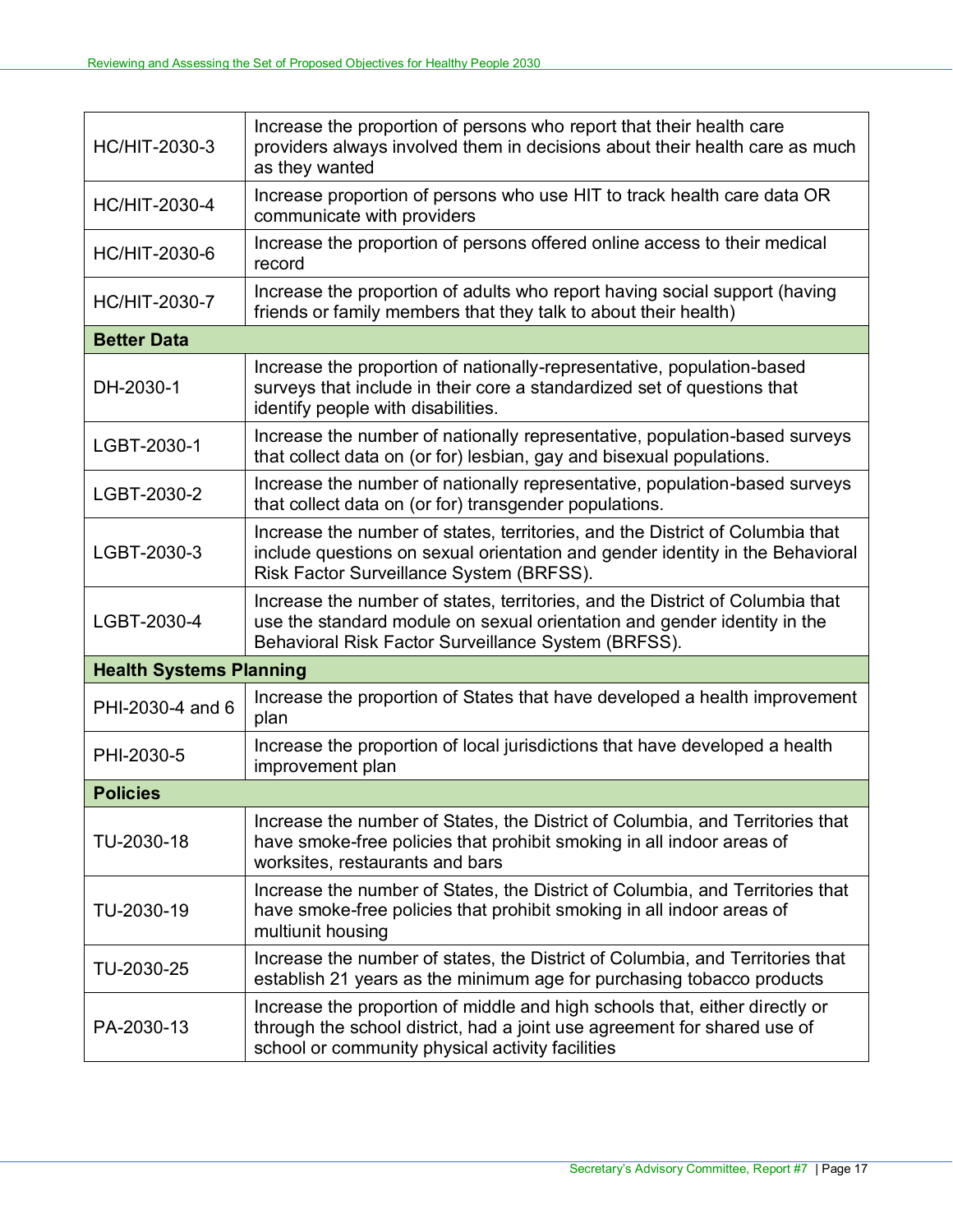| | |
|---|---|
| HC/HIT-2030-3 | Increase the proportion of persons who report that their health care providers always involved them in decisions about their health care as much as they wanted |
| HC/HIT-2030-4 | Increase proportion of persons who use HIT to track health care data OR communicate with providers |
| HC/HIT-2030-6 | Increase the proportion of persons offered online access to their medical record |
| HC/HIT-2030-7 | Increase the proportion of adults who report having social support (having friends or family members that they talk to about their health) |
| **Better Data** | |
| DH-2030-1 | Increase the proportion of nationally-representative, population-based surveys that include in their core a standardized set of questions that identify people with disabilities. |
| LGBT-2030-1 | Increase the number of nationally representative, population-based surveys that collect data on (or for) lesbian, gay and bisexual populations. |
| LGBT-2030-2 | Increase the number of nationally representative, population-based surveys that collect data on (or for) transgender populations. |
| LGBT-2030-3 | Increase the number of states, territories, and the District of Columbia that include questions on sexual orientation and gender identity in the Behavioral Risk Factor Surveillance System (BRFSS). |
| LGBT-2030-4 | Increase the number of states, territories, and the District of Columbia that use the standard module on sexual orientation and gender identity in the Behavioral Risk Factor Surveillance System (BRFSS). |
| **Health Systems Planning** | |
| PHI-2030-4 and 6 | Increase the proportion of States that have developed a health improvement plan |
| PHI-2030-5 | Increase the proportion of local jurisdictions that have developed a health improvement plan |
| **Policies** | |
| TU-2030-18 | Increase the number of States, the District of Columbia, and Territories that have smoke-free policies that prohibit smoking in all indoor areas of worksites, restaurants and bars |
| TU-2030-19 | Increase the number of States, the District of Columbia, and Territories that have smoke-free policies that prohibit smoking in all indoor areas of multiunit housing |
| TU-2030-25 | Increase the number of states, the District of Columbia, and Territories that establish 21 years as the minimum age for purchasing tobacco products |
| PA-2030-13 | Increase the proportion of middle and high schools that, either directly or through the school district, had a joint use agreement for shared use of school or community physical activity facilities |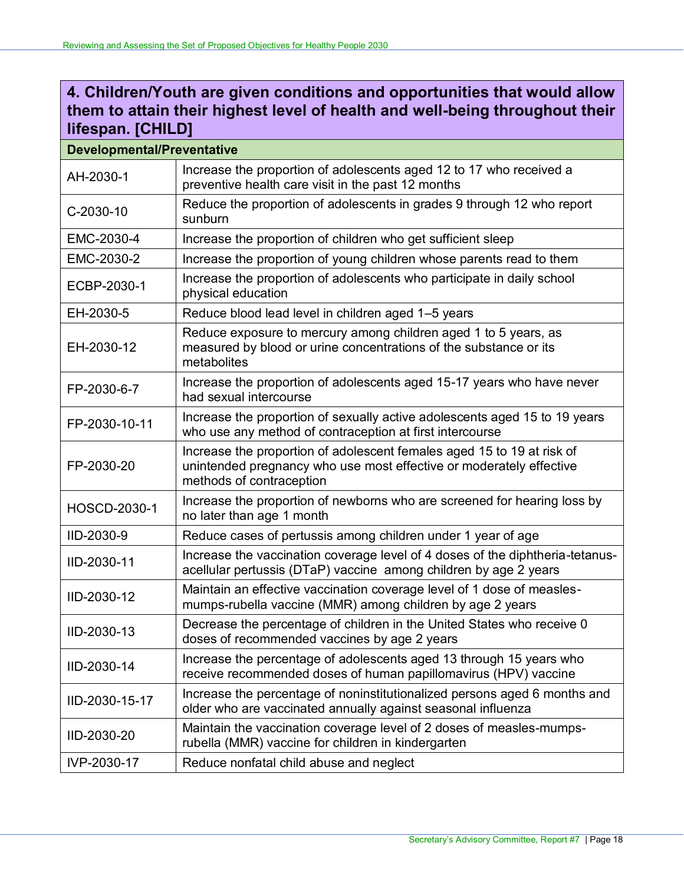| 4. Children/Youth are given conditions and opportunities that would allow them to attain their highest level of health and well-being throughout their lifespan. [CHILD] | |
|---|---|
| **Developmental/Preventative** | |
| AH-2030-1 | Increase the proportion of adolescents aged 12 to 17 who received a preventive health care visit in the past 12 months |
| C-2030-10 | Reduce the proportion of adolescents in grades 9 through 12 who report sunburn |
| EMC-2030-4 | Increase the proportion of children who get sufficient sleep |
| EMC-2030-2 | Increase the proportion of young children whose parents read to them |
| ECBP-2030-1 | Increase the proportion of adolescents who participate in daily school physical education |
| EH-2030-5 | Reduce blood lead level in children aged 1–5 years |
| EH-2030-12 | Reduce exposure to mercury among children aged 1 to 5 years, as measured by blood or urine concentrations of the substance or its metabolites |
| FP-2030-6-7 | Increase the proportion of adolescents aged 15-17 years who have never had sexual intercourse |
| FP-2030-10-11 | Increase the proportion of sexually active adolescents aged 15 to 19 years who use any method of contraception at first intercourse |
| FP-2030-20 | Increase the proportion of adolescent females aged 15 to 19 at risk of unintended pregnancy who use most effective or moderately effective methods of contraception |
| HOSCD-2030-1 | Increase the proportion of newborns who are screened for hearing loss by no later than age 1 month |
| IID-2030-9 | Reduce cases of pertussis among children under 1 year of age |
| IID-2030-11 | Increase the vaccination coverage level of 4 doses of the diphtheria-tetanus-acellular pertussis (DTaP) vaccine among children by age 2 years |
| IID-2030-12 | Maintain an effective vaccination coverage level of 1 dose of measles-mumps-rubella vaccine (MMR) among children by age 2 years |
| IID-2030-13 | Decrease the percentage of children in the United States who receive 0 doses of recommended vaccines by age 2 years |
| IID-2030-14 | Increase the percentage of adolescents aged 13 through 15 years who receive recommended doses of human papillomavirus (HPV) vaccine |
| IID-2030-15-17 | Increase the percentage of noninstitutionalized persons aged 6 months and older who are vaccinated annually against seasonal influenza |
| IID-2030-20 | Maintain the vaccination coverage level of 2 doses of measles-mumps-rubella (MMR) vaccine for children in kindergarten |
| IVP-2030-17 | Reduce nonfatal child abuse and neglect |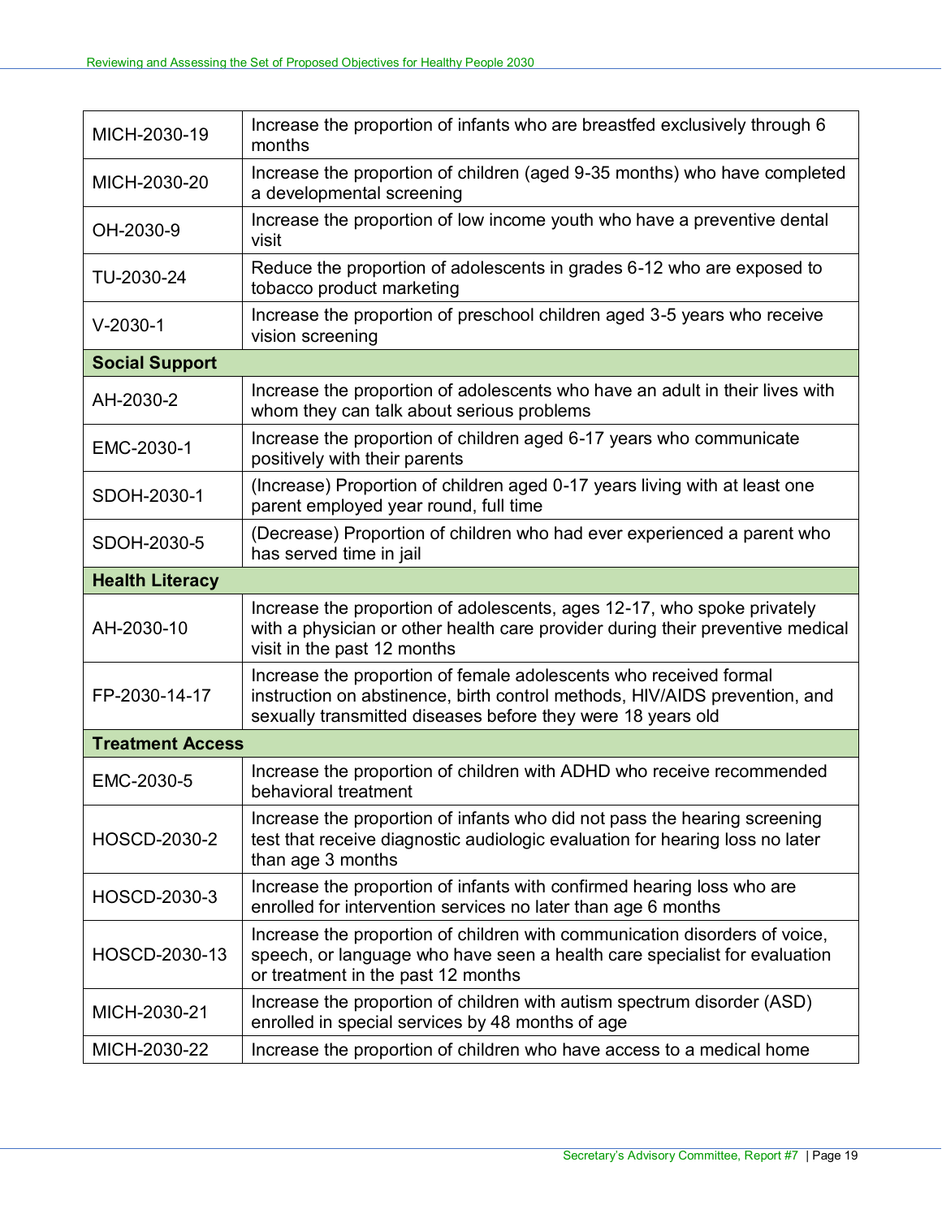| | |
|---|---|
| MICH-2030-19 | Increase the proportion of infants who are breastfed exclusively through 6 months |
| MICH-2030-20 | Increase the proportion of children (aged 9-35 months) who have completed a developmental screening |
| OH-2030-9 | Increase the proportion of low income youth who have a preventive dental visit |
| TU-2030-24 | Reduce the proportion of adolescents in grades 6-12 who are exposed to tobacco product marketing |
| V-2030-1 | Increase the proportion of preschool children aged 3-5 years who receive vision screening |
| **Social Support** | |
| AH-2030-2 | Increase the proportion of adolescents who have an adult in their lives with whom they can talk about serious problems |
| EMC-2030-1 | Increase the proportion of children aged 6-17 years who communicate positively with their parents |
| SDOH-2030-1 | (Increase) Proportion of children aged 0-17 years living with at least one parent employed year round, full time |
| SDOH-2030-5 | (Decrease) Proportion of children who had ever experienced a parent who has served time in jail |
| **Health Literacy** | |
| AH-2030-10 | Increase the proportion of adolescents, ages 12-17, who spoke privately with a physician or other health care provider during their preventive medical visit in the past 12 months |
| FP-2030-14-17 | Increase the proportion of female adolescents who received formal instruction on abstinence, birth control methods, HIV/AIDS prevention, and sexually transmitted diseases before they were 18 years old |
| **Treatment Access** | |
| EMC-2030-5 | Increase the proportion of children with ADHD who receive recommended behavioral treatment |
| HOSCD-2030-2 | Increase the proportion of infants who did not pass the hearing screening test that receive diagnostic audiologic evaluation for hearing loss no later than age 3 months |
| HOSCD-2030-3 | Increase the proportion of infants with confirmed hearing loss who are enrolled for intervention services no later than age 6 months |
| HOSCD-2030-13 | Increase the proportion of children with communication disorders of voice, speech, or language who have seen a health care specialist for evaluation or treatment in the past 12 months |
| MICH-2030-21 | Increase the proportion of children with autism spectrum disorder (ASD) enrolled in special services by 48 months of age |
| MICH-2030-22 | Increase the proportion of children who have access to a medical home |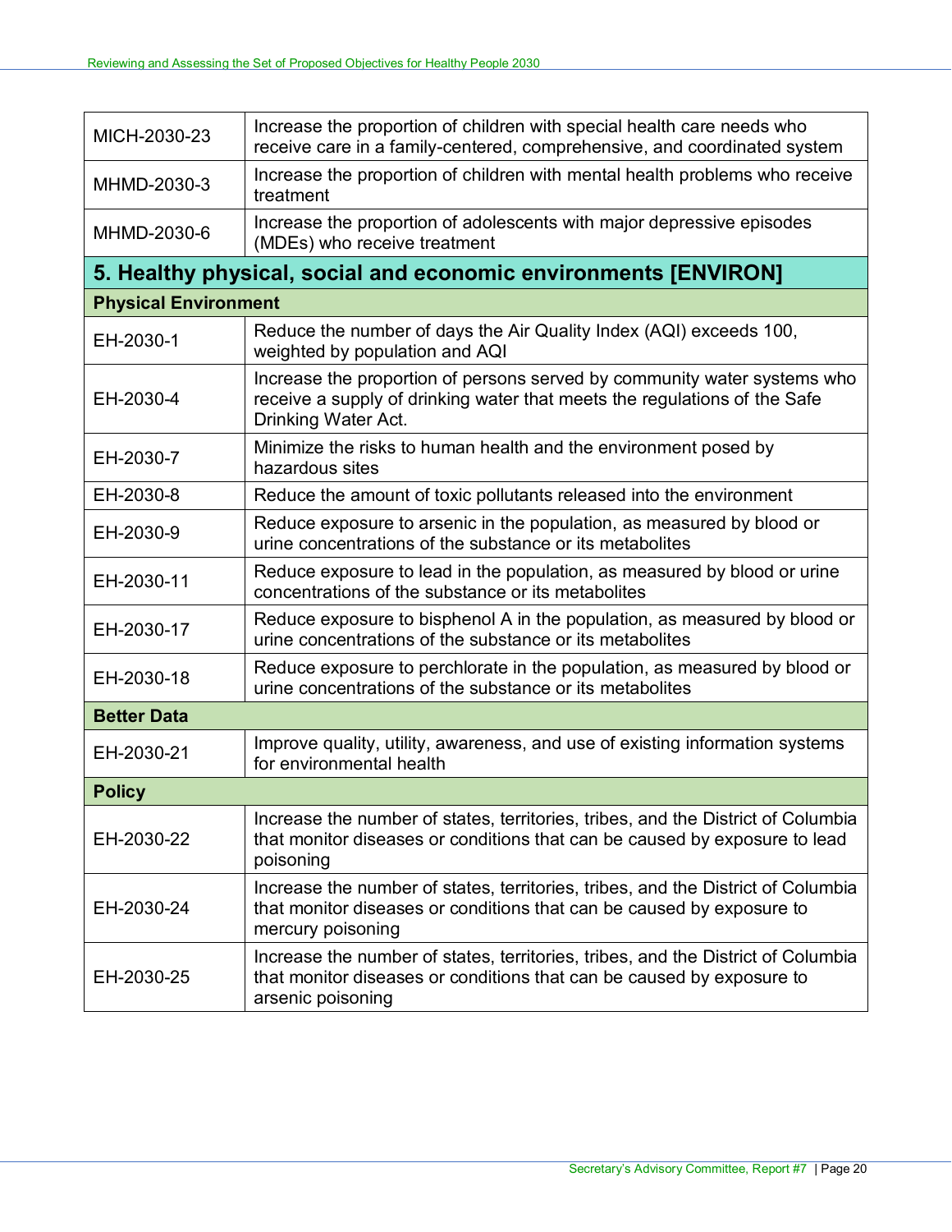| | |
|---|---|
| MICH-2030-23 | Increase the proportion of children with special health care needs who receive care in a family-centered, comprehensive, and coordinated system |
| MHMD-2030-3 | Increase the proportion of children with mental health problems who receive treatment |
| MHMD-2030-6 | Increase the proportion of adolescents with major depressive episodes (MDEs) who receive treatment |
| **5. Healthy physical, social and economic environments [ENVIRON]** | |
| **Physical Environment** | |
| EH-2030-1 | Reduce the number of days the Air Quality Index (AQI) exceeds 100, weighted by population and AQI |
| EH-2030-4 | Increase the proportion of persons served by community water systems who receive a supply of drinking water that meets the regulations of the Safe Drinking Water Act. |
| EH-2030-7 | Minimize the risks to human health and the environment posed by hazardous sites |
| EH-2030-8 | Reduce the amount of toxic pollutants released into the environment |
| EH-2030-9 | Reduce exposure to arsenic in the population, as measured by blood or urine concentrations of the substance or its metabolites |
| EH-2030-11 | Reduce exposure to lead in the population, as measured by blood or urine concentrations of the substance or its metabolites |
| EH-2030-17 | Reduce exposure to bisphenol A in the population, as measured by blood or urine concentrations of the substance or its metabolites |
| EH-2030-18 | Reduce exposure to perchlorate in the population, as measured by blood or urine concentrations of the substance or its metabolites |
| **Better Data** | |
| EH-2030-21 | Improve quality, utility, awareness, and use of existing information systems for environmental health |
| **Policy** | |
| EH-2030-22 | Increase the number of states, territories, tribes, and the District of Columbia that monitor diseases or conditions that can be caused by exposure to lead poisoning |
| EH-2030-24 | Increase the number of states, territories, tribes, and the District of Columbia that monitor diseases or conditions that can be caused by exposure to mercury poisoning |
| EH-2030-25 | Increase the number of states, territories, tribes, and the District of Columbia that monitor diseases or conditions that can be caused by exposure to arsenic poisoning |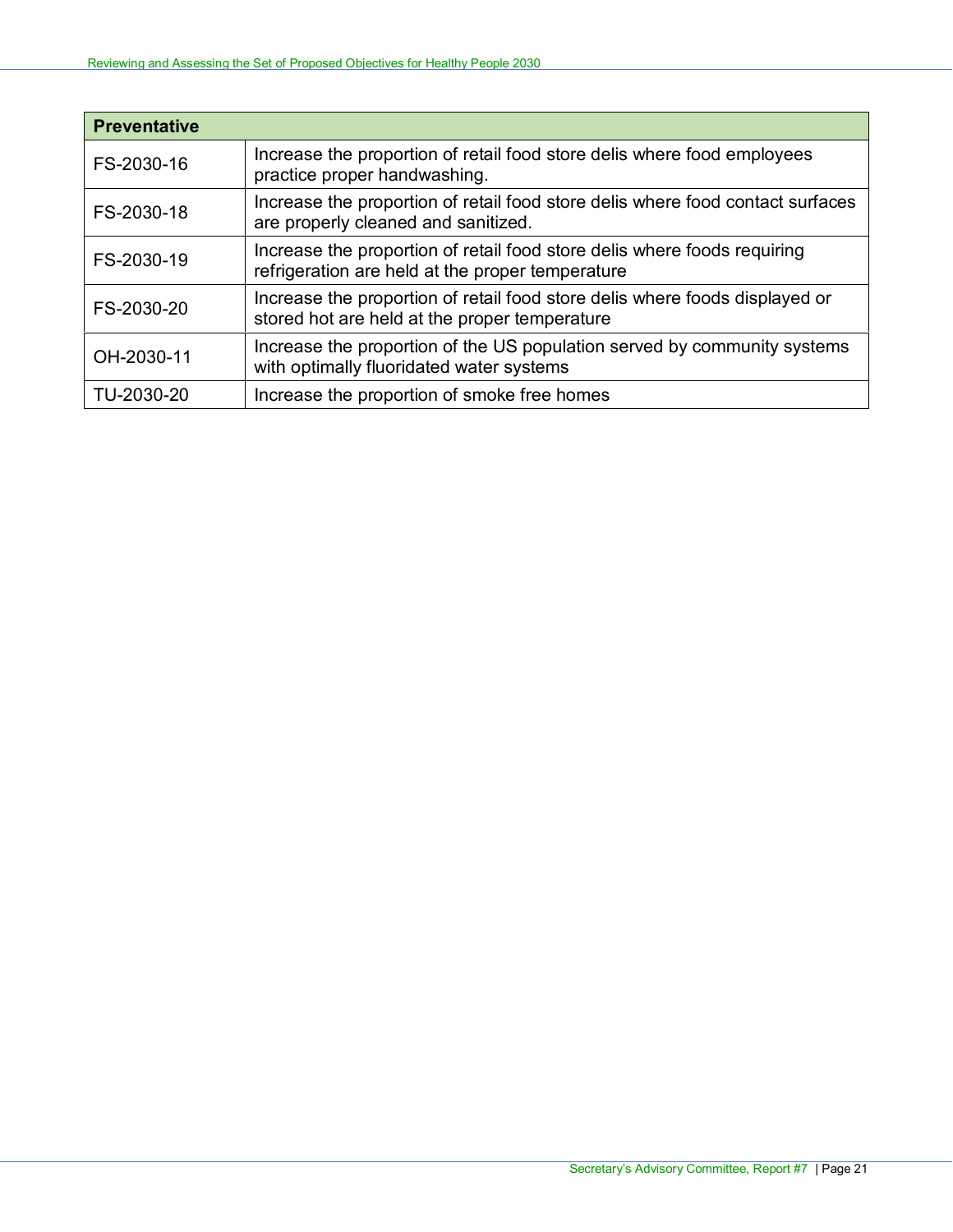| Preventative | |
|---|---|
| FS-2030-16 | Increase the proportion of retail food store delis where food employees practice proper handwashing. |
| FS-2030-18 | Increase the proportion of retail food store delis where food contact surfaces are properly cleaned and sanitized. |
| FS-2030-19 | Increase the proportion of retail food store delis where foods requiring refrigeration are held at the proper temperature |
| FS-2030-20 | Increase the proportion of retail food store delis where foods displayed or stored hot are held at the proper temperature |
| OH-2030-11 | Increase the proportion of the US population served by community systems with optimally fluoridated water systems |
| TU-2030-20 | Increase the proportion of smoke free homes |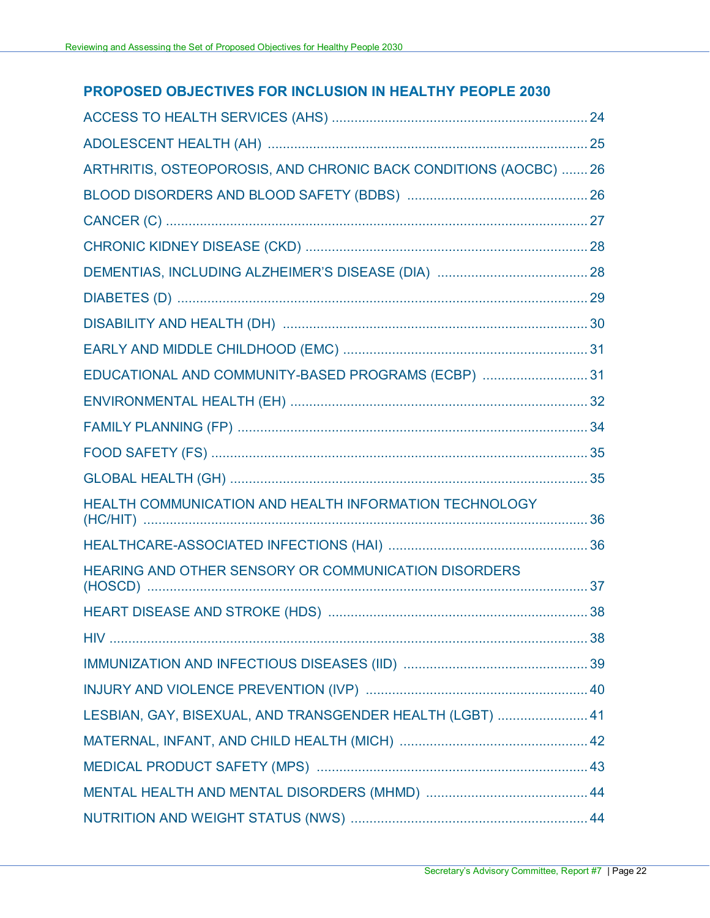## PROPOSED OBJECTIVES FOR INCLUSION IN HEALTHY PEOPLE 2030

ACCESS TO HEALTH SERVICES (AHS) .................................................................... 24

ADOLESCENT HEALTH (AH) .................................................................................... 25

ARTHRITIS, OSTEOPOROSIS, AND CHRONIC BACK CONDITIONS (AOCBC) ....... 26

BLOOD DISORDERS AND BLOOD SAFETY (BDBS) ............................................... 26

CANCER (C) ................................................................................................................ 27

CHRONIC KIDNEY DISEASE (CKD) .......................................................................... 28

DEMENTIAS, INCLUDING ALZHEIMER'S DISEASE (DIA) ....................................... 28

DIABETES (D) ............................................................................................................ 29

DISABILITY AND HEALTH (DH) ................................................................................ 30

EARLY AND MIDDLE CHILDHOOD (EMC) ................................................................ 31

EDUCATIONAL AND COMMUNITY-BASED PROGRAMS (ECBP) ............................ 31

ENVIRONMENTAL HEALTH (EH) .............................................................................. 32

FAMILY PLANNING (FP) ............................................................................................ 34

FOOD SAFETY (FS) ................................................................................................... 35

GLOBAL HEALTH (GH) .............................................................................................. 35

HEALTH COMMUNICATION AND HEALTH INFORMATION TECHNOLOGY (HC/HIT) ...................................................................................................................... 36

HEALTHCARE-ASSOCIATED INFECTIONS (HAI) .................................................... 36

HEARING AND OTHER SENSORY OR COMMUNICATION DISORDERS (HOSCD) .................................................................................................................... 37

HEART DISEASE AND STROKE (HDS) .................................................................... 38

HIV ............................................................................................................................... 38

IMMUNIZATION AND INFECTIOUS DISEASES (IID) ................................................ 39

INJURY AND VIOLENCE PREVENTION (IVP) .......................................................... 40

LESBIAN, GAY, BISEXUAL, AND TRANSGENDER HEALTH (LGBT) ........................ 41

MATERNAL, INFANT, AND CHILD HEALTH (MICH) ................................................. 42

MEDICAL PRODUCT SAFETY (MPS) ........................................................................ 43

MENTAL HEALTH AND MENTAL DISORDERS (MHMD) ........................................... 44

NUTRITION AND WEIGHT STATUS (NWS) ............................................................... 44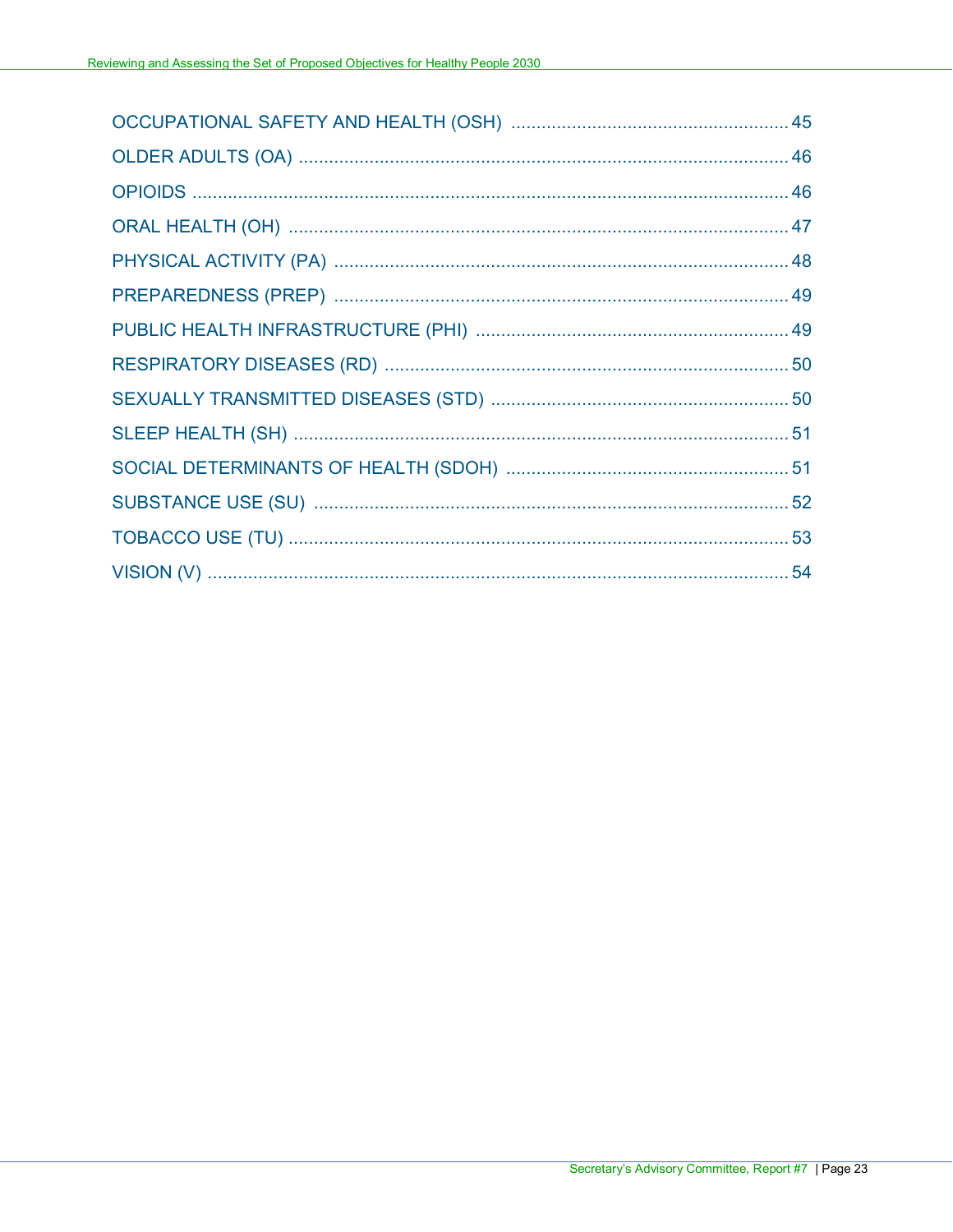OCCUPATIONAL SAFETY AND HEALTH (OSH) ........................................................ 45

OLDER ADULTS (OA) ................................................................................................ 46

OPIOIDS ..................................................................................................................... 46

ORAL HEALTH (OH) ................................................................................................. 47

PHYSICAL ACTIVITY (PA) ........................................................................................ 48

PREPAREDNESS (PREP) ......................................................................................... 49

PUBLIC HEALTH INFRASTRUCTURE (PHI) ............................................................ 49

RESPIRATORY DISEASES (RD) .............................................................................. 50

SEXUALLY TRANSMITTED DISEASES (STD) ......................................................... 50

SLEEP HEALTH (SH) ................................................................................................ 51

SOCIAL DETERMINANTS OF HEALTH (SDOH) ....................................................... 51

SUBSTANCE USE (SU) ............................................................................................ 52

TOBACCO USE (TU) ................................................................................................. 53

VISION (V) ................................................................................................................. 54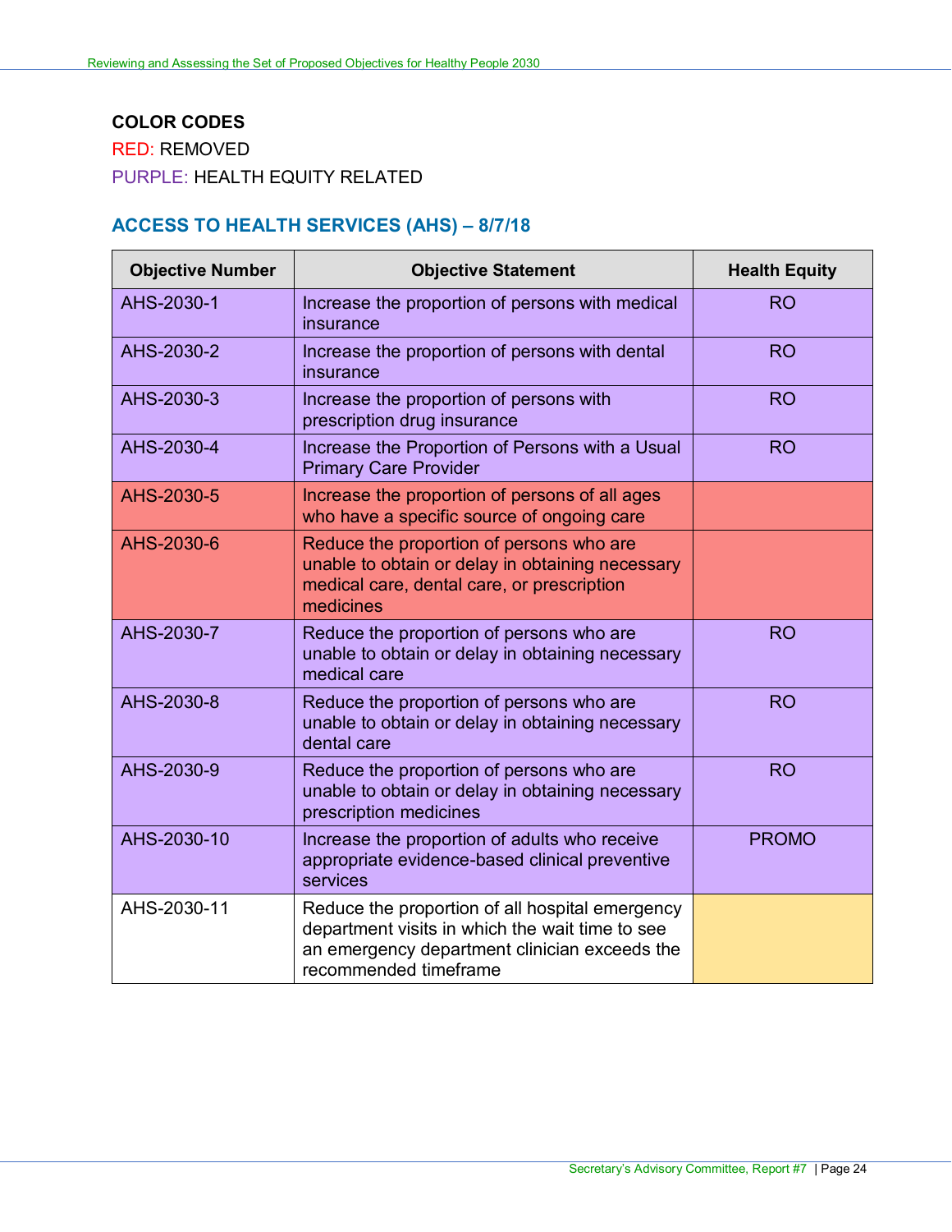**COLOR CODES**

RED: REMOVED

PURPLE: HEALTH EQUITY RELATED

## ACCESS TO HEALTH SERVICES (AHS) – 8/7/18

| Objective Number | Objective Statement | Health Equity |
|---|---|---|
| AHS-2030-1 | Increase the proportion of persons with medical insurance | RO |
| AHS-2030-2 | Increase the proportion of persons with dental insurance | RO |
| AHS-2030-3 | Increase the proportion of persons with prescription drug insurance | RO |
| AHS-2030-4 | Increase the Proportion of Persons with a Usual Primary Care Provider | RO |
| AHS-2030-5 | Increase the proportion of persons of all ages who have a specific source of ongoing care | |
| AHS-2030-6 | Reduce the proportion of persons who are unable to obtain or delay in obtaining necessary medical care, dental care, or prescription medicines | |
| AHS-2030-7 | Reduce the proportion of persons who are unable to obtain or delay in obtaining necessary medical care | RO |
| AHS-2030-8 | Reduce the proportion of persons who are unable to obtain or delay in obtaining necessary dental care | RO |
| AHS-2030-9 | Reduce the proportion of persons who are unable to obtain or delay in obtaining necessary prescription medicines | RO |
| AHS-2030-10 | Increase the proportion of adults who receive appropriate evidence-based clinical preventive services | PROMO |
| AHS-2030-11 | Reduce the proportion of all hospital emergency department visits in which the wait time to see an emergency department clinician exceeds the recommended timeframe | |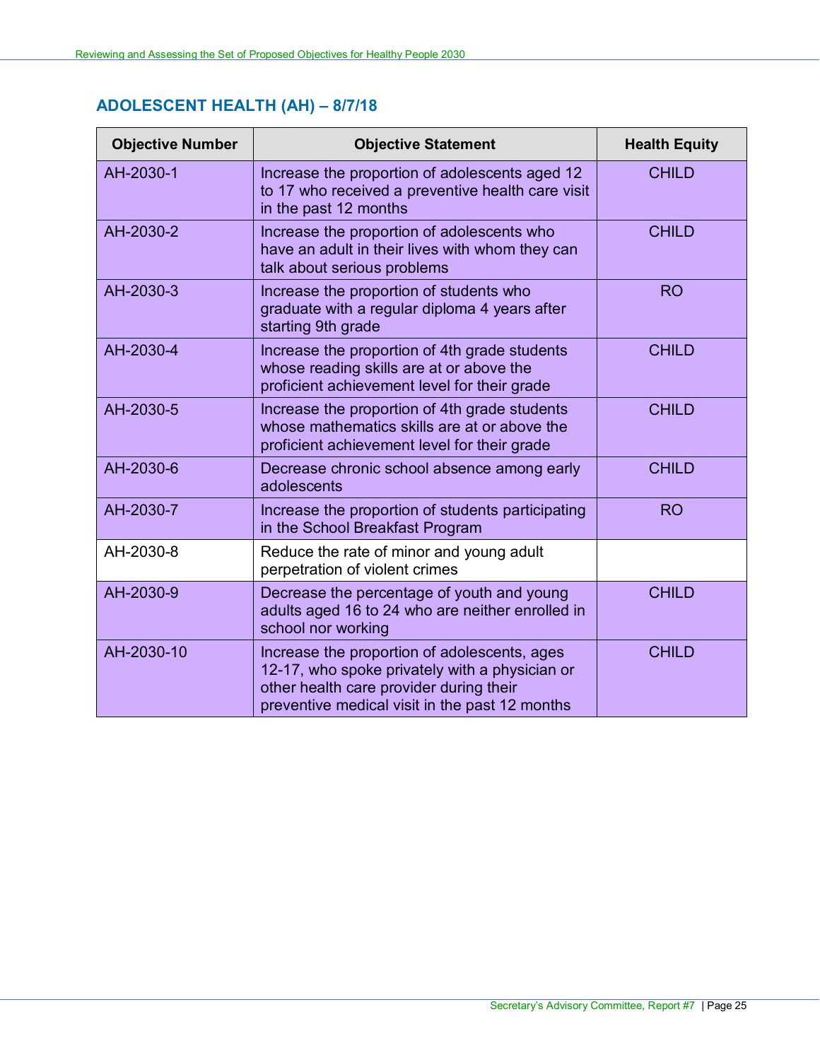## ADOLESCENT HEALTH (AH) – 8/7/18

| Objective Number | Objective Statement | Health Equity |
|---|---|---|
| AH-2030-1 | Increase the proportion of adolescents aged 12 to 17 who received a preventive health care visit in the past 12 months | CHILD |
| AH-2030-2 | Increase the proportion of adolescents who have an adult in their lives with whom they can talk about serious problems | CHILD |
| AH-2030-3 | Increase the proportion of students who graduate with a regular diploma 4 years after starting 9th grade | RO |
| AH-2030-4 | Increase the proportion of 4th grade students whose reading skills are at or above the proficient achievement level for their grade | CHILD |
| AH-2030-5 | Increase the proportion of 4th grade students whose mathematics skills are at or above the proficient achievement level for their grade | CHILD |
| AH-2030-6 | Decrease chronic school absence among early adolescents | CHILD |
| AH-2030-7 | Increase the proportion of students participating in the School Breakfast Program | RO |
| AH-2030-8 | Reduce the rate of minor and young adult perpetration of violent crimes | |
| AH-2030-9 | Decrease the percentage of youth and young adults aged 16 to 24 who are neither enrolled in school nor working | CHILD |
| AH-2030-10 | Increase the proportion of adolescents, ages 12-17, who spoke privately with a physician or other health care provider during their preventive medical visit in the past 12 months | CHILD |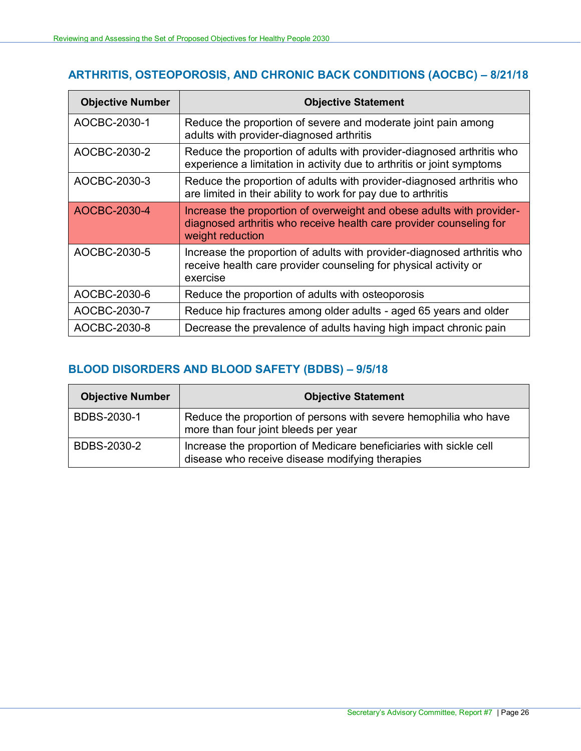## ARTHRITIS, OSTEOPOROSIS, AND CHRONIC BACK CONDITIONS (AOCBC) – 8/21/18

| Objective Number | Objective Statement |
|---|---|
| AOCBC-2030-1 | Reduce the proportion of severe and moderate joint pain among adults with provider-diagnosed arthritis |
| AOCBC-2030-2 | Reduce the proportion of adults with provider-diagnosed arthritis who experience a limitation in activity due to arthritis or joint symptoms |
| AOCBC-2030-3 | Reduce the proportion of adults with provider-diagnosed arthritis who are limited in their ability to work for pay due to arthritis |
| AOCBC-2030-4 | Increase the proportion of overweight and obese adults with provider-diagnosed arthritis who receive health care provider counseling for weight reduction |
| AOCBC-2030-5 | Increase the proportion of adults with provider-diagnosed arthritis who receive health care provider counseling for physical activity or exercise |
| AOCBC-2030-6 | Reduce the proportion of adults with osteoporosis |
| AOCBC-2030-7 | Reduce hip fractures among older adults - aged 65 years and older |
| AOCBC-2030-8 | Decrease the prevalence of adults having high impact chronic pain |

## BLOOD DISORDERS AND BLOOD SAFETY (BDBS) – 9/5/18

| Objective Number | Objective Statement |
|---|---|
| BDBS-2030-1 | Reduce the proportion of persons with severe hemophilia who have more than four joint bleeds per year |
| BDBS-2030-2 | Increase the proportion of Medicare beneficiaries with sickle cell disease who receive disease modifying therapies |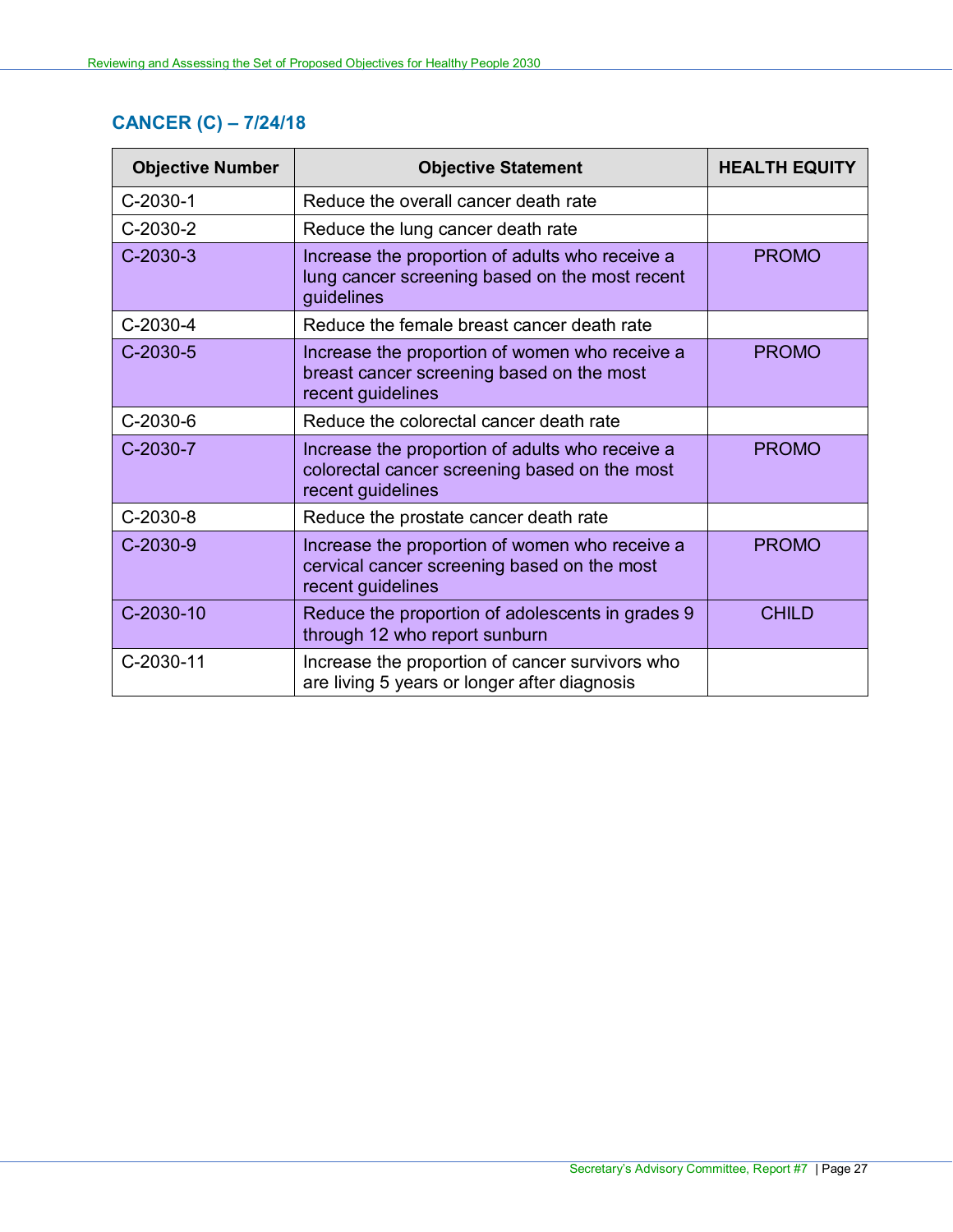## CANCER (C) – 7/24/18

| Objective Number | Objective Statement | HEALTH EQUITY |
|---|---|---|
| C-2030-1 | Reduce the overall cancer death rate | |
| C-2030-2 | Reduce the lung cancer death rate | |
| C-2030-3 | Increase the proportion of adults who receive a lung cancer screening based on the most recent guidelines | PROMO |
| C-2030-4 | Reduce the female breast cancer death rate | |
| C-2030-5 | Increase the proportion of women who receive a breast cancer screening based on the most recent guidelines | PROMO |
| C-2030-6 | Reduce the colorectal cancer death rate | |
| C-2030-7 | Increase the proportion of adults who receive a colorectal cancer screening based on the most recent guidelines | PROMO |
| C-2030-8 | Reduce the prostate cancer death rate | |
| C-2030-9 | Increase the proportion of women who receive a cervical cancer screening based on the most recent guidelines | PROMO |
| C-2030-10 | Reduce the proportion of adolescents in grades 9 through 12 who report sunburn | CHILD |
| C-2030-11 | Increase the proportion of cancer survivors who are living 5 years or longer after diagnosis | |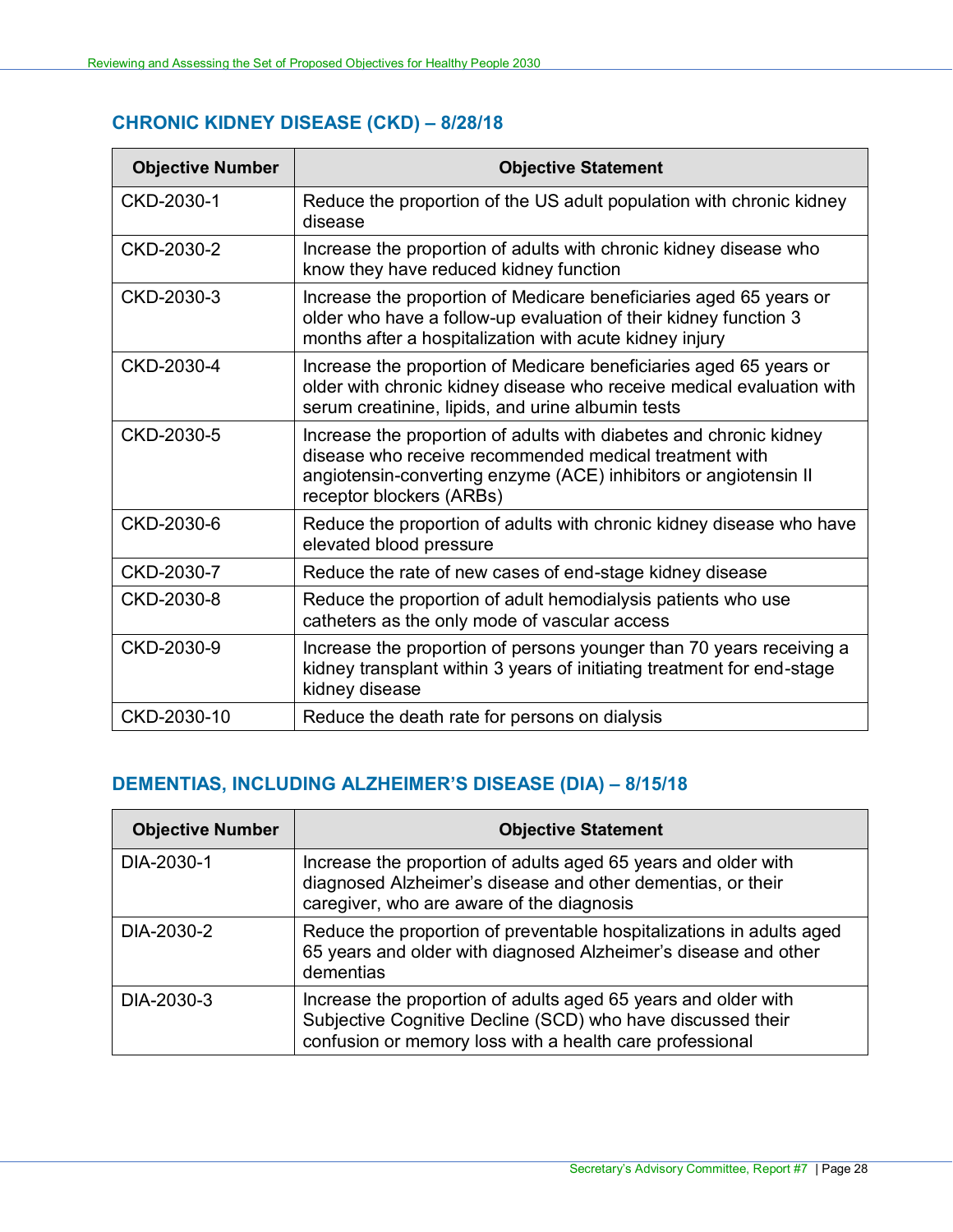## CHRONIC KIDNEY DISEASE (CKD) – 8/28/18

| Objective Number | Objective Statement |
|---|---|
| CKD-2030-1 | Reduce the proportion of the US adult population with chronic kidney disease |
| CKD-2030-2 | Increase the proportion of adults with chronic kidney disease who know they have reduced kidney function |
| CKD-2030-3 | Increase the proportion of Medicare beneficiaries aged 65 years or older who have a follow-up evaluation of their kidney function 3 months after a hospitalization with acute kidney injury |
| CKD-2030-4 | Increase the proportion of Medicare beneficiaries aged 65 years or older with chronic kidney disease who receive medical evaluation with serum creatinine, lipids, and urine albumin tests |
| CKD-2030-5 | Increase the proportion of adults with diabetes and chronic kidney disease who receive recommended medical treatment with angiotensin-converting enzyme (ACE) inhibitors or angiotensin II receptor blockers (ARBs) |
| CKD-2030-6 | Reduce the proportion of adults with chronic kidney disease who have elevated blood pressure |
| CKD-2030-7 | Reduce the rate of new cases of end-stage kidney disease |
| CKD-2030-8 | Reduce the proportion of adult hemodialysis patients who use catheters as the only mode of vascular access |
| CKD-2030-9 | Increase the proportion of persons younger than 70 years receiving a kidney transplant within 3 years of initiating treatment for end-stage kidney disease |
| CKD-2030-10 | Reduce the death rate for persons on dialysis |

## DEMENTIAS, INCLUDING ALZHEIMER'S DISEASE (DIA) – 8/15/18

| Objective Number | Objective Statement |
|---|---|
| DIA-2030-1 | Increase the proportion of adults aged 65 years and older with diagnosed Alzheimer's disease and other dementias, or their caregiver, who are aware of the diagnosis |
| DIA-2030-2 | Reduce the proportion of preventable hospitalizations in adults aged 65 years and older with diagnosed Alzheimer's disease and other dementias |
| DIA-2030-3 | Increase the proportion of adults aged 65 years and older with Subjective Cognitive Decline (SCD) who have discussed their confusion or memory loss with a health care professional |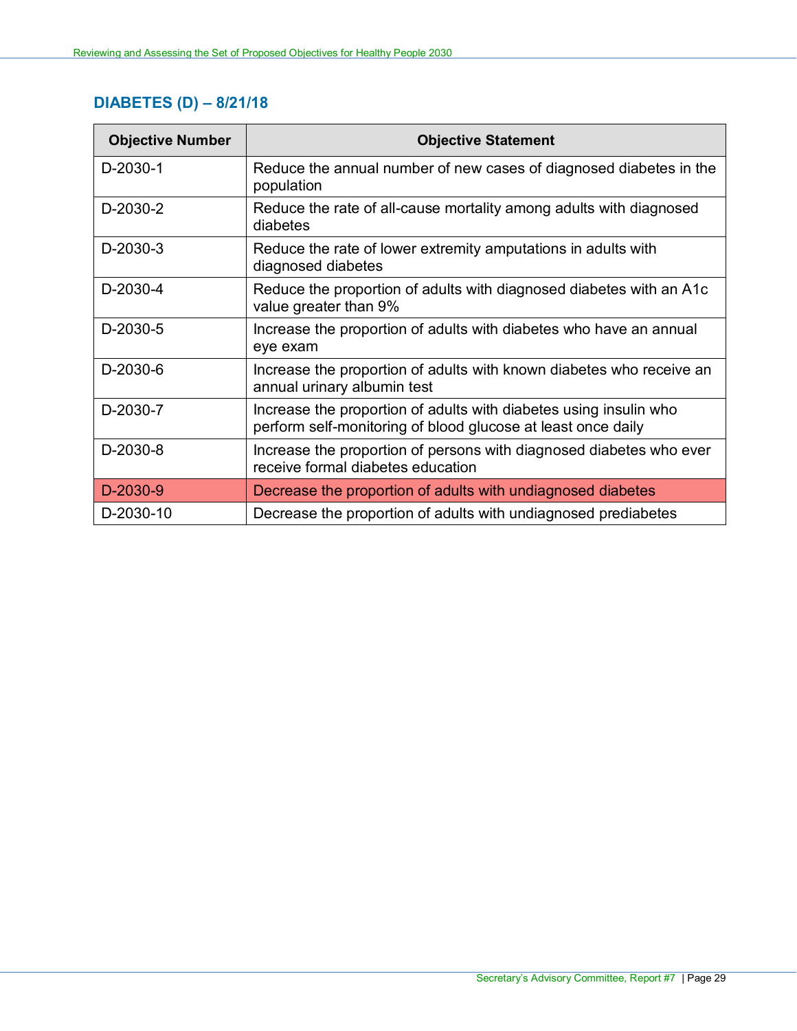## DIABETES (D) – 8/21/18

| Objective Number | Objective Statement |
|---|---|
| D-2030-1 | Reduce the annual number of new cases of diagnosed diabetes in the population |
| D-2030-2 | Reduce the rate of all-cause mortality among adults with diagnosed diabetes |
| D-2030-3 | Reduce the rate of lower extremity amputations in adults with diagnosed diabetes |
| D-2030-4 | Reduce the proportion of adults with diagnosed diabetes with an A1c value greater than 9% |
| D-2030-5 | Increase the proportion of adults with diabetes who have an annual eye exam |
| D-2030-6 | Increase the proportion of adults with known diabetes who receive an annual urinary albumin test |
| D-2030-7 | Increase the proportion of adults with diabetes using insulin who perform self-monitoring of blood glucose at least once daily |
| D-2030-8 | Increase the proportion of persons with diagnosed diabetes who ever receive formal diabetes education |
| D-2030-9 | Decrease the proportion of adults with undiagnosed diabetes |
| D-2030-10 | Decrease the proportion of adults with undiagnosed prediabetes |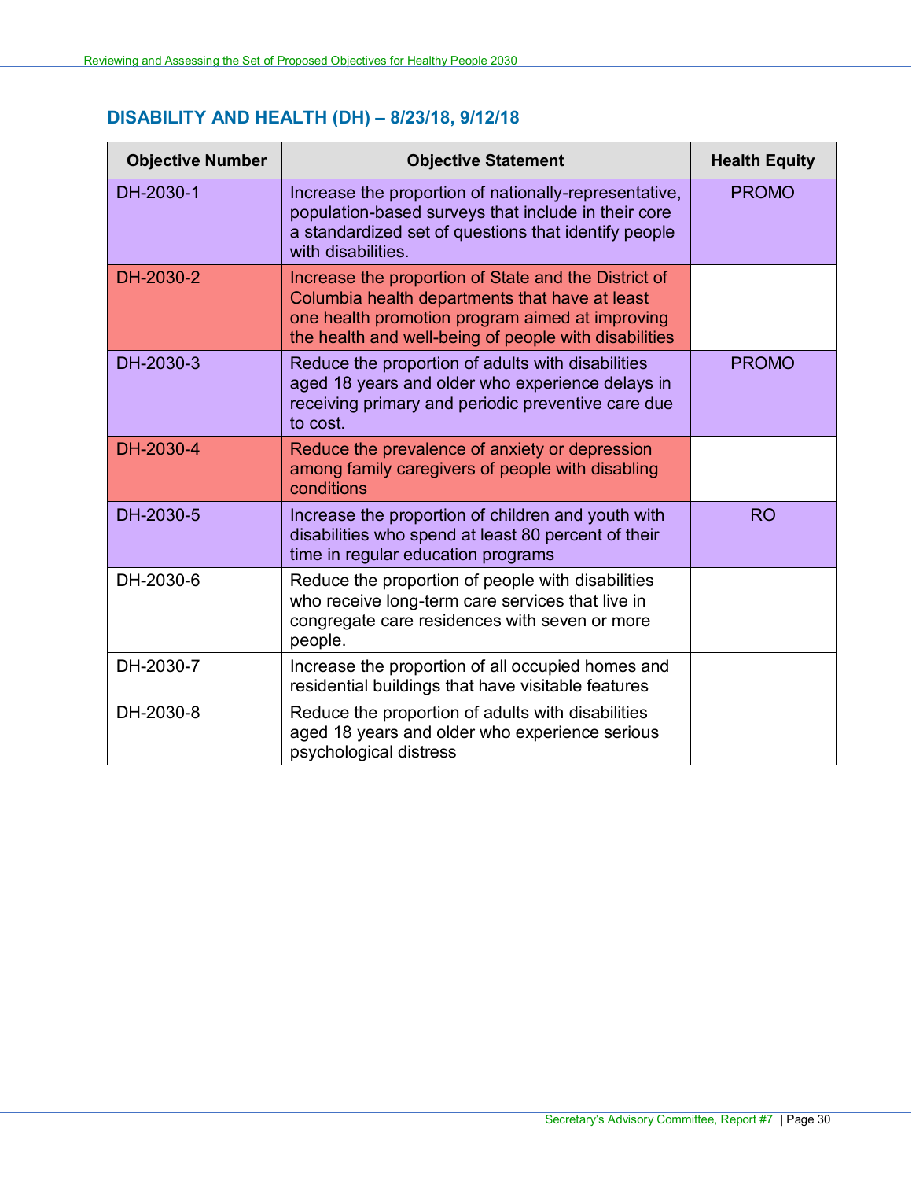## DISABILITY AND HEALTH (DH) – 8/23/18, 9/12/18

| Objective Number | Objective Statement | Health Equity |
|---|---|---|
| DH-2030-1 | Increase the proportion of nationally-representative, population-based surveys that include in their core a standardized set of questions that identify people with disabilities. | PROMO |
| DH-2030-2 | Increase the proportion of State and the District of Columbia health departments that have at least one health promotion program aimed at improving the health and well-being of people with disabilities | |
| DH-2030-3 | Reduce the proportion of adults with disabilities aged 18 years and older who experience delays in receiving primary and periodic preventive care due to cost. | PROMO |
| DH-2030-4 | Reduce the prevalence of anxiety or depression among family caregivers of people with disabling conditions | |
| DH-2030-5 | Increase the proportion of children and youth with disabilities who spend at least 80 percent of their time in regular education programs | RO |
| DH-2030-6 | Reduce the proportion of people with disabilities who receive long-term care services that live in congregate care residences with seven or more people. | |
| DH-2030-7 | Increase the proportion of all occupied homes and residential buildings that have visitable features | |
| DH-2030-8 | Reduce the proportion of adults with disabilities aged 18 years and older who experience serious psychological distress | |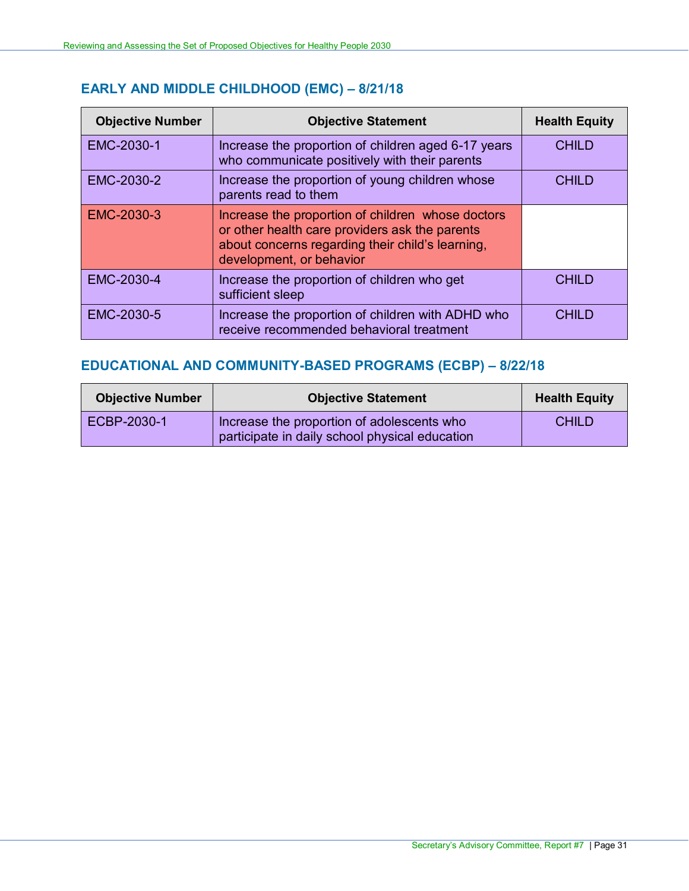## EARLY AND MIDDLE CHILDHOOD (EMC) – 8/21/18

| Objective Number | Objective Statement | Health Equity |
|---|---|---|
| EMC-2030-1 | Increase the proportion of children aged 6-17 years who communicate positively with their parents | CHILD |
| EMC-2030-2 | Increase the proportion of young children whose parents read to them | CHILD |
| EMC-2030-3 | Increase the proportion of children whose doctors or other health care providers ask the parents about concerns regarding their child's learning, development, or behavior | |
| EMC-2030-4 | Increase the proportion of children who get sufficient sleep | CHILD |
| EMC-2030-5 | Increase the proportion of children with ADHD who receive recommended behavioral treatment | CHILD |

## EDUCATIONAL AND COMMUNITY-BASED PROGRAMS (ECBP) – 8/22/18

| Objective Number | Objective Statement | Health Equity |
|---|---|---|
| ECBP-2030-1 | Increase the proportion of adolescents who participate in daily school physical education | CHILD |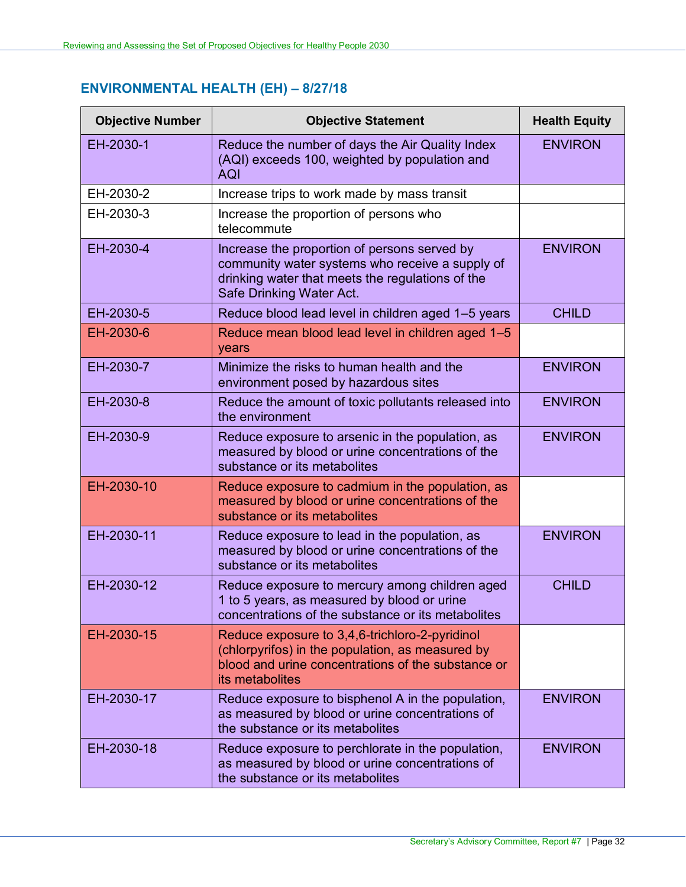## ENVIRONMENTAL HEALTH (EH) – 8/27/18

| Objective Number | Objective Statement | Health Equity |
|---|---|---|
| EH-2030-1 | Reduce the number of days the Air Quality Index (AQI) exceeds 100, weighted by population and AQI | ENVIRON |
| EH-2030-2 | Increase trips to work made by mass transit | |
| EH-2030-3 | Increase the proportion of persons who telecommute | |
| EH-2030-4 | Increase the proportion of persons served by community water systems who receive a supply of drinking water that meets the regulations of the Safe Drinking Water Act. | ENVIRON |
| EH-2030-5 | Reduce blood lead level in children aged 1–5 years | CHILD |
| EH-2030-6 | Reduce mean blood lead level in children aged 1–5 years | |
| EH-2030-7 | Minimize the risks to human health and the environment posed by hazardous sites | ENVIRON |
| EH-2030-8 | Reduce the amount of toxic pollutants released into the environment | ENVIRON |
| EH-2030-9 | Reduce exposure to arsenic in the population, as measured by blood or urine concentrations of the substance or its metabolites | ENVIRON |
| EH-2030-10 | Reduce exposure to cadmium in the population, as measured by blood or urine concentrations of the substance or its metabolites | |
| EH-2030-11 | Reduce exposure to lead in the population, as measured by blood or urine concentrations of the substance or its metabolites | ENVIRON |
| EH-2030-12 | Reduce exposure to mercury among children aged 1 to 5 years, as measured by blood or urine concentrations of the substance or its metabolites | CHILD |
| EH-2030-15 | Reduce exposure to 3,4,6-trichloro-2-pyridinol (chlorpyrifos) in the population, as measured by blood and urine concentrations of the substance or its metabolites | |
| EH-2030-17 | Reduce exposure to bisphenol A in the population, as measured by blood or urine concentrations of the substance or its metabolites | ENVIRON |
| EH-2030-18 | Reduce exposure to perchlorate in the population, as measured by blood or urine concentrations of the substance or its metabolites | ENVIRON |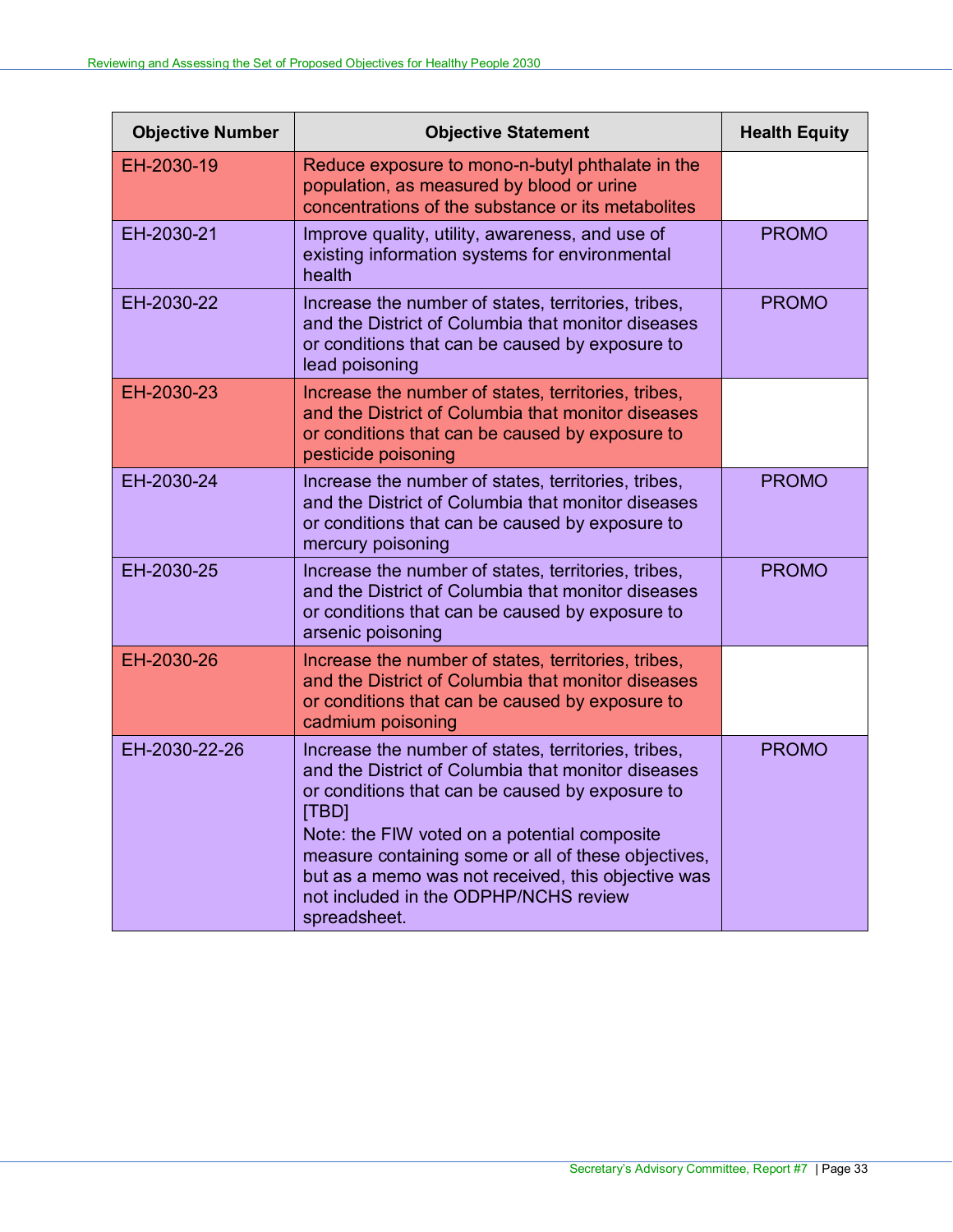| Objective Number | Objective Statement | Health Equity |
| --- | --- | --- |
| EH-2030-19 | Reduce exposure to mono-n-butyl phthalate in the population, as measured by blood or urine concentrations of the substance or its metabolites | |
| EH-2030-21 | Improve quality, utility, awareness, and use of existing information systems for environmental health | PROMO |
| EH-2030-22 | Increase the number of states, territories, tribes, and the District of Columbia that monitor diseases or conditions that can be caused by exposure to lead poisoning | PROMO |
| EH-2030-23 | Increase the number of states, territories, tribes, and the District of Columbia that monitor diseases or conditions that can be caused by exposure to pesticide poisoning | |
| EH-2030-24 | Increase the number of states, territories, tribes, and the District of Columbia that monitor diseases or conditions that can be caused by exposure to mercury poisoning | PROMO |
| EH-2030-25 | Increase the number of states, territories, tribes, and the District of Columbia that monitor diseases or conditions that can be caused by exposure to arsenic poisoning | PROMO |
| EH-2030-26 | Increase the number of states, territories, tribes, and the District of Columbia that monitor diseases or conditions that can be caused by exposure to cadmium poisoning | |
| EH-2030-22-26 | Increase the number of states, territories, tribes, and the District of Columbia that monitor diseases or conditions that can be caused by exposure to [TBD]<br>Note: the FIW voted on a potential composite measure containing some or all of these objectives, but as a memo was not received, this objective was not included in the ODPHP/NCHS review spreadsheet. | PROMO |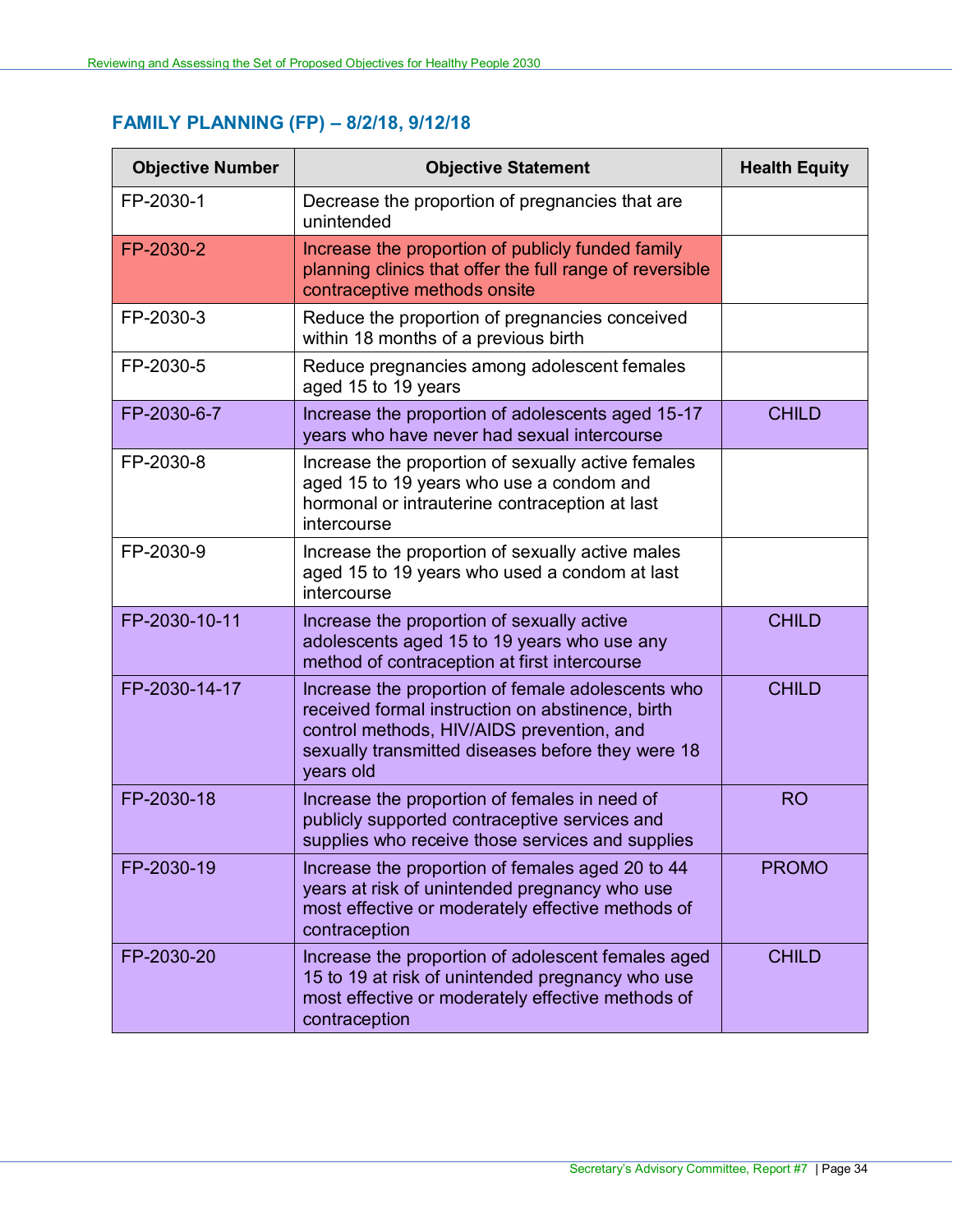## FAMILY PLANNING (FP) – 8/2/18, 9/12/18

| Objective Number | Objective Statement | Health Equity |
| --- | --- | --- |
| FP-2030-1 | Decrease the proportion of pregnancies that are unintended | |
| FP-2030-2 | Increase the proportion of publicly funded family planning clinics that offer the full range of reversible contraceptive methods onsite | |
| FP-2030-3 | Reduce the proportion of pregnancies conceived within 18 months of a previous birth | |
| FP-2030-5 | Reduce pregnancies among adolescent females aged 15 to 19 years | |
| FP-2030-6-7 | Increase the proportion of adolescents aged 15-17 years who have never had sexual intercourse | CHILD |
| FP-2030-8 | Increase the proportion of sexually active females aged 15 to 19 years who use a condom and hormonal or intrauterine contraception at last intercourse | |
| FP-2030-9 | Increase the proportion of sexually active males aged 15 to 19 years who used a condom at last intercourse | |
| FP-2030-10-11 | Increase the proportion of sexually active adolescents aged 15 to 19 years who use any method of contraception at first intercourse | CHILD |
| FP-2030-14-17 | Increase the proportion of female adolescents who received formal instruction on abstinence, birth control methods, HIV/AIDS prevention, and sexually transmitted diseases before they were 18 years old | CHILD |
| FP-2030-18 | Increase the proportion of females in need of publicly supported contraceptive services and supplies who receive those services and supplies | RO |
| FP-2030-19 | Increase the proportion of females aged 20 to 44 years at risk of unintended pregnancy who use most effective or moderately effective methods of contraception | PROMO |
| FP-2030-20 | Increase the proportion of adolescent females aged 15 to 19 at risk of unintended pregnancy who use most effective or moderately effective methods of contraception | CHILD |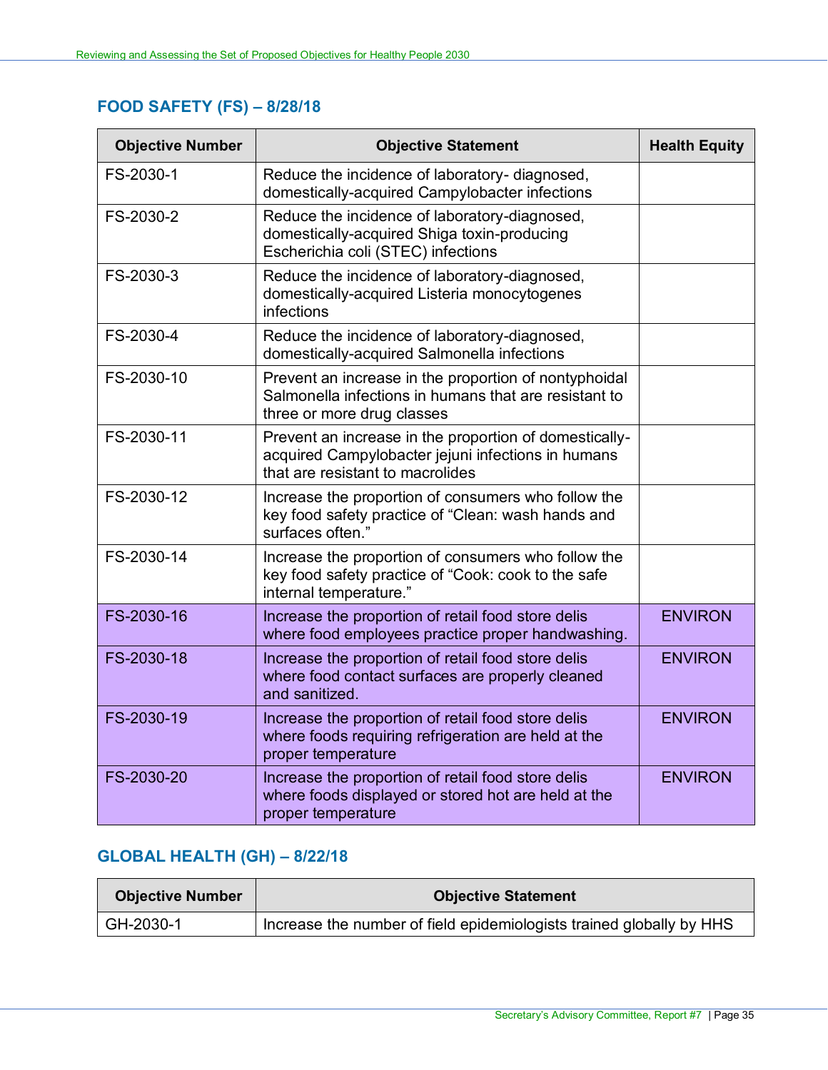## FOOD SAFETY (FS) – 8/28/18

| Objective Number | Objective Statement | Health Equity |
|---|---|---|
| FS-2030-1 | Reduce the incidence of laboratory- diagnosed, domestically-acquired Campylobacter infections | |
| FS-2030-2 | Reduce the incidence of laboratory-diagnosed, domestically-acquired Shiga toxin-producing Escherichia coli (STEC) infections | |
| FS-2030-3 | Reduce the incidence of laboratory-diagnosed, domestically-acquired Listeria monocytogenes infections | |
| FS-2030-4 | Reduce the incidence of laboratory-diagnosed, domestically-acquired Salmonella infections | |
| FS-2030-10 | Prevent an increase in the proportion of nontyphoidal Salmonella infections in humans that are resistant to three or more drug classes | |
| FS-2030-11 | Prevent an increase in the proportion of domestically-acquired Campylobacter jejuni infections in humans that are resistant to macrolides | |
| FS-2030-12 | Increase the proportion of consumers who follow the key food safety practice of "Clean: wash hands and surfaces often." | |
| FS-2030-14 | Increase the proportion of consumers who follow the key food safety practice of "Cook: cook to the safe internal temperature." | |
| FS-2030-16 | Increase the proportion of retail food store delis where food employees practice proper handwashing. | ENVIRON |
| FS-2030-18 | Increase the proportion of retail food store delis where food contact surfaces are properly cleaned and sanitized. | ENVIRON |
| FS-2030-19 | Increase the proportion of retail food store delis where foods requiring refrigeration are held at the proper temperature | ENVIRON |
| FS-2030-20 | Increase the proportion of retail food store delis where foods displayed or stored hot are held at the proper temperature | ENVIRON |

## GLOBAL HEALTH (GH) – 8/22/18

| Objective Number | Objective Statement |
|---|---|
| GH-2030-1 | Increase the number of field epidemiologists trained globally by HHS |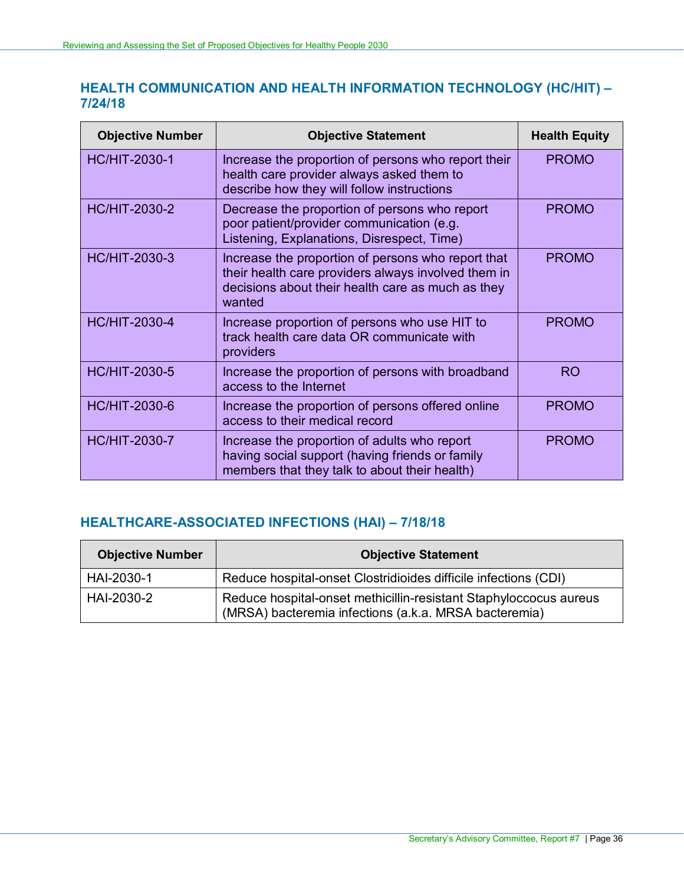## HEALTH COMMUNICATION AND HEALTH INFORMATION TECHNOLOGY (HC/HIT) – 7/24/18

| Objective Number | Objective Statement | Health Equity |
|---|---|---|
| HC/HIT-2030-1 | Increase the proportion of persons who report their health care provider always asked them to describe how they will follow instructions | PROMO |
| HC/HIT-2030-2 | Decrease the proportion of persons who report poor patient/provider communication (e.g. Listening, Explanations, Disrespect, Time) | PROMO |
| HC/HIT-2030-3 | Increase the proportion of persons who report that their health care providers always involved them in decisions about their health care as much as they wanted | PROMO |
| HC/HIT-2030-4 | Increase proportion of persons who use HIT to track health care data OR communicate with providers | PROMO |
| HC/HIT-2030-5 | Increase the proportion of persons with broadband access to the Internet | RO |
| HC/HIT-2030-6 | Increase the proportion of persons offered online access to their medical record | PROMO |
| HC/HIT-2030-7 | Increase the proportion of adults who report having social support (having friends or family members that they talk to about their health) | PROMO |

## HEALTHCARE-ASSOCIATED INFECTIONS (HAI) – 7/18/18

| Objective Number | Objective Statement |
|---|---|
| HAI-2030-1 | Reduce hospital-onset Clostridioides difficile infections (CDI) |
| HAI-2030-2 | Reduce hospital-onset methicillin-resistant Staphyloccocus aureus (MRSA) bacteremia infections (a.k.a. MRSA bacteremia) |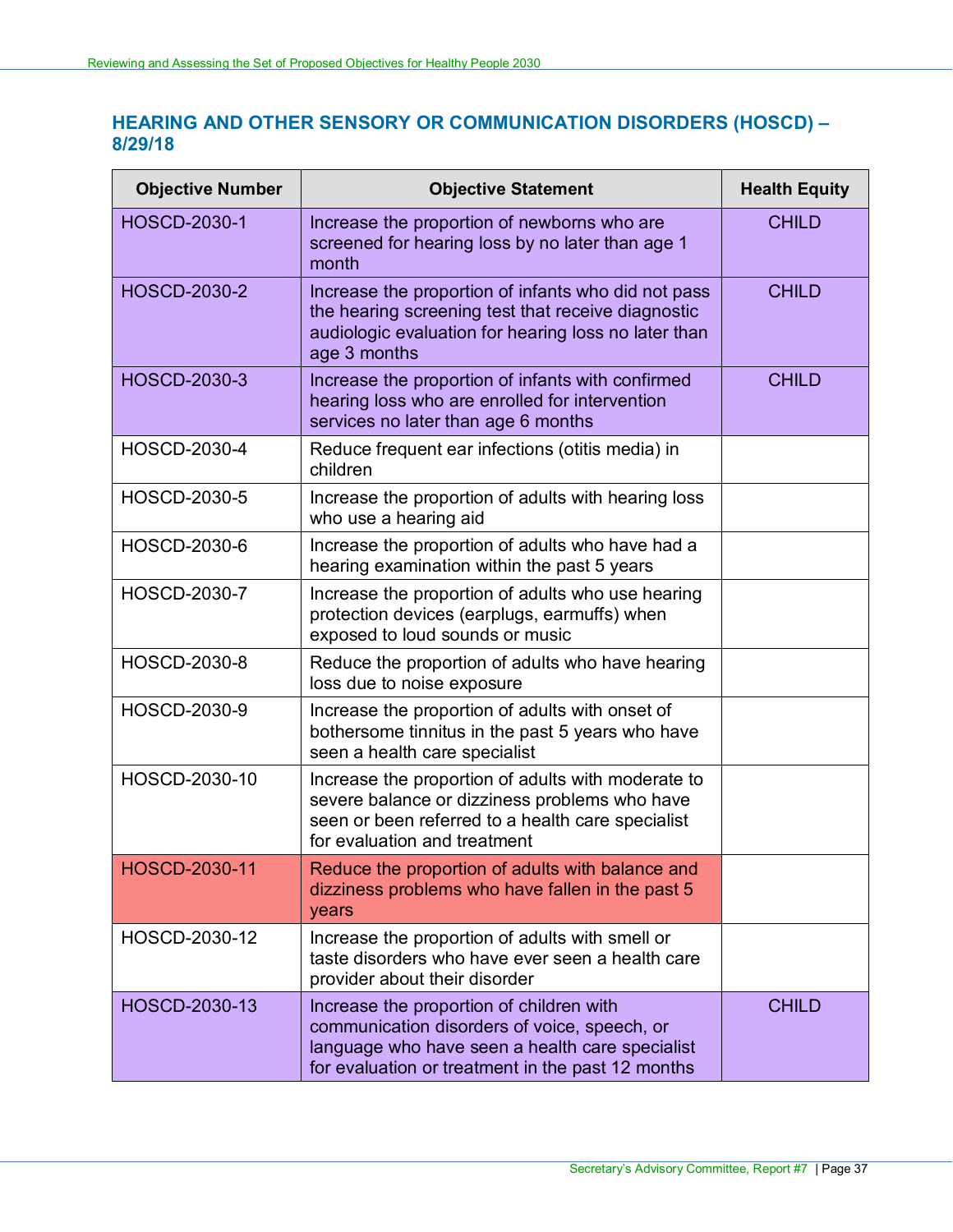## HEARING AND OTHER SENSORY OR COMMUNICATION DISORDERS (HOSCD) – 8/29/18

| Objective Number | Objective Statement | Health Equity |
|---|---|---|
| HOSCD-2030-1 | Increase the proportion of newborns who are screened for hearing loss by no later than age 1 month | CHILD |
| HOSCD-2030-2 | Increase the proportion of infants who did not pass the hearing screening test that receive diagnostic audiologic evaluation for hearing loss no later than age 3 months | CHILD |
| HOSCD-2030-3 | Increase the proportion of infants with confirmed hearing loss who are enrolled for intervention services no later than age 6 months | CHILD |
| HOSCD-2030-4 | Reduce frequent ear infections (otitis media) in children | |
| HOSCD-2030-5 | Increase the proportion of adults with hearing loss who use a hearing aid | |
| HOSCD-2030-6 | Increase the proportion of adults who have had a hearing examination within the past 5 years | |
| HOSCD-2030-7 | Increase the proportion of adults who use hearing protection devices (earplugs, earmuffs) when exposed to loud sounds or music | |
| HOSCD-2030-8 | Reduce the proportion of adults who have hearing loss due to noise exposure | |
| HOSCD-2030-9 | Increase the proportion of adults with onset of bothersome tinnitus in the past 5 years who have seen a health care specialist | |
| HOSCD-2030-10 | Increase the proportion of adults with moderate to severe balance or dizziness problems who have seen or been referred to a health care specialist for evaluation and treatment | |
| HOSCD-2030-11 | Reduce the proportion of adults with balance and dizziness problems who have fallen in the past 5 years | |
| HOSCD-2030-12 | Increase the proportion of adults with smell or taste disorders who have ever seen a health care provider about their disorder | |
| HOSCD-2030-13 | Increase the proportion of children with communication disorders of voice, speech, or language who have seen a health care specialist for evaluation or treatment in the past 12 months | CHILD |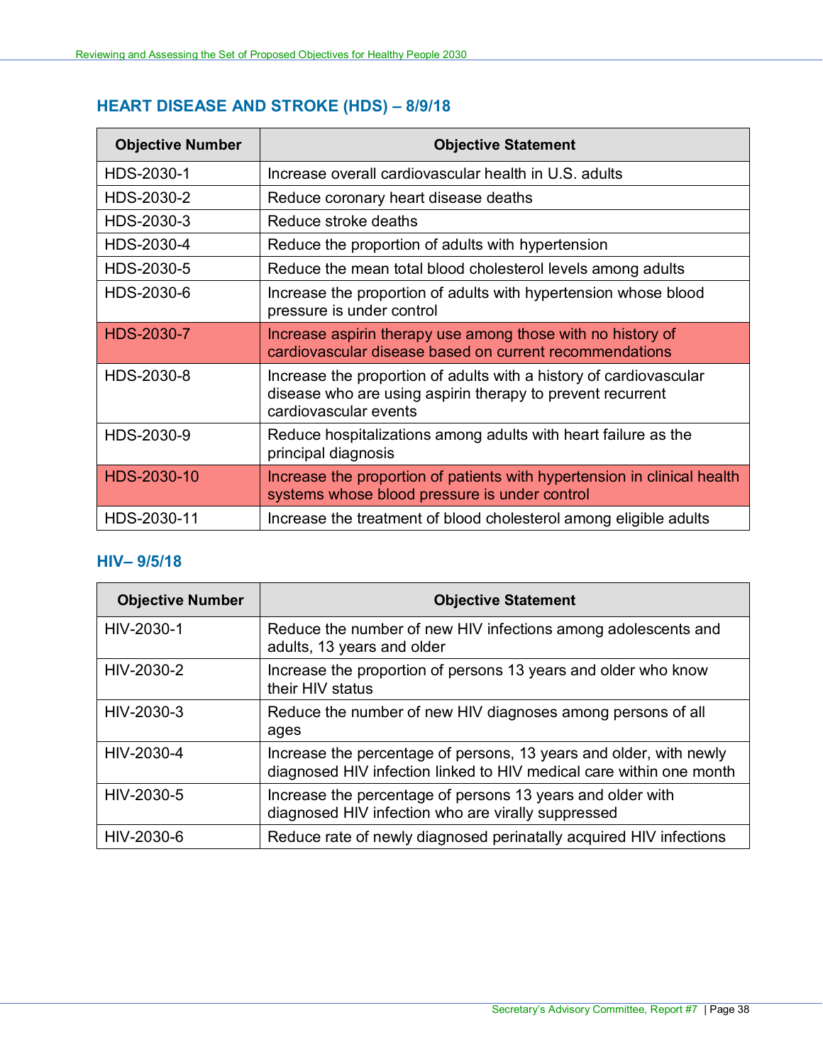## HEART DISEASE AND STROKE (HDS) – 8/9/18

| Objective Number | Objective Statement |
|---|---|
| HDS-2030-1 | Increase overall cardiovascular health in U.S. adults |
| HDS-2030-2 | Reduce coronary heart disease deaths |
| HDS-2030-3 | Reduce stroke deaths |
| HDS-2030-4 | Reduce the proportion of adults with hypertension |
| HDS-2030-5 | Reduce the mean total blood cholesterol levels among adults |
| HDS-2030-6 | Increase the proportion of adults with hypertension whose blood pressure is under control |
| HDS-2030-7 | Increase aspirin therapy use among those with no history of cardiovascular disease based on current recommendations |
| HDS-2030-8 | Increase the proportion of adults with a history of cardiovascular disease who are using aspirin therapy to prevent recurrent cardiovascular events |
| HDS-2030-9 | Reduce hospitalizations among adults with heart failure as the principal diagnosis |
| HDS-2030-10 | Increase the proportion of patients with hypertension in clinical health systems whose blood pressure is under control |
| HDS-2030-11 | Increase the treatment of blood cholesterol among eligible adults |

## HIV– 9/5/18

| Objective Number | Objective Statement |
|---|---|
| HIV-2030-1 | Reduce the number of new HIV infections among adolescents and adults, 13 years and older |
| HIV-2030-2 | Increase the proportion of persons 13 years and older who know their HIV status |
| HIV-2030-3 | Reduce the number of new HIV diagnoses among persons of all ages |
| HIV-2030-4 | Increase the percentage of persons, 13 years and older, with newly diagnosed HIV infection linked to HIV medical care within one month |
| HIV-2030-5 | Increase the percentage of persons 13 years and older with diagnosed HIV infection who are virally suppressed |
| HIV-2030-6 | Reduce rate of newly diagnosed perinatally acquired HIV infections |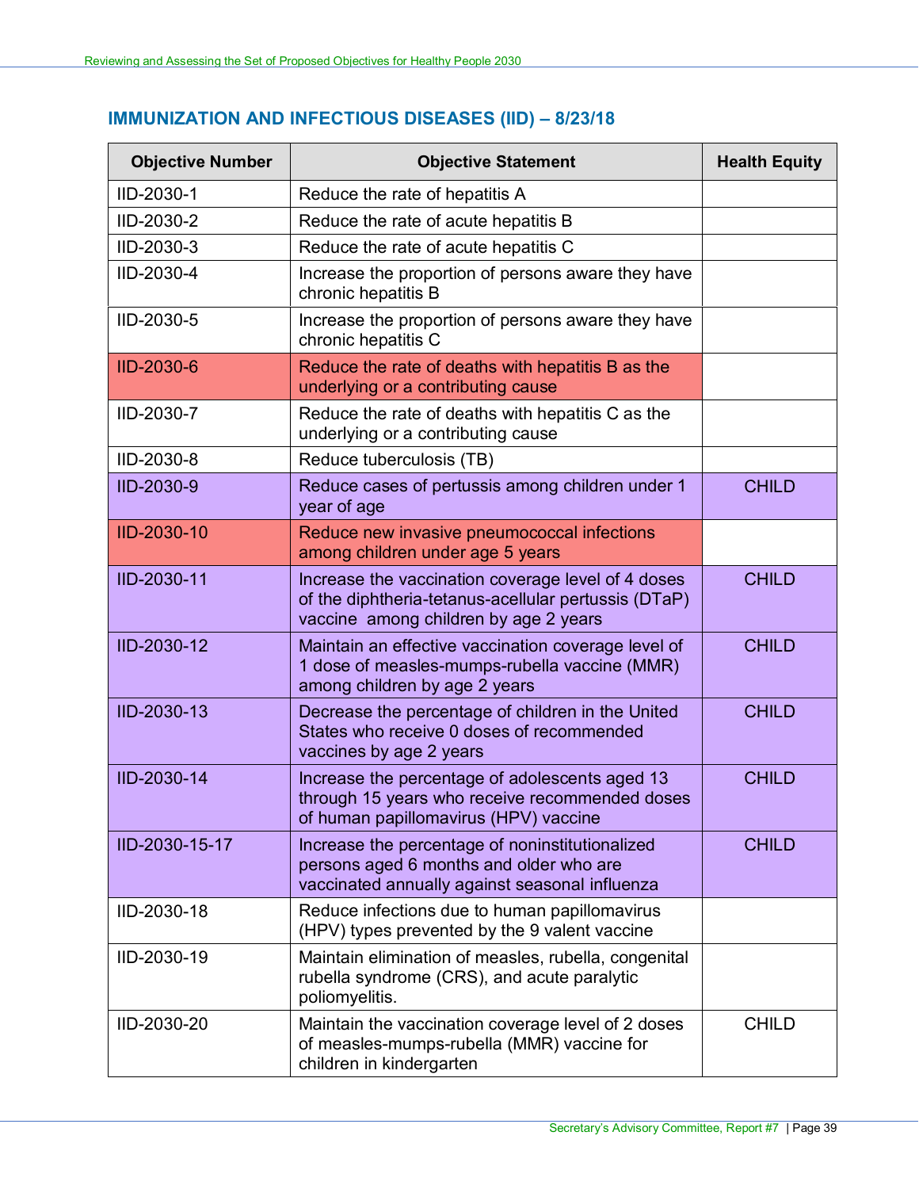## IMMUNIZATION AND INFECTIOUS DISEASES (IID) – 8/23/18

| Objective Number | Objective Statement | Health Equity |
|---|---|---|
| IID-2030-1 | Reduce the rate of hepatitis A | |
| IID-2030-2 | Reduce the rate of acute hepatitis B | |
| IID-2030-3 | Reduce the rate of acute hepatitis C | |
| IID-2030-4 | Increase the proportion of persons aware they have chronic hepatitis B | |
| IID-2030-5 | Increase the proportion of persons aware they have chronic hepatitis C | |
| IID-2030-6 | Reduce the rate of deaths with hepatitis B as the underlying or a contributing cause | |
| IID-2030-7 | Reduce the rate of deaths with hepatitis C as the underlying or a contributing cause | |
| IID-2030-8 | Reduce tuberculosis (TB) | |
| IID-2030-9 | Reduce cases of pertussis among children under 1 year of age | CHILD |
| IID-2030-10 | Reduce new invasive pneumococcal infections among children under age 5 years | |
| IID-2030-11 | Increase the vaccination coverage level of 4 doses of the diphtheria-tetanus-acellular pertussis (DTaP) vaccine among children by age 2 years | CHILD |
| IID-2030-12 | Maintain an effective vaccination coverage level of 1 dose of measles-mumps-rubella vaccine (MMR) among children by age 2 years | CHILD |
| IID-2030-13 | Decrease the percentage of children in the United States who receive 0 doses of recommended vaccines by age 2 years | CHILD |
| IID-2030-14 | Increase the percentage of adolescents aged 13 through 15 years who receive recommended doses of human papillomavirus (HPV) vaccine | CHILD |
| IID-2030-15-17 | Increase the percentage of noninstitutionalized persons aged 6 months and older who are vaccinated annually against seasonal influenza | CHILD |
| IID-2030-18 | Reduce infections due to human papillomavirus (HPV) types prevented by the 9 valent vaccine | |
| IID-2030-19 | Maintain elimination of measles, rubella, congenital rubella syndrome (CRS), and acute paralytic poliomyelitis. | |
| IID-2030-20 | Maintain the vaccination coverage level of 2 doses of measles-mumps-rubella (MMR) vaccine for children in kindergarten | CHILD |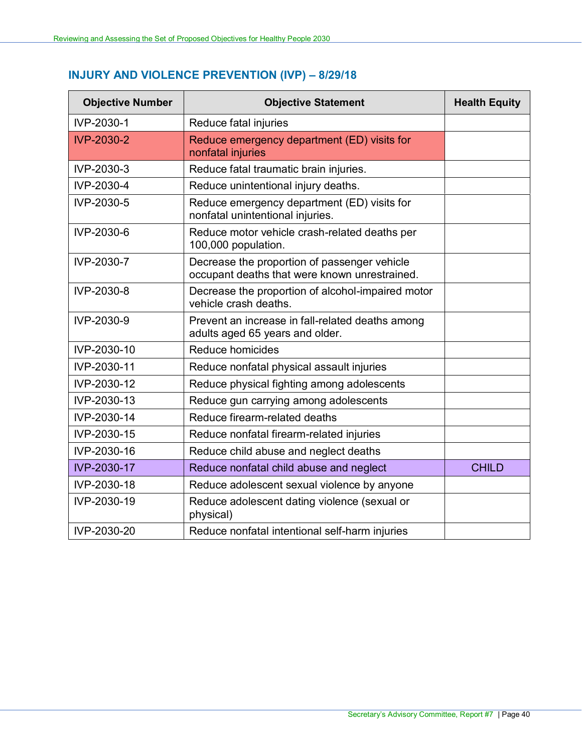## INJURY AND VIOLENCE PREVENTION (IVP) – 8/29/18

| Objective Number | Objective Statement | Health Equity |
|---|---|---|
| IVP-2030-1 | Reduce fatal injuries | |
| IVP-2030-2 | Reduce emergency department (ED) visits for nonfatal injuries | |
| IVP-2030-3 | Reduce fatal traumatic brain injuries. | |
| IVP-2030-4 | Reduce unintentional injury deaths. | |
| IVP-2030-5 | Reduce emergency department (ED) visits for nonfatal unintentional injuries. | |
| IVP-2030-6 | Reduce motor vehicle crash-related deaths per 100,000 population. | |
| IVP-2030-7 | Decrease the proportion of passenger vehicle occupant deaths that were known unrestrained. | |
| IVP-2030-8 | Decrease the proportion of alcohol-impaired motor vehicle crash deaths. | |
| IVP-2030-9 | Prevent an increase in fall-related deaths among adults aged 65 years and older. | |
| IVP-2030-10 | Reduce homicides | |
| IVP-2030-11 | Reduce nonfatal physical assault injuries | |
| IVP-2030-12 | Reduce physical fighting among adolescents | |
| IVP-2030-13 | Reduce gun carrying among adolescents | |
| IVP-2030-14 | Reduce firearm-related deaths | |
| IVP-2030-15 | Reduce nonfatal firearm-related injuries | |
| IVP-2030-16 | Reduce child abuse and neglect deaths | |
| IVP-2030-17 | Reduce nonfatal child abuse and neglect | CHILD |
| IVP-2030-18 | Reduce adolescent sexual violence by anyone | |
| IVP-2030-19 | Reduce adolescent dating violence (sexual or physical) | |
| IVP-2030-20 | Reduce nonfatal intentional self-harm injuries | |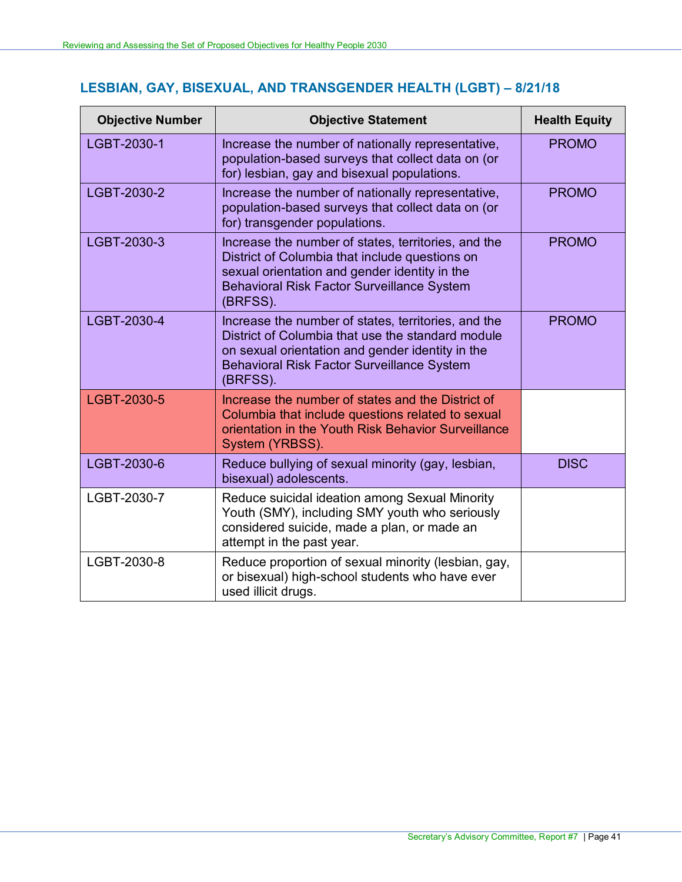## LESBIAN, GAY, BISEXUAL, AND TRANSGENDER HEALTH (LGBT) – 8/21/18

| Objective Number | Objective Statement | Health Equity |
|---|---|---|
| LGBT-2030-1 | Increase the number of nationally representative, population-based surveys that collect data on (or for) lesbian, gay and bisexual populations. | PROMO |
| LGBT-2030-2 | Increase the number of nationally representative, population-based surveys that collect data on (or for) transgender populations. | PROMO |
| LGBT-2030-3 | Increase the number of states, territories, and the District of Columbia that include questions on sexual orientation and gender identity in the Behavioral Risk Factor Surveillance System (BRFSS). | PROMO |
| LGBT-2030-4 | Increase the number of states, territories, and the District of Columbia that use the standard module on sexual orientation and gender identity in the Behavioral Risk Factor Surveillance System (BRFSS). | PROMO |
| LGBT-2030-5 | Increase the number of states and the District of Columbia that include questions related to sexual orientation in the Youth Risk Behavior Surveillance System (YRBSS). | |
| LGBT-2030-6 | Reduce bullying of sexual minority (gay, lesbian, bisexual) adolescents. | DISC |
| LGBT-2030-7 | Reduce suicidal ideation among Sexual Minority Youth (SMY), including SMY youth who seriously considered suicide, made a plan, or made an attempt in the past year. | |
| LGBT-2030-8 | Reduce proportion of sexual minority (lesbian, gay, or bisexual) high-school students who have ever used illicit drugs. | |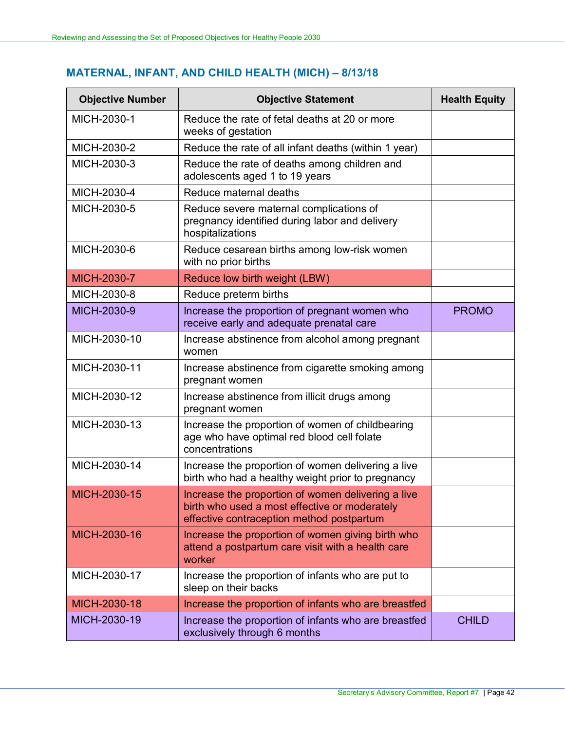## MATERNAL, INFANT, AND CHILD HEALTH (MICH) – 8/13/18

| Objective Number | Objective Statement | Health Equity |
|---|---|---|
| MICH-2030-1 | Reduce the rate of fetal deaths at 20 or more weeks of gestation | |
| MICH-2030-2 | Reduce the rate of all infant deaths (within 1 year) | |
| MICH-2030-3 | Reduce the rate of deaths among children and adolescents aged 1 to 19 years | |
| MICH-2030-4 | Reduce maternal deaths | |
| MICH-2030-5 | Reduce severe maternal complications of pregnancy identified during labor and delivery hospitalizations | |
| MICH-2030-6 | Reduce cesarean births among low-risk women with no prior births | |
| MICH-2030-7 | Reduce low birth weight (LBW) | |
| MICH-2030-8 | Reduce preterm births | |
| MICH-2030-9 | Increase the proportion of pregnant women who receive early and adequate prenatal care | PROMO |
| MICH-2030-10 | Increase abstinence from alcohol among pregnant women | |
| MICH-2030-11 | Increase abstinence from cigarette smoking among pregnant women | |
| MICH-2030-12 | Increase abstinence from illicit drugs among pregnant women | |
| MICH-2030-13 | Increase the proportion of women of childbearing age who have optimal red blood cell folate concentrations | |
| MICH-2030-14 | Increase the proportion of women delivering a live birth who had a healthy weight prior to pregnancy | |
| MICH-2030-15 | Increase the proportion of women delivering a live birth who used a most effective or moderately effective contraception method postpartum | |
| MICH-2030-16 | Increase the proportion of women giving birth who attend a postpartum care visit with a health care worker | |
| MICH-2030-17 | Increase the proportion of infants who are put to sleep on their backs | |
| MICH-2030-18 | Increase the proportion of infants who are breastfed | |
| MICH-2030-19 | Increase the proportion of infants who are breastfed exclusively through 6 months | CHILD |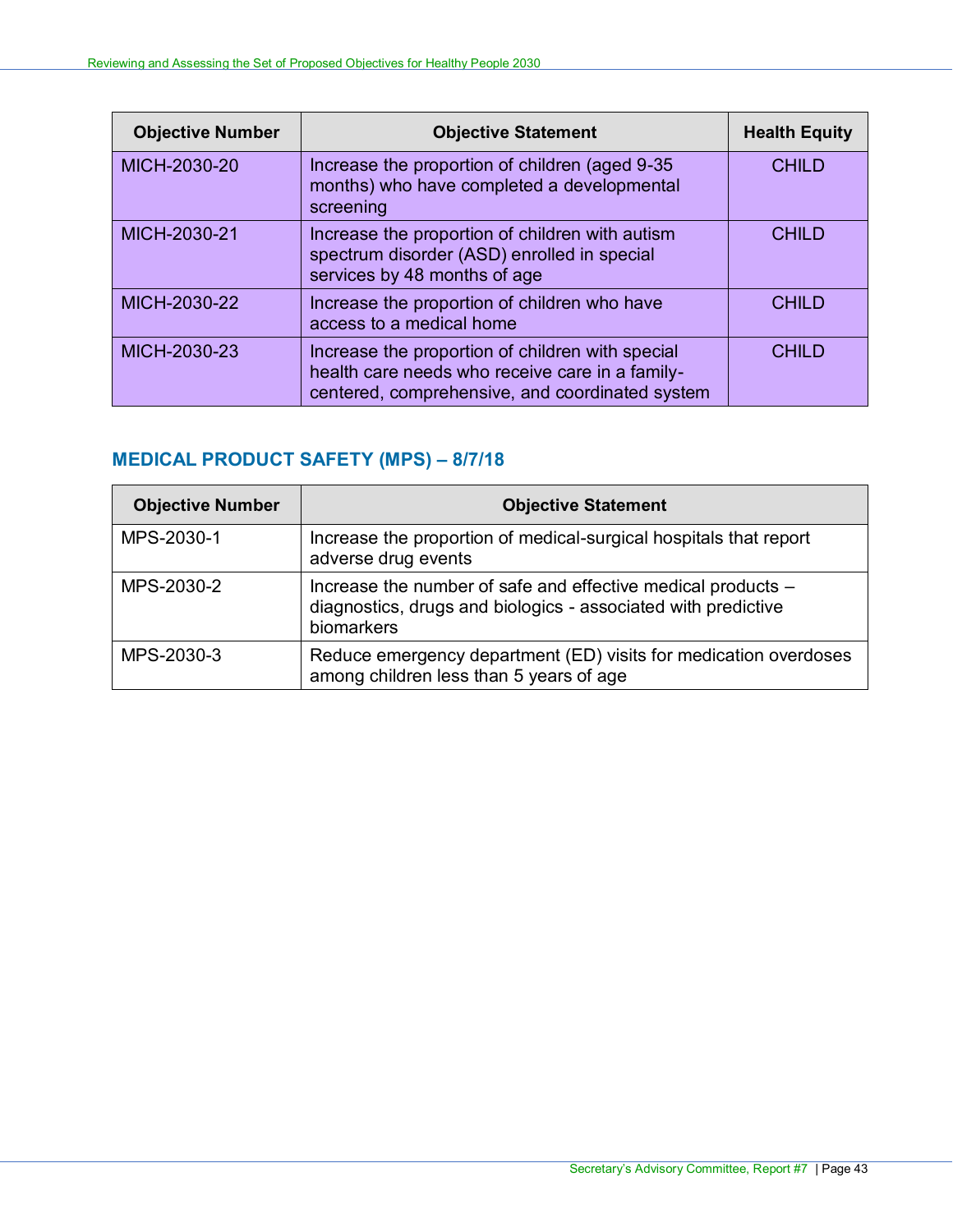| Objective Number | Objective Statement | Health Equity |
|---|---|---|
| MICH-2030-20 | Increase the proportion of children (aged 9-35 months) who have completed a developmental screening | CHILD |
| MICH-2030-21 | Increase the proportion of children with autism spectrum disorder (ASD) enrolled in special services by 48 months of age | CHILD |
| MICH-2030-22 | Increase the proportion of children who have access to a medical home | CHILD |
| MICH-2030-23 | Increase the proportion of children with special health care needs who receive care in a family-centered, comprehensive, and coordinated system | CHILD |

## MEDICAL PRODUCT SAFETY (MPS) – 8/7/18

| Objective Number | Objective Statement |
|---|---|
| MPS-2030-1 | Increase the proportion of medical-surgical hospitals that report adverse drug events |
| MPS-2030-2 | Increase the number of safe and effective medical products – diagnostics, drugs and biologics - associated with predictive biomarkers |
| MPS-2030-3 | Reduce emergency department (ED) visits for medication overdoses among children less than 5 years of age |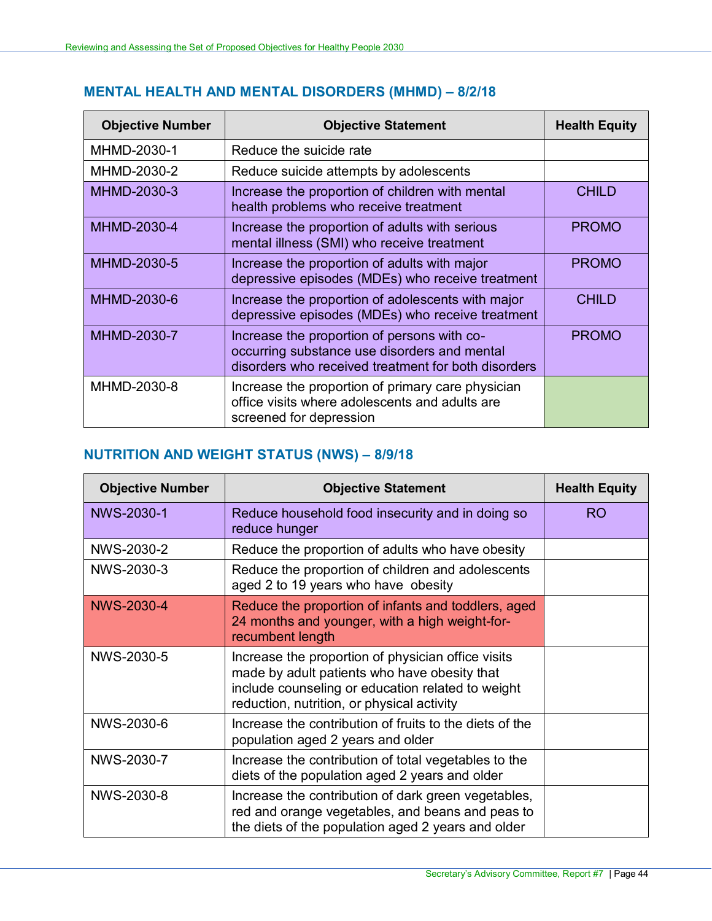## MENTAL HEALTH AND MENTAL DISORDERS (MHMD) – 8/2/18

| Objective Number | Objective Statement | Health Equity |
|---|---|---|
| MHMD-2030-1 | Reduce the suicide rate | |
| MHMD-2030-2 | Reduce suicide attempts by adolescents | |
| MHMD-2030-3 | Increase the proportion of children with mental health problems who receive treatment | CHILD |
| MHMD-2030-4 | Increase the proportion of adults with serious mental illness (SMI) who receive treatment | PROMO |
| MHMD-2030-5 | Increase the proportion of adults with major depressive episodes (MDEs) who receive treatment | PROMO |
| MHMD-2030-6 | Increase the proportion of adolescents with major depressive episodes (MDEs) who receive treatment | CHILD |
| MHMD-2030-7 | Increase the proportion of persons with co-occurring substance use disorders and mental disorders who received treatment for both disorders | PROMO |
| MHMD-2030-8 | Increase the proportion of primary care physician office visits where adolescents and adults are screened for depression | |

## NUTRITION AND WEIGHT STATUS (NWS) – 8/9/18

| Objective Number | Objective Statement | Health Equity |
|---|---|---|
| NWS-2030-1 | Reduce household food insecurity and in doing so reduce hunger | RO |
| NWS-2030-2 | Reduce the proportion of adults who have obesity | |
| NWS-2030-3 | Reduce the proportion of children and adolescents aged 2 to 19 years who have obesity | |
| NWS-2030-4 | Reduce the proportion of infants and toddlers, aged 24 months and younger, with a high weight-for-recumbent length | |
| NWS-2030-5 | Increase the proportion of physician office visits made by adult patients who have obesity that include counseling or education related to weight reduction, nutrition, or physical activity | |
| NWS-2030-6 | Increase the contribution of fruits to the diets of the population aged 2 years and older | |
| NWS-2030-7 | Increase the contribution of total vegetables to the diets of the population aged 2 years and older | |
| NWS-2030-8 | Increase the contribution of dark green vegetables, red and orange vegetables, and beans and peas to the diets of the population aged 2 years and older | |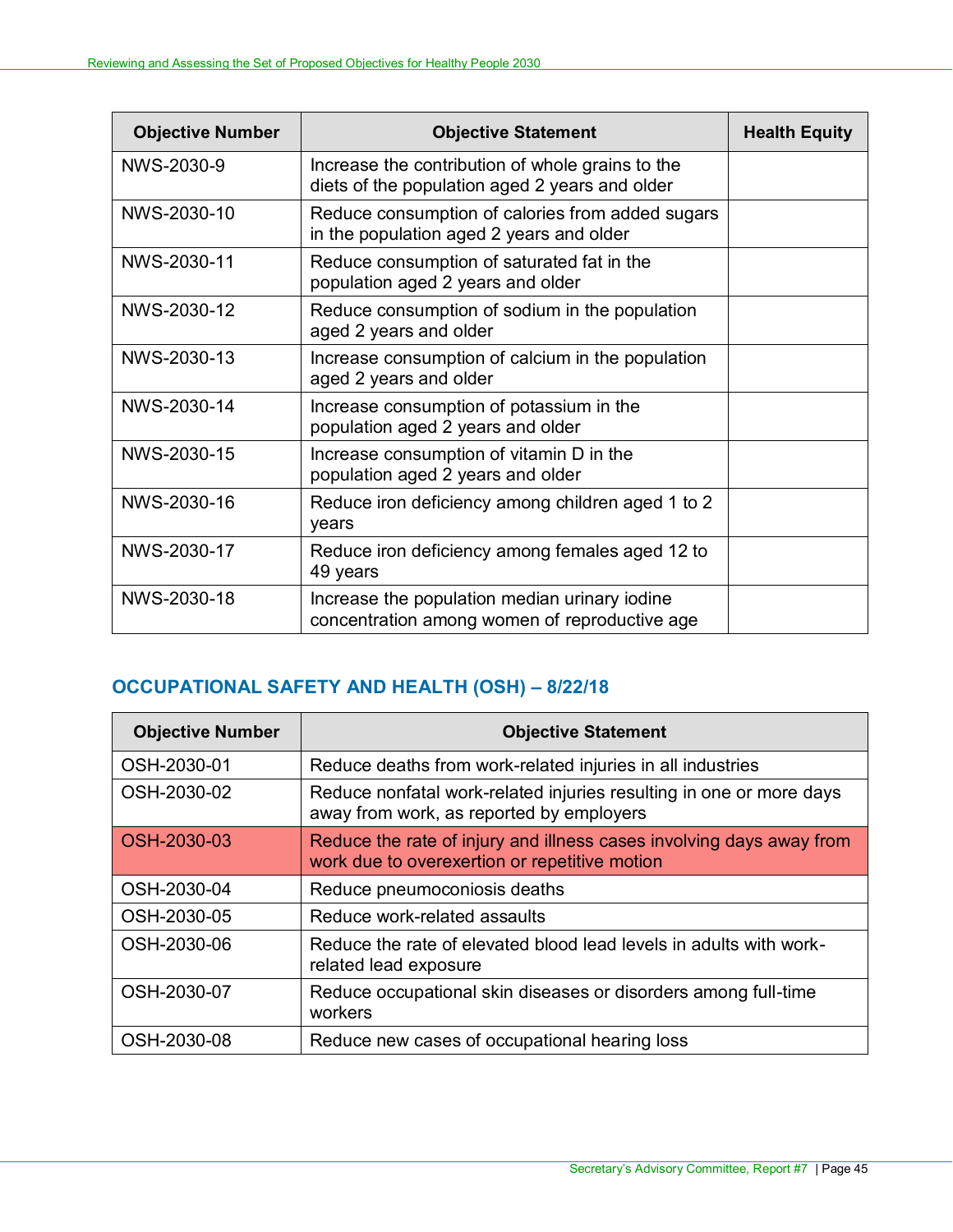| Objective Number | Objective Statement | Health Equity |
| --- | --- | --- |
| NWS-2030-9 | Increase the contribution of whole grains to the diets of the population aged 2 years and older | |
| NWS-2030-10 | Reduce consumption of calories from added sugars in the population aged 2 years and older | |
| NWS-2030-11 | Reduce consumption of saturated fat in the population aged 2 years and older | |
| NWS-2030-12 | Reduce consumption of sodium in the population aged 2 years and older | |
| NWS-2030-13 | Increase consumption of calcium in the population aged 2 years and older | |
| NWS-2030-14 | Increase consumption of potassium in the population aged 2 years and older | |
| NWS-2030-15 | Increase consumption of vitamin D in the population aged 2 years and older | |
| NWS-2030-16 | Reduce iron deficiency among children aged 1 to 2 years | |
| NWS-2030-17 | Reduce iron deficiency among females aged 12 to 49 years | |
| NWS-2030-18 | Increase the population median urinary iodine concentration among women of reproductive age | |

## OCCUPATIONAL SAFETY AND HEALTH (OSH) – 8/22/18

| Objective Number | Objective Statement |
| --- | --- |
| OSH-2030-01 | Reduce deaths from work-related injuries in all industries |
| OSH-2030-02 | Reduce nonfatal work-related injuries resulting in one or more days away from work, as reported by employers |
| OSH-2030-03 | Reduce the rate of injury and illness cases involving days away from work due to overexertion or repetitive motion |
| OSH-2030-04 | Reduce pneumoconiosis deaths |
| OSH-2030-05 | Reduce work-related assaults |
| OSH-2030-06 | Reduce the rate of elevated blood lead levels in adults with work-related lead exposure |
| OSH-2030-07 | Reduce occupational skin diseases or disorders among full-time workers |
| OSH-2030-08 | Reduce new cases of occupational hearing loss |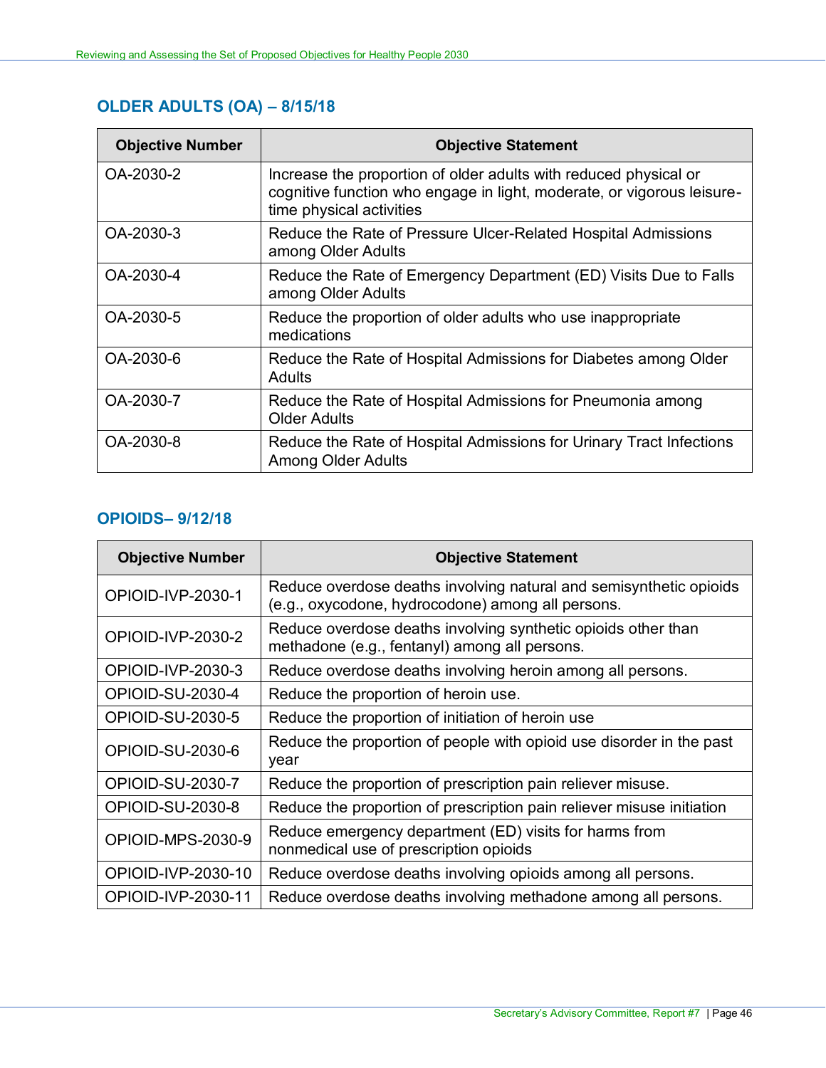## OLDER ADULTS (OA) – 8/15/18

| Objective Number | Objective Statement |
|---|---|
| OA-2030-2 | Increase the proportion of older adults with reduced physical or cognitive function who engage in light, moderate, or vigorous leisure-time physical activities |
| OA-2030-3 | Reduce the Rate of Pressure Ulcer-Related Hospital Admissions among Older Adults |
| OA-2030-4 | Reduce the Rate of Emergency Department (ED) Visits Due to Falls among Older Adults |
| OA-2030-5 | Reduce the proportion of older adults who use inappropriate medications |
| OA-2030-6 | Reduce the Rate of Hospital Admissions for Diabetes among Older Adults |
| OA-2030-7 | Reduce the Rate of Hospital Admissions for Pneumonia among Older Adults |
| OA-2030-8 | Reduce the Rate of Hospital Admissions for Urinary Tract Infections Among Older Adults |

## OPIOIDS– 9/12/18

| Objective Number | Objective Statement |
|---|---|
| OPIOID-IVP-2030-1 | Reduce overdose deaths involving natural and semisynthetic opioids (e.g., oxycodone, hydrocodone) among all persons. |
| OPIOID-IVP-2030-2 | Reduce overdose deaths involving synthetic opioids other than methadone (e.g., fentanyl) among all persons. |
| OPIOID-IVP-2030-3 | Reduce overdose deaths involving heroin among all persons. |
| OPIOID-SU-2030-4 | Reduce the proportion of heroin use. |
| OPIOID-SU-2030-5 | Reduce the proportion of initiation of heroin use |
| OPIOID-SU-2030-6 | Reduce the proportion of people with opioid use disorder in the past year |
| OPIOID-SU-2030-7 | Reduce the proportion of prescription pain reliever misuse. |
| OPIOID-SU-2030-8 | Reduce the proportion of prescription pain reliever misuse initiation |
| OPIOID-MPS-2030-9 | Reduce emergency department (ED) visits for harms from nonmedical use of prescription opioids |
| OPIOID-IVP-2030-10 | Reduce overdose deaths involving opioids among all persons. |
| OPIOID-IVP-2030-11 | Reduce overdose deaths involving methadone among all persons. |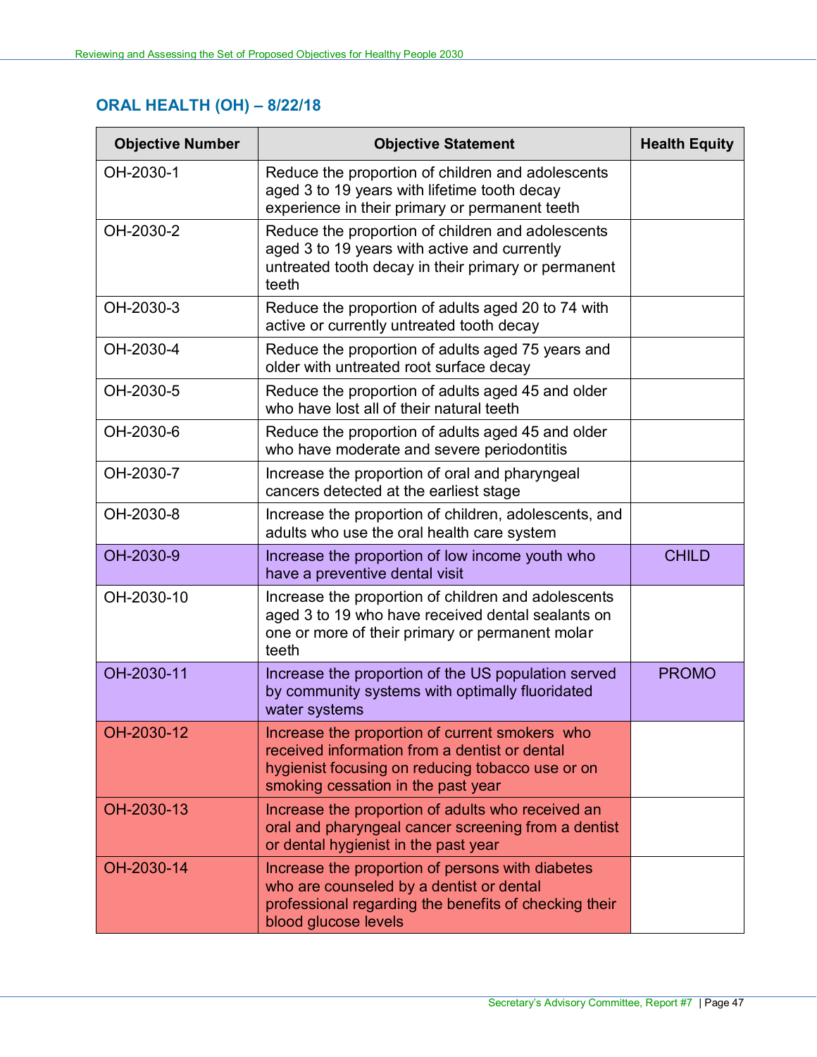## ORAL HEALTH (OH) – 8/22/18

| Objective Number | Objective Statement | Health Equity |
|---|---|---|
| OH-2030-1 | Reduce the proportion of children and adolescents aged 3 to 19 years with lifetime tooth decay experience in their primary or permanent teeth | |
| OH-2030-2 | Reduce the proportion of children and adolescents aged 3 to 19 years with active and currently untreated tooth decay in their primary or permanent teeth | |
| OH-2030-3 | Reduce the proportion of adults aged 20 to 74 with active or currently untreated tooth decay | |
| OH-2030-4 | Reduce the proportion of adults aged 75 years and older with untreated root surface decay | |
| OH-2030-5 | Reduce the proportion of adults aged 45 and older who have lost all of their natural teeth | |
| OH-2030-6 | Reduce the proportion of adults aged 45 and older who have moderate and severe periodontitis | |
| OH-2030-7 | Increase the proportion of oral and pharyngeal cancers detected at the earliest stage | |
| OH-2030-8 | Increase the proportion of children, adolescents, and adults who use the oral health care system | |
| OH-2030-9 | Increase the proportion of low income youth who have a preventive dental visit | CHILD |
| OH-2030-10 | Increase the proportion of children and adolescents aged 3 to 19 who have received dental sealants on one or more of their primary or permanent molar teeth | |
| OH-2030-11 | Increase the proportion of the US population served by community systems with optimally fluoridated water systems | PROMO |
| OH-2030-12 | Increase the proportion of current smokers who received information from a dentist or dental hygienist focusing on reducing tobacco use or on smoking cessation in the past year | |
| OH-2030-13 | Increase the proportion of adults who received an oral and pharyngeal cancer screening from a dentist or dental hygienist in the past year | |
| OH-2030-14 | Increase the proportion of persons with diabetes who are counseled by a dentist or dental professional regarding the benefits of checking their blood glucose levels | |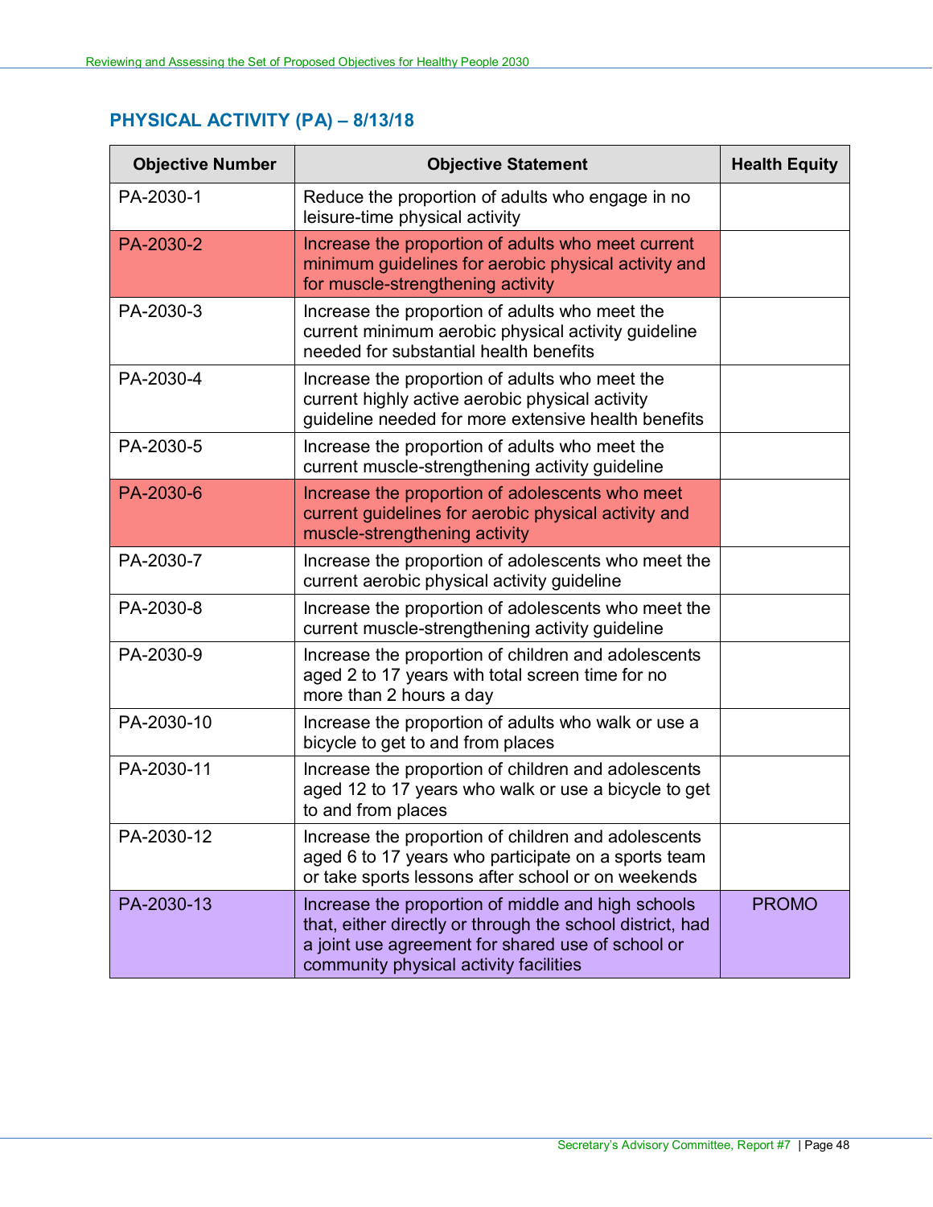## PHYSICAL ACTIVITY (PA) – 8/13/18

| Objective Number | Objective Statement | Health Equity |
|---|---|---|
| PA-2030-1 | Reduce the proportion of adults who engage in no leisure-time physical activity | |
| PA-2030-2 | Increase the proportion of adults who meet current minimum guidelines for aerobic physical activity and for muscle-strengthening activity | |
| PA-2030-3 | Increase the proportion of adults who meet the current minimum aerobic physical activity guideline needed for substantial health benefits | |
| PA-2030-4 | Increase the proportion of adults who meet the current highly active aerobic physical activity guideline needed for more extensive health benefits | |
| PA-2030-5 | Increase the proportion of adults who meet the current muscle-strengthening activity guideline | |
| PA-2030-6 | Increase the proportion of adolescents who meet current guidelines for aerobic physical activity and muscle-strengthening activity | |
| PA-2030-7 | Increase the proportion of adolescents who meet the current aerobic physical activity guideline | |
| PA-2030-8 | Increase the proportion of adolescents who meet the current muscle-strengthening activity guideline | |
| PA-2030-9 | Increase the proportion of children and adolescents aged 2 to 17 years with total screen time for no more than 2 hours a day | |
| PA-2030-10 | Increase the proportion of adults who walk or use a bicycle to get to and from places | |
| PA-2030-11 | Increase the proportion of children and adolescents aged 12 to 17 years who walk or use a bicycle to get to and from places | |
| PA-2030-12 | Increase the proportion of children and adolescents aged 6 to 17 years who participate on a sports team or take sports lessons after school or on weekends | |
| PA-2030-13 | Increase the proportion of middle and high schools that, either directly or through the school district, had a joint use agreement for shared use of school or community physical activity facilities | PROMO |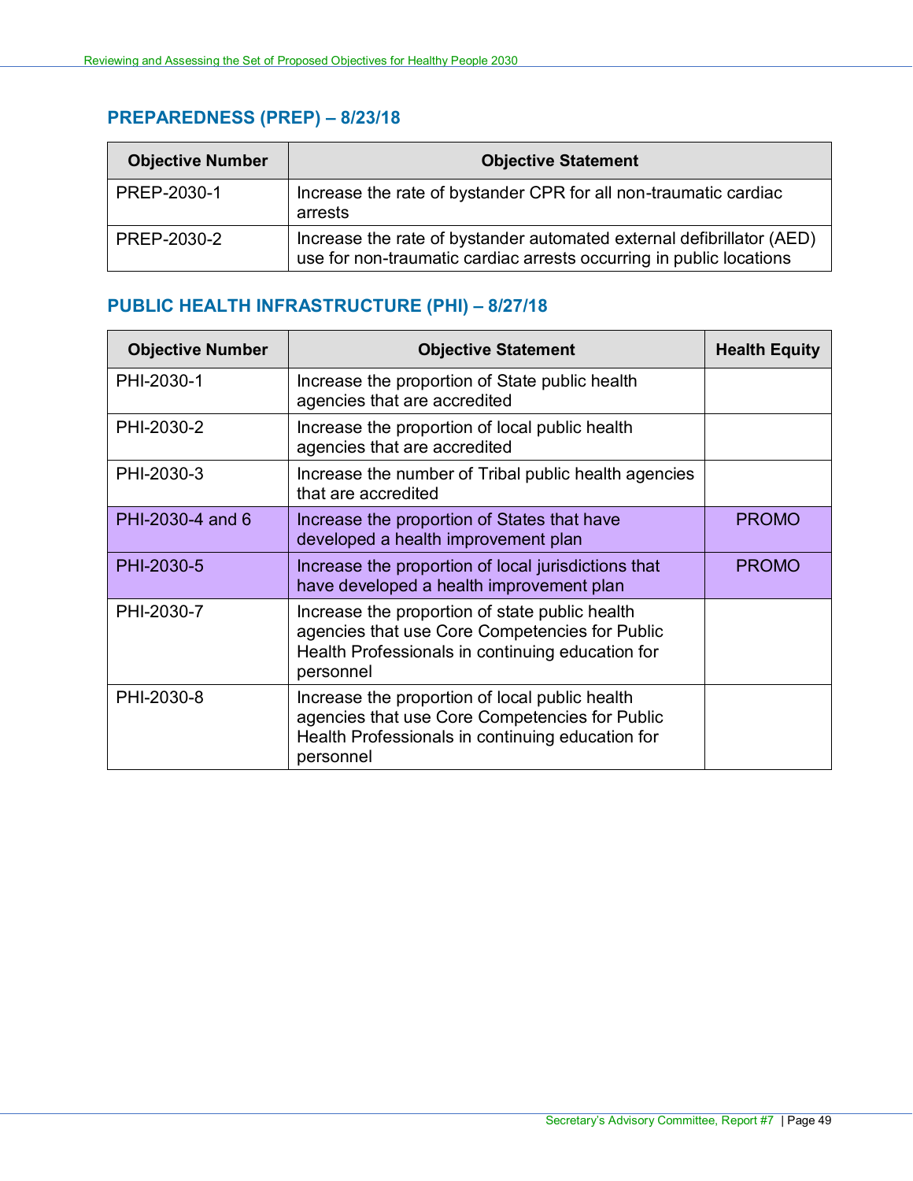## PREPAREDNESS (PREP) – 8/23/18

| Objective Number | Objective Statement |
|---|---|
| PREP-2030-1 | Increase the rate of bystander CPR for all non-traumatic cardiac arrests |
| PREP-2030-2 | Increase the rate of bystander automated external defibrillator (AED) use for non-traumatic cardiac arrests occurring in public locations |

## PUBLIC HEALTH INFRASTRUCTURE (PHI) – 8/27/18

| Objective Number | Objective Statement | Health Equity |
|---|---|---|
| PHI-2030-1 | Increase the proportion of State public health agencies that are accredited | |
| PHI-2030-2 | Increase the proportion of local public health agencies that are accredited | |
| PHI-2030-3 | Increase the number of Tribal public health agencies that are accredited | |
| PHI-2030-4 and 6 | Increase the proportion of States that have developed a health improvement plan | PROMO |
| PHI-2030-5 | Increase the proportion of local jurisdictions that have developed a health improvement plan | PROMO |
| PHI-2030-7 | Increase the proportion of state public health agencies that use Core Competencies for Public Health Professionals in continuing education for personnel | |
| PHI-2030-8 | Increase the proportion of local public health agencies that use Core Competencies for Public Health Professionals in continuing education for personnel | |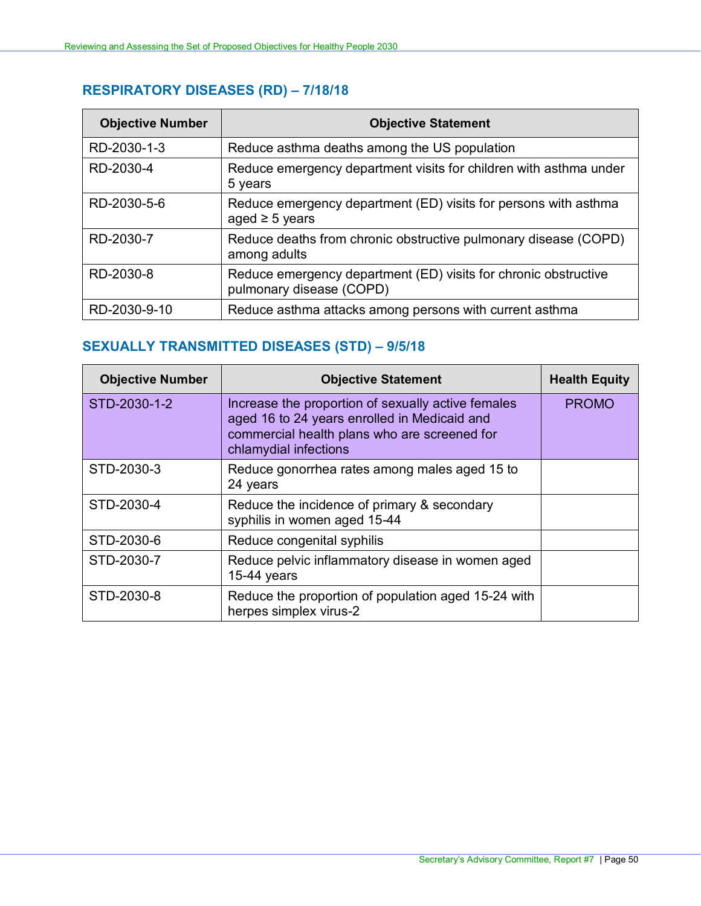## RESPIRATORY DISEASES (RD) – 7/18/18

| Objective Number | Objective Statement |
|---|---|
| RD-2030-1-3 | Reduce asthma deaths among the US population |
| RD-2030-4 | Reduce emergency department visits for children with asthma under 5 years |
| RD-2030-5-6 | Reduce emergency department (ED) visits for persons with asthma aged ≥ 5 years |
| RD-2030-7 | Reduce deaths from chronic obstructive pulmonary disease (COPD) among adults |
| RD-2030-8 | Reduce emergency department (ED) visits for chronic obstructive pulmonary disease (COPD) |
| RD-2030-9-10 | Reduce asthma attacks among persons with current asthma |

## SEXUALLY TRANSMITTED DISEASES (STD) – 9/5/18

| Objective Number | Objective Statement | Health Equity |
|---|---|---|
| STD-2030-1-2 | Increase the proportion of sexually active females aged 16 to 24 years enrolled in Medicaid and commercial health plans who are screened for chlamydial infections | PROMO |
| STD-2030-3 | Reduce gonorrhea rates among males aged 15 to 24 years | |
| STD-2030-4 | Reduce the incidence of primary & secondary syphilis in women aged 15-44 | |
| STD-2030-6 | Reduce congenital syphilis | |
| STD-2030-7 | Reduce pelvic inflammatory disease in women aged 15-44 years | |
| STD-2030-8 | Reduce the proportion of population aged 15-24 with herpes simplex virus-2 | |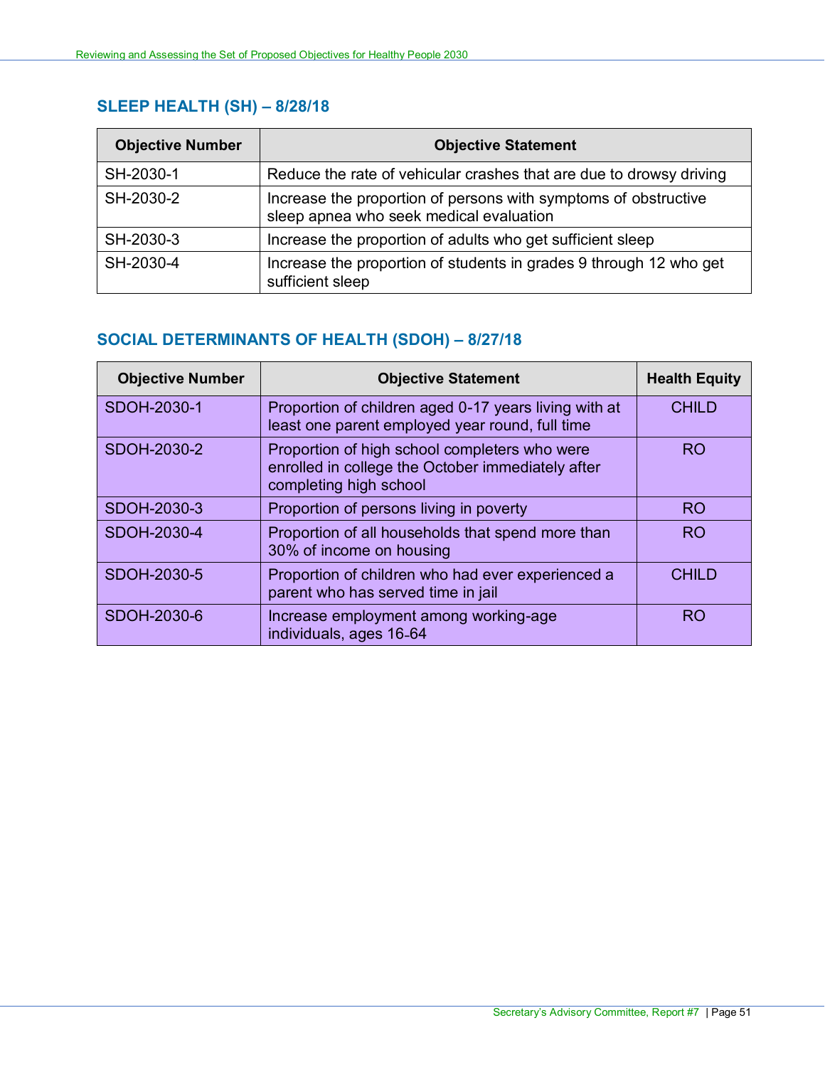## SLEEP HEALTH (SH) – 8/28/18

| Objective Number | Objective Statement |
|---|---|
| SH-2030-1 | Reduce the rate of vehicular crashes that are due to drowsy driving |
| SH-2030-2 | Increase the proportion of persons with symptoms of obstructive sleep apnea who seek medical evaluation |
| SH-2030-3 | Increase the proportion of adults who get sufficient sleep |
| SH-2030-4 | Increase the proportion of students in grades 9 through 12 who get sufficient sleep |

## SOCIAL DETERMINANTS OF HEALTH (SDOH) – 8/27/18

| Objective Number | Objective Statement | Health Equity |
|---|---|---|
| SDOH-2030-1 | Proportion of children aged 0-17 years living with at least one parent employed year round, full time | CHILD |
| SDOH-2030-2 | Proportion of high school completers who were enrolled in college the October immediately after completing high school | RO |
| SDOH-2030-3 | Proportion of persons living in poverty | RO |
| SDOH-2030-4 | Proportion of all households that spend more than 30% of income on housing | RO |
| SDOH-2030-5 | Proportion of children who had ever experienced a parent who has served time in jail | CHILD |
| SDOH-2030-6 | Increase employment among working-age individuals, ages 16-64 | RO |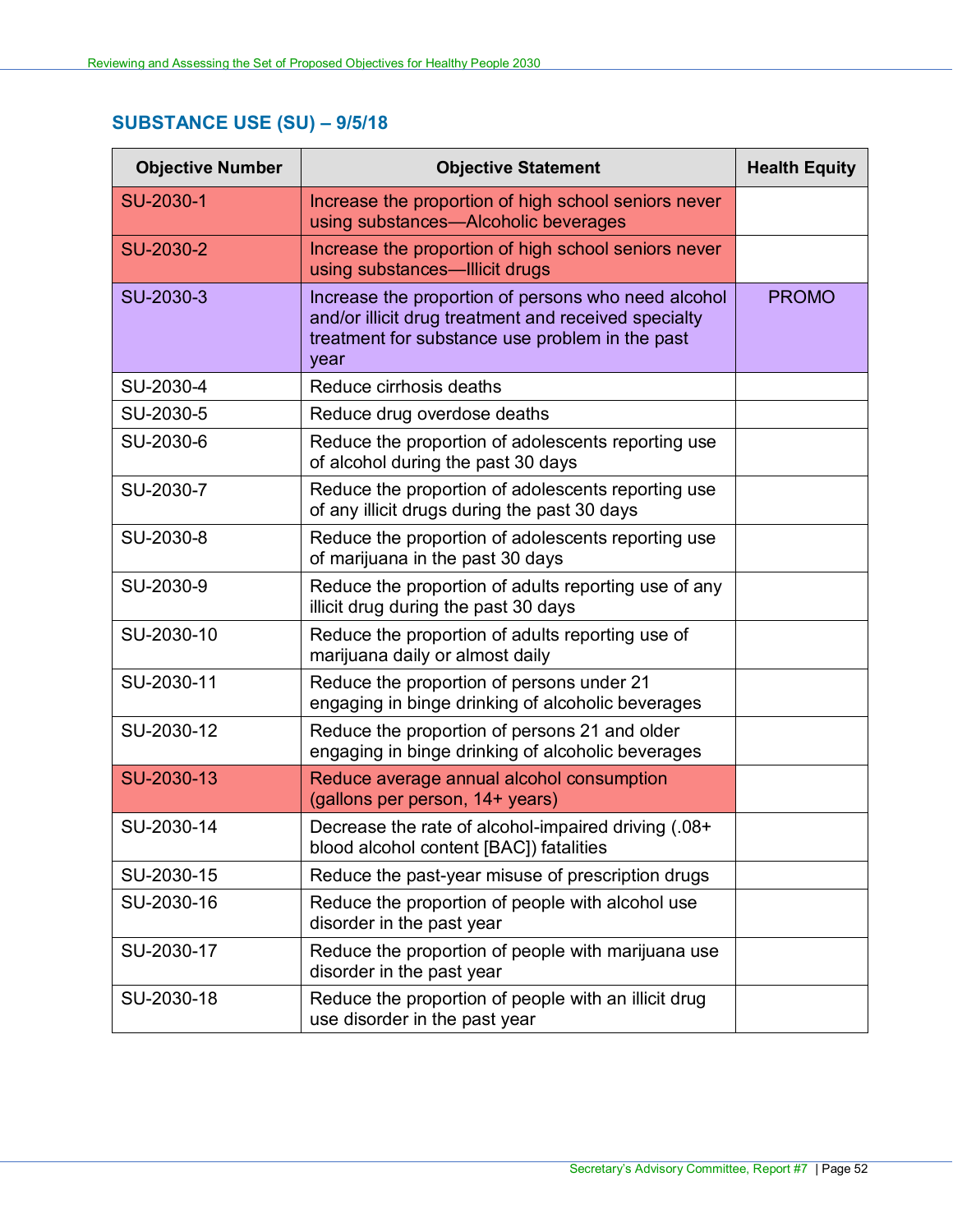## SUBSTANCE USE (SU) – 9/5/18

| Objective Number | Objective Statement | Health Equity |
|---|---|---|
| SU-2030-1 | Increase the proportion of high school seniors never using substances—Alcoholic beverages | |
| SU-2030-2 | Increase the proportion of high school seniors never using substances—Illicit drugs | |
| SU-2030-3 | Increase the proportion of persons who need alcohol and/or illicit drug treatment and received specialty treatment for substance use problem in the past year | PROMO |
| SU-2030-4 | Reduce cirrhosis deaths | |
| SU-2030-5 | Reduce drug overdose deaths | |
| SU-2030-6 | Reduce the proportion of adolescents reporting use of alcohol during the past 30 days | |
| SU-2030-7 | Reduce the proportion of adolescents reporting use of any illicit drugs during the past 30 days | |
| SU-2030-8 | Reduce the proportion of adolescents reporting use of marijuana in the past 30 days | |
| SU-2030-9 | Reduce the proportion of adults reporting use of any illicit drug during the past 30 days | |
| SU-2030-10 | Reduce the proportion of adults reporting use of marijuana daily or almost daily | |
| SU-2030-11 | Reduce the proportion of persons under 21 engaging in binge drinking of alcoholic beverages | |
| SU-2030-12 | Reduce the proportion of persons 21 and older engaging in binge drinking of alcoholic beverages | |
| SU-2030-13 | Reduce average annual alcohol consumption (gallons per person, 14+ years) | |
| SU-2030-14 | Decrease the rate of alcohol-impaired driving (.08+ blood alcohol content [BAC]) fatalities | |
| SU-2030-15 | Reduce the past-year misuse of prescription drugs | |
| SU-2030-16 | Reduce the proportion of people with alcohol use disorder in the past year | |
| SU-2030-17 | Reduce the proportion of people with marijuana use disorder in the past year | |
| SU-2030-18 | Reduce the proportion of people with an illicit drug use disorder in the past year | |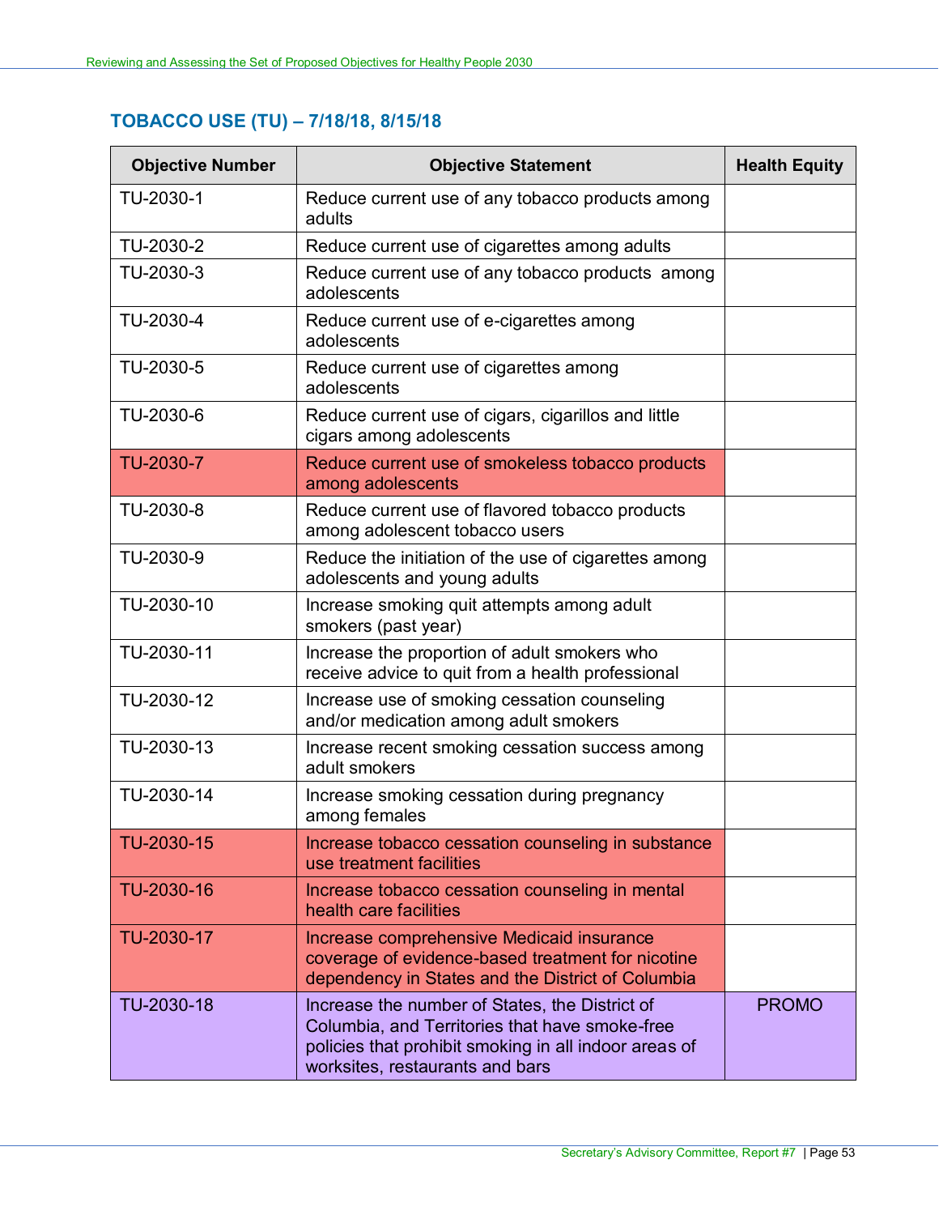## TOBACCO USE (TU) – 7/18/18, 8/15/18

| Objective Number | Objective Statement | Health Equity |
|---|---|---|
| TU-2030-1 | Reduce current use of any tobacco products among adults | |
| TU-2030-2 | Reduce current use of cigarettes among adults | |
| TU-2030-3 | Reduce current use of any tobacco products among adolescents | |
| TU-2030-4 | Reduce current use of e-cigarettes among adolescents | |
| TU-2030-5 | Reduce current use of cigarettes among adolescents | |
| TU-2030-6 | Reduce current use of cigars, cigarillos and little cigars among adolescents | |
| TU-2030-7 | Reduce current use of smokeless tobacco products among adolescents | |
| TU-2030-8 | Reduce current use of flavored tobacco products among adolescent tobacco users | |
| TU-2030-9 | Reduce the initiation of the use of cigarettes among adolescents and young adults | |
| TU-2030-10 | Increase smoking quit attempts among adult smokers (past year) | |
| TU-2030-11 | Increase the proportion of adult smokers who receive advice to quit from a health professional | |
| TU-2030-12 | Increase use of smoking cessation counseling and/or medication among adult smokers | |
| TU-2030-13 | Increase recent smoking cessation success among adult smokers | |
| TU-2030-14 | Increase smoking cessation during pregnancy among females | |
| TU-2030-15 | Increase tobacco cessation counseling in substance use treatment facilities | |
| TU-2030-16 | Increase tobacco cessation counseling in mental health care facilities | |
| TU-2030-17 | Increase comprehensive Medicaid insurance coverage of evidence-based treatment for nicotine dependency in States and the District of Columbia | |
| TU-2030-18 | Increase the number of States, the District of Columbia, and Territories that have smoke-free policies that prohibit smoking in all indoor areas of worksites, restaurants and bars | PROMO |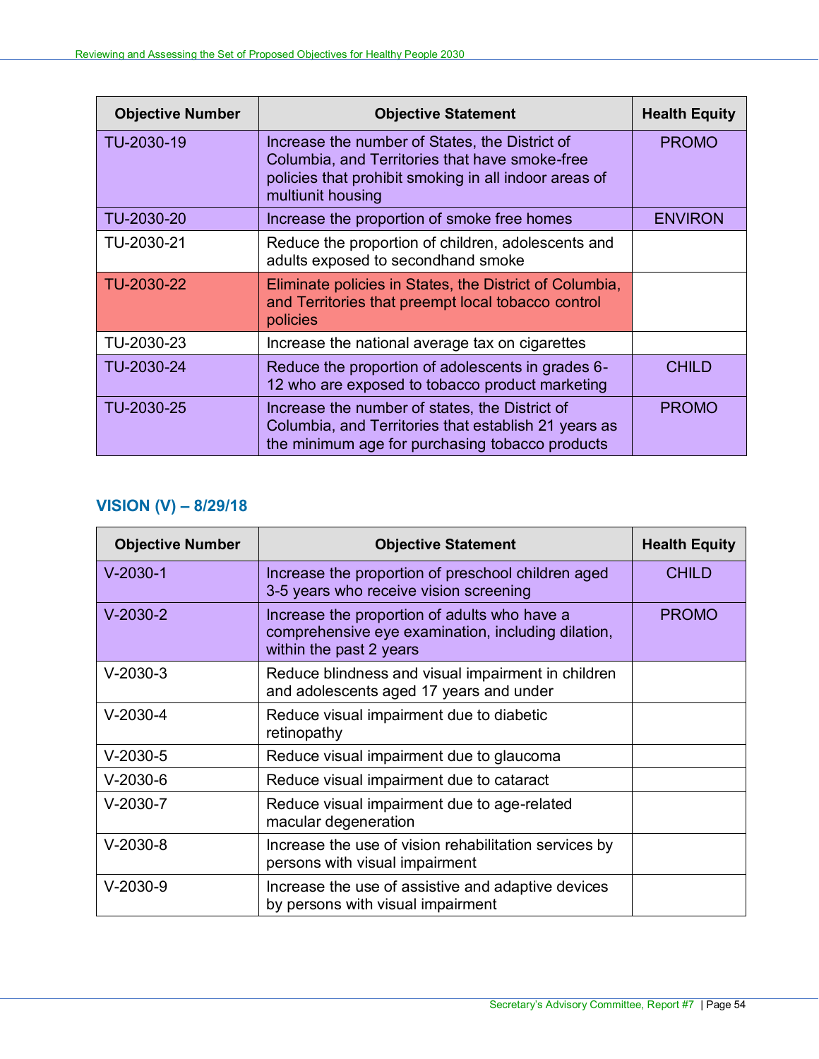| Objective Number | Objective Statement | Health Equity |
|---|---|---|
| TU-2030-19 | Increase the number of States, the District of Columbia, and Territories that have smoke-free policies that prohibit smoking in all indoor areas of multiunit housing | PROMO |
| TU-2030-20 | Increase the proportion of smoke free homes | ENVIRON |
| TU-2030-21 | Reduce the proportion of children, adolescents and adults exposed to secondhand smoke | |
| TU-2030-22 | Eliminate policies in States, the District of Columbia, and Territories that preempt local tobacco control policies | |
| TU-2030-23 | Increase the national average tax on cigarettes | |
| TU-2030-24 | Reduce the proportion of adolescents in grades 6-12 who are exposed to tobacco product marketing | CHILD |
| TU-2030-25 | Increase the number of states, the District of Columbia, and Territories that establish 21 years as the minimum age for purchasing tobacco products | PROMO |

## VISION (V) – 8/29/18

| Objective Number | Objective Statement | Health Equity |
|---|---|---|
| V-2030-1 | Increase the proportion of preschool children aged 3-5 years who receive vision screening | CHILD |
| V-2030-2 | Increase the proportion of adults who have a comprehensive eye examination, including dilation, within the past 2 years | PROMO |
| V-2030-3 | Reduce blindness and visual impairment in children and adolescents aged 17 years and under | |
| V-2030-4 | Reduce visual impairment due to diabetic retinopathy | |
| V-2030-5 | Reduce visual impairment due to glaucoma | |
| V-2030-6 | Reduce visual impairment due to cataract | |
| V-2030-7 | Reduce visual impairment due to age-related macular degeneration | |
| V-2030-8 | Increase the use of vision rehabilitation services by persons with visual impairment | |
| V-2030-9 | Increase the use of assistive and adaptive devices by persons with visual impairment | |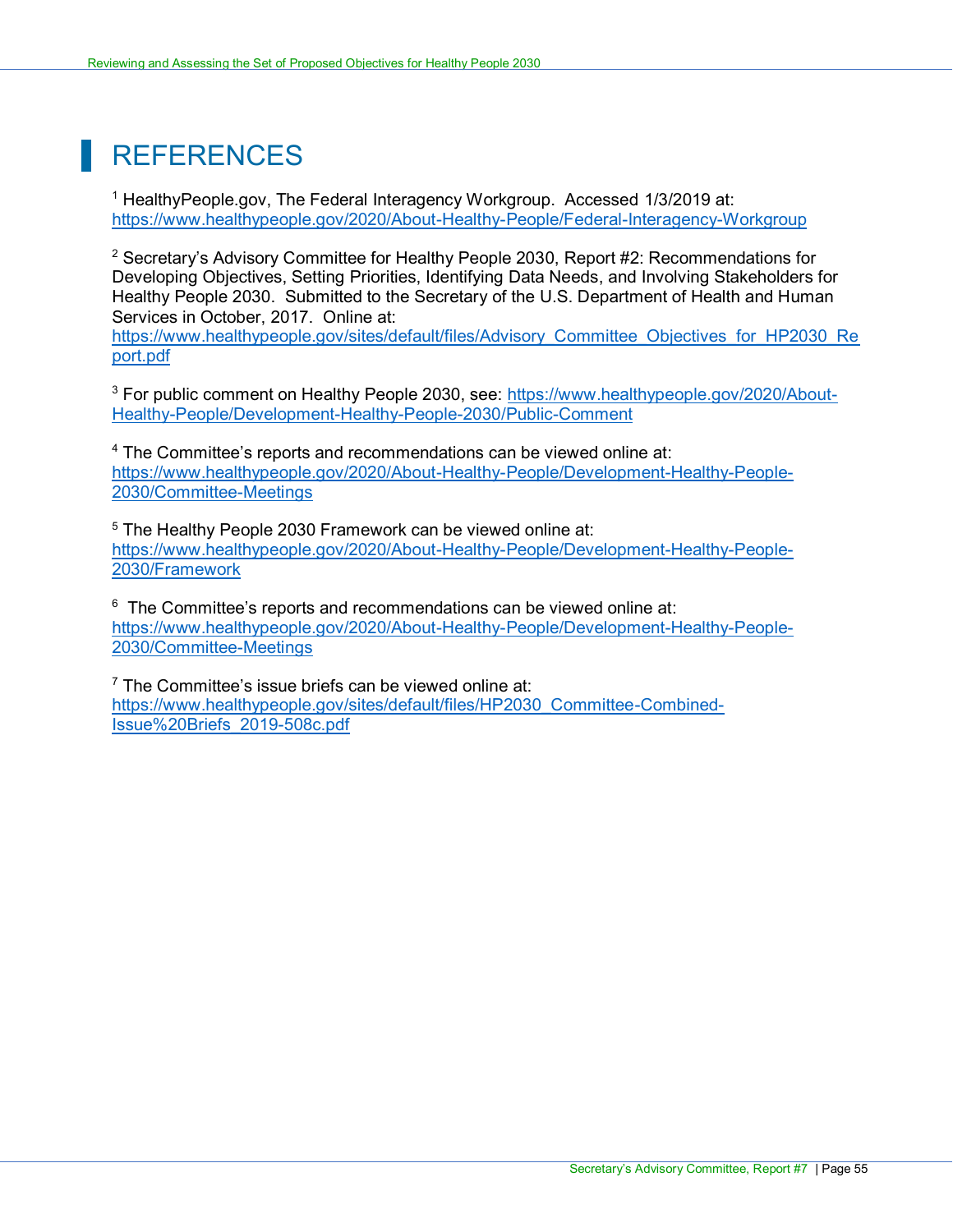# REFERENCES

[1] HealthyPeople.gov, The Federal Interagency Workgroup. Accessed 1/3/2019 at: https://www.healthypeople.gov/2020/About-Healthy-People/Federal-Interagency-Workgroup

[2] Secretary's Advisory Committee for Healthy People 2030, Report #2: Recommendations for Developing Objectives, Setting Priorities, Identifying Data Needs, and Involving Stakeholders for Healthy People 2030. Submitted to the Secretary of the U.S. Department of Health and Human Services in October, 2017. Online at: https://www.healthypeople.gov/sites/default/files/Advisory_Committee_Objectives_for_HP2030_Report.pdf

[3] For public comment on Healthy People 2030, see: https://www.healthypeople.gov/2020/About-Healthy-People/Development-Healthy-People-2030/Public-Comment

[4] The Committee's reports and recommendations can be viewed online at: https://www.healthypeople.gov/2020/About-Healthy-People/Development-Healthy-People-2030/Committee-Meetings

[5] The Healthy People 2030 Framework can be viewed online at: https://www.healthypeople.gov/2020/About-Healthy-People/Development-Healthy-People-2030/Framework

[6] The Committee's reports and recommendations can be viewed online at: https://www.healthypeople.gov/2020/About-Healthy-People/Development-Healthy-People-2030/Committee-Meetings

[7] The Committee's issue briefs can be viewed online at: https://www.healthypeople.gov/sites/default/files/HP2030_Committee-Combined-Issue%20Briefs_2019-508c.pdf